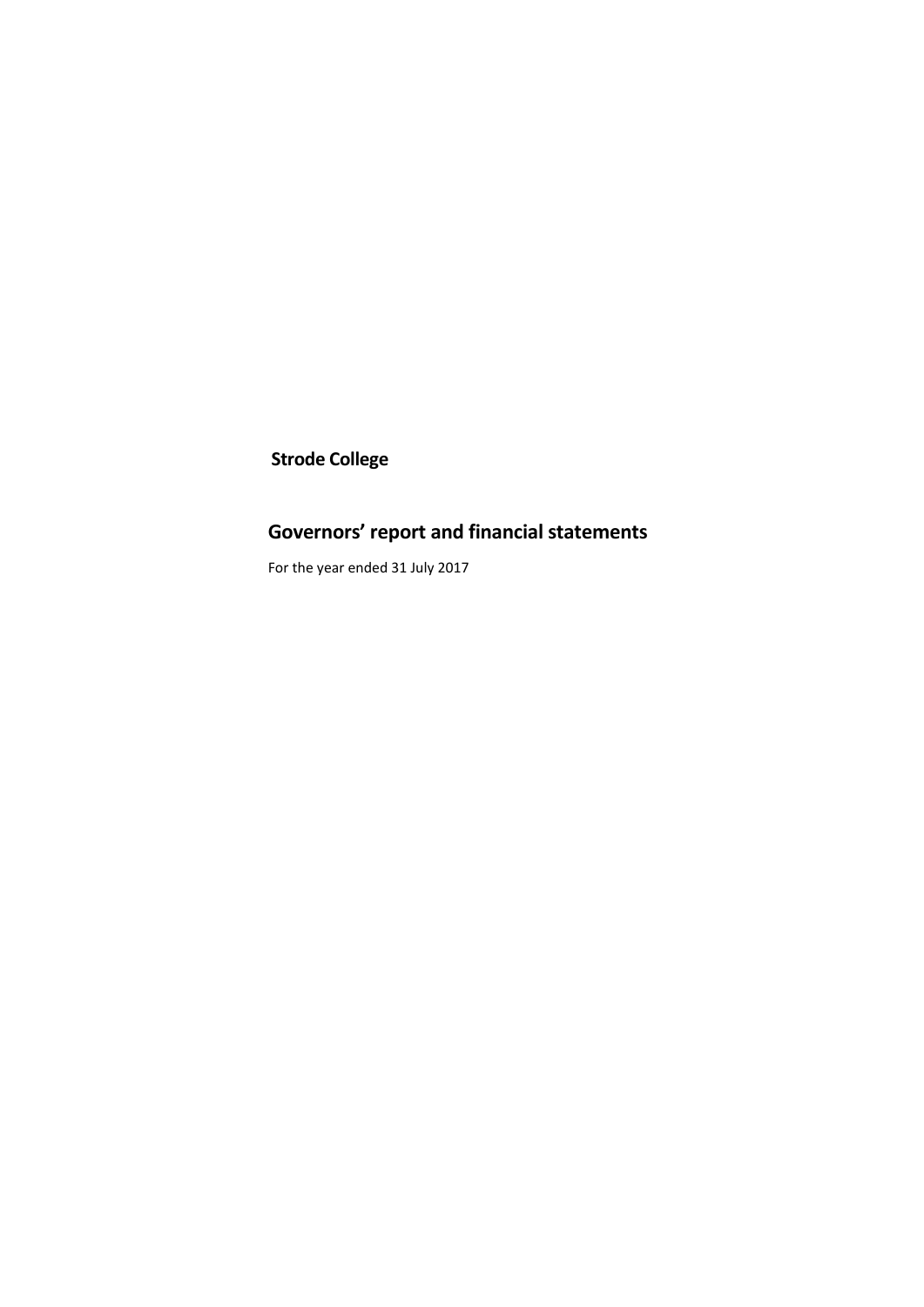**Strode College**

# Governors' report and financial statements

For the year ended 31 July 2017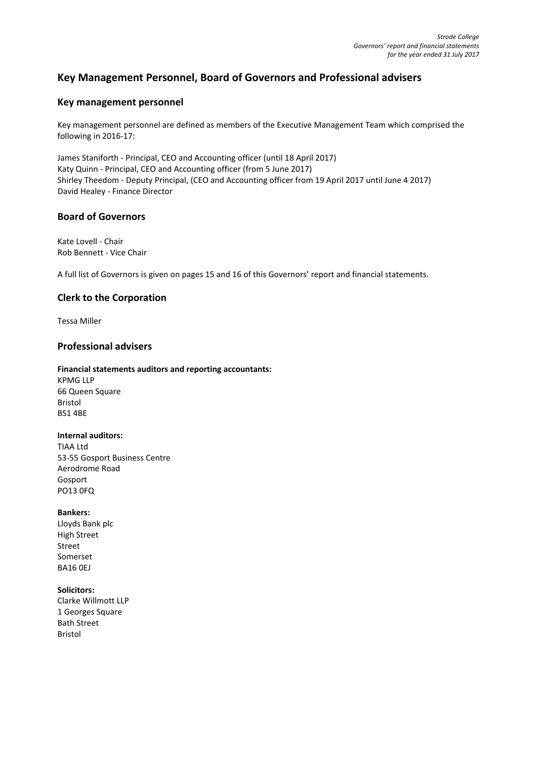# Key Management Personnel, Board of Governors and Professional advisers

## Key management personnel

Key management personnel are defined as members of the Executive Management Team which comprised the following in 2016-17:

James Staniforth - Principal, CEO and Accounting officer (until 18 April 2017)
Katy Quinn - Principal, CEO and Accounting officer (from 5 June 2017)
Shirley Theedom - Deputy Principal, (CEO and Accounting officer from 19 April 2017 until June 4 2017)
David Healey - Finance Director

## Board of Governors

Kate Lovell - Chair
Rob Bennett - Vice Chair

A full list of Governors is given on pages 15 and 16 of this Governors' report and financial statements.

## Clerk to the Corporation

Tessa Miller

## Professional advisers

**Financial statements auditors and reporting accountants:**
KPMG LLP
66 Queen Square
Bristol
BS1 4BE

**Internal auditors:**
TIAA Ltd
53-55 Gosport Business Centre
Aerodrome Road
Gosport
PO13 0FQ

**Bankers:**
Lloyds Bank plc
High Street
Street
Somerset
BA16 0EJ

**Solicitors:**
Clarke Willmott LLP
1 Georges Square
Bath Street
Bristol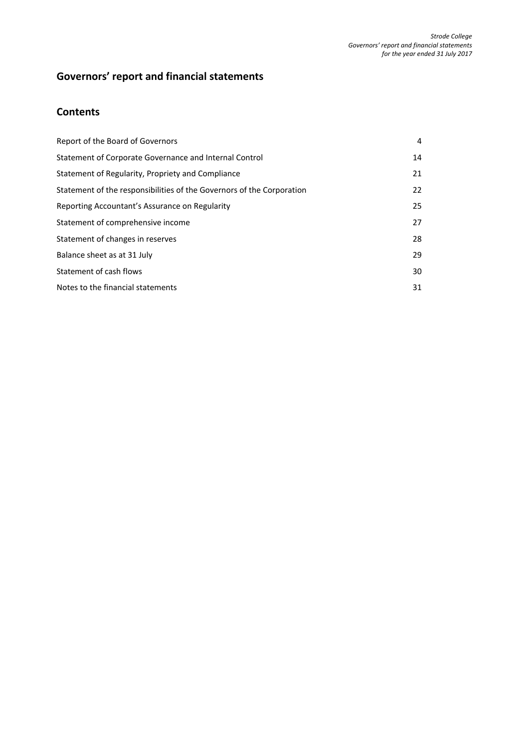## Governors' report and financial statements

## Contents

| | |
|---|---|
| Report of the Board of Governors | 4 |
| Statement of Corporate Governance and Internal Control | 14 |
| Statement of Regularity, Propriety and Compliance | 21 |
| Statement of the responsibilities of the Governors of the Corporation | 22 |
| Reporting Accountant's Assurance on Regularity | 25 |
| Statement of comprehensive income | 27 |
| Statement of changes in reserves | 28 |
| Balance sheet as at 31 July | 29 |
| Statement of cash flows | 30 |
| Notes to the financial statements | 31 |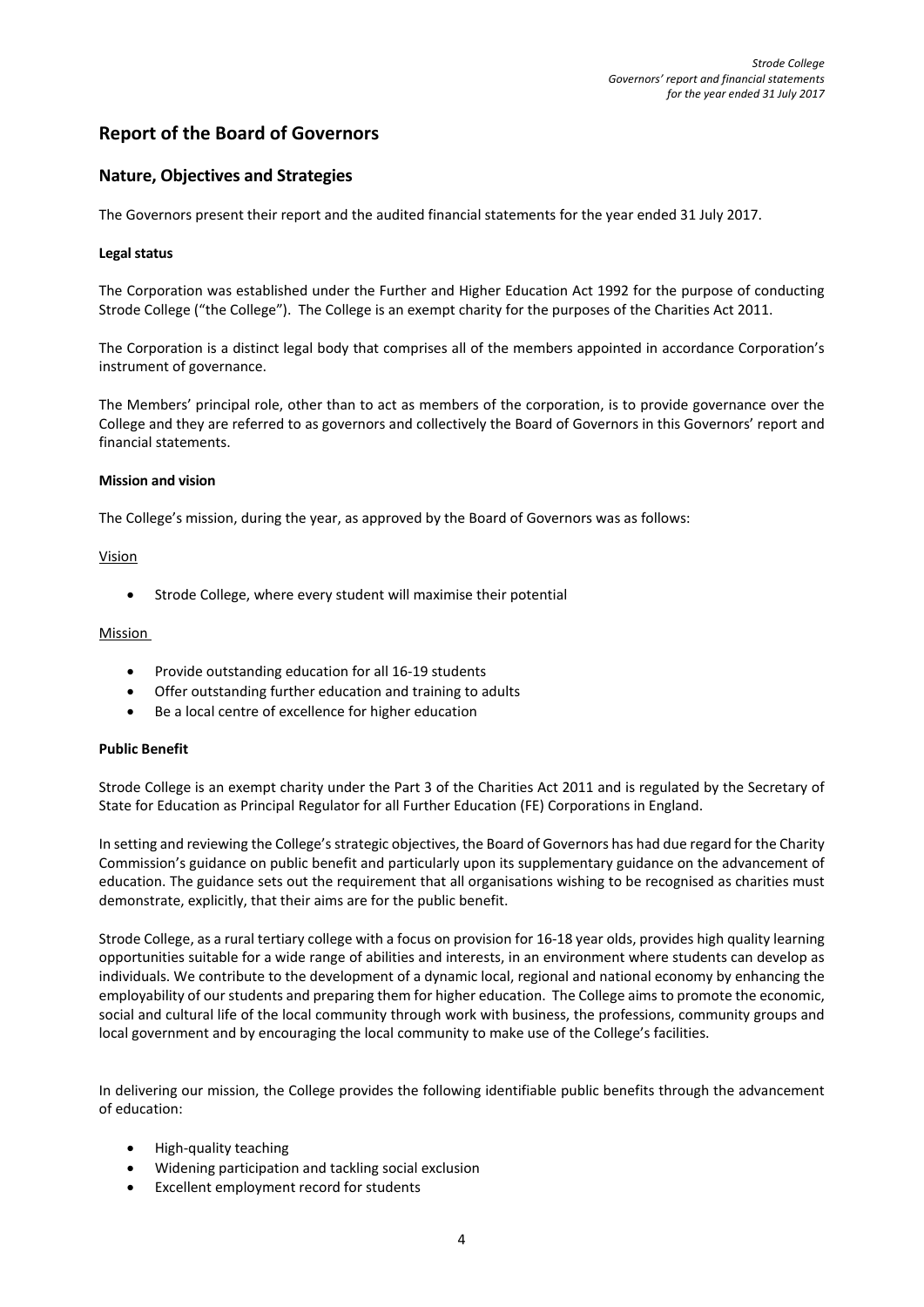# Report of the Board of Governors

## Nature, Objectives and Strategies

The Governors present their report and the audited financial statements for the year ended 31 July 2017.

**Legal status**

The Corporation was established under the Further and Higher Education Act 1992 for the purpose of conducting Strode College ("the College"). The College is an exempt charity for the purposes of the Charities Act 2011.

The Corporation is a distinct legal body that comprises all of the members appointed in accordance Corporation's instrument of governance.

The Members' principal role, other than to act as members of the corporation, is to provide governance over the College and they are referred to as governors and collectively the Board of Governors in this Governors' report and financial statements.

**Mission and vision**

The College's mission, during the year, as approved by the Board of Governors was as follows:

Vision

- Strode College, where every student will maximise their potential

Mission

- Provide outstanding education for all 16-19 students
- Offer outstanding further education and training to adults
- Be a local centre of excellence for higher education

**Public Benefit**

Strode College is an exempt charity under the Part 3 of the Charities Act 2011 and is regulated by the Secretary of State for Education as Principal Regulator for all Further Education (FE) Corporations in England.

In setting and reviewing the College's strategic objectives, the Board of Governors has had due regard for the Charity Commission's guidance on public benefit and particularly upon its supplementary guidance on the advancement of education. The guidance sets out the requirement that all organisations wishing to be recognised as charities must demonstrate, explicitly, that their aims are for the public benefit.

Strode College, as a rural tertiary college with a focus on provision for 16-18 year olds, provides high quality learning opportunities suitable for a wide range of abilities and interests, in an environment where students can develop as individuals. We contribute to the development of a dynamic local, regional and national economy by enhancing the employability of our students and preparing them for higher education. The College aims to promote the economic, social and cultural life of the local community through work with business, the professions, community groups and local government and by encouraging the local community to make use of the College's facilities.

In delivering our mission, the College provides the following identifiable public benefits through the advancement of education:

- High-quality teaching
- Widening participation and tackling social exclusion
- Excellent employment record for students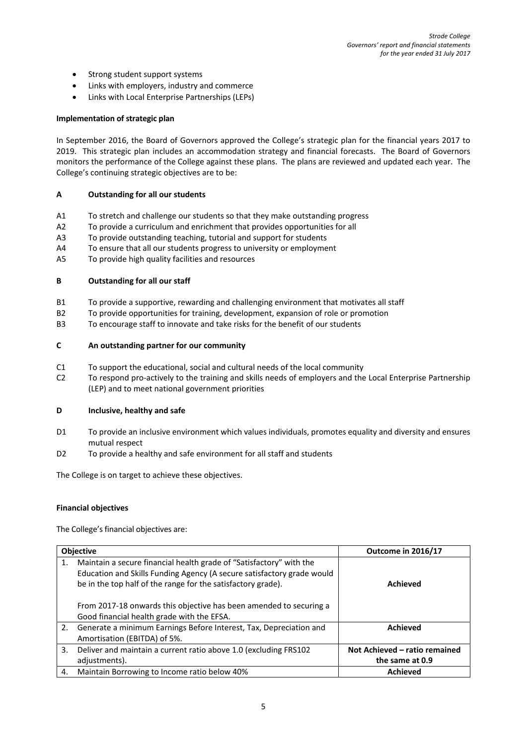- Strong student support systems
- Links with employers, industry and commerce
- Links with Local Enterprise Partnerships (LEPs)

**Implementation of strategic plan**

In September 2016, the Board of Governors approved the College's strategic plan for the financial years 2017 to 2019. This strategic plan includes an accommodation strategy and financial forecasts. The Board of Governors monitors the performance of the College against these plans. The plans are reviewed and updated each year. The College's continuing strategic objectives are to be:

**A Outstanding for all our students**

- A1 To stretch and challenge our students so that they make outstanding progress
- A2 To provide a curriculum and enrichment that provides opportunities for all
- A3 To provide outstanding teaching, tutorial and support for students
- A4 To ensure that all our students progress to university or employment
- A5 To provide high quality facilities and resources

**B Outstanding for all our staff**

- B1 To provide a supportive, rewarding and challenging environment that motivates all staff
- B2 To provide opportunities for training, development, expansion of role or promotion
- B3 To encourage staff to innovate and take risks for the benefit of our students

**C An outstanding partner for our community**

- C1 To support the educational, social and cultural needs of the local community
- C2 To respond pro-actively to the training and skills needs of employers and the Local Enterprise Partnership (LEP) and to meet national government priorities

**D Inclusive, healthy and safe**

- D1 To provide an inclusive environment which values individuals, promotes equality and diversity and ensures mutual respect
- D2 To provide a healthy and safe environment for all staff and students

The College is on target to achieve these objectives.

**Financial objectives**

The College's financial objectives are:

| | Objective | Outcome in 2016/17 |
|---|---|---|
| 1. | Maintain a secure financial health grade of "Satisfactory" with the Education and Skills Funding Agency (A secure satisfactory grade would be in the top half of the range for the satisfactory grade).<br><br>From 2017-18 onwards this objective has been amended to securing a Good financial health grade with the EFSA. | **Achieved** |
| 2. | Generate a minimum Earnings Before Interest, Tax, Depreciation and Amortisation (EBITDA) of 5%. | **Achieved** |
| 3. | Deliver and maintain a current ratio above 1.0 (excluding FRS102 adjustments). | **Not Achieved – ratio remained the same at 0.9** |
| 4. | Maintain Borrowing to Income ratio below 40% | **Achieved** |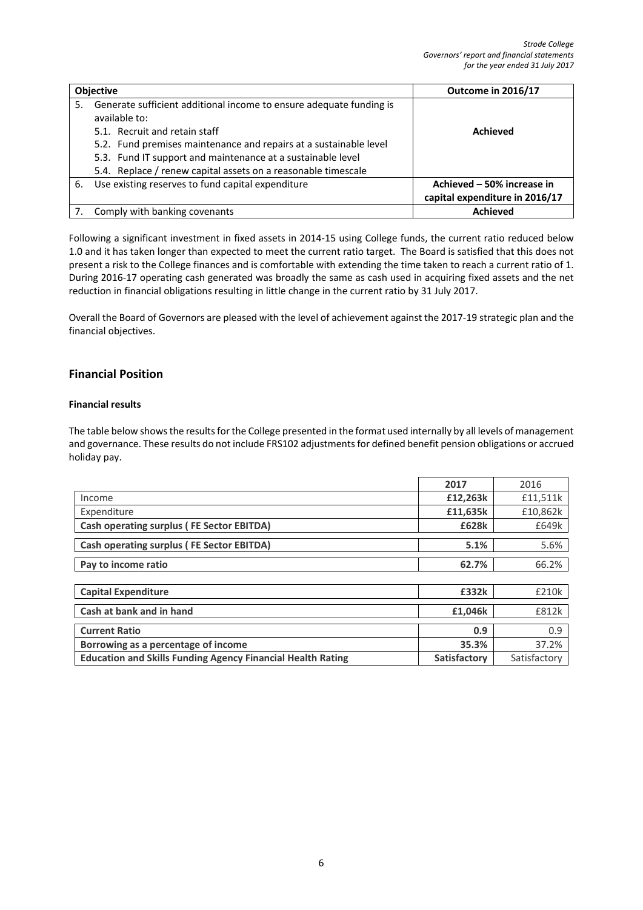| Objective | Outcome in 2016/17 |
|---|---|
| 5. Generate sufficient additional income to ensure adequate funding is available to:<br>5.1. Recruit and retain staff<br>5.2. Fund premises maintenance and repairs at a sustainable level<br>5.3. Fund IT support and maintenance at a sustainable level<br>5.4. Replace / renew capital assets on a reasonable timescale | **Achieved** |
| 6. Use existing reserves to fund capital expenditure | **Achieved – 50% increase in capital expenditure in 2016/17** |
| 7. Comply with banking covenants | **Achieved** |

Following a significant investment in fixed assets in 2014-15 using College funds, the current ratio reduced below 1.0 and it has taken longer than expected to meet the current ratio target. The Board is satisfied that this does not present a risk to the College finances and is comfortable with extending the time taken to reach a current ratio of 1. During 2016-17 operating cash generated was broadly the same as cash used in acquiring fixed assets and the net reduction in financial obligations resulting in little change in the current ratio by 31 July 2017.

Overall the Board of Governors are pleased with the level of achievement against the 2017-19 strategic plan and the financial objectives.

## Financial Position

### Financial results

The table below shows the results for the College presented in the format used internally by all levels of management and governance. These results do not include FRS102 adjustments for defined benefit pension obligations or accrued holiday pay.

| | 2017 | 2016 |
|---|---|---|
| Income | **£12,263k** | £11,511k |
| Expenditure | **£11,635k** | £10,862k |
| **Cash operating surplus ( FE Sector EBITDA)** | **£628k** | £649k |
| **Cash operating surplus ( FE Sector EBITDA)** | **5.1%** | 5.6% |
| **Pay to income ratio** | **62.7%** | 66.2% |
| **Capital Expenditure** | **£332k** | £210k |
| **Cash at bank and in hand** | **£1,046k** | £812k |
| **Current Ratio** | **0.9** | 0.9 |
| **Borrowing as a percentage of income** | **35.3%** | 37.2% |
| **Education and Skills Funding Agency Financial Health Rating** | **Satisfactory** | Satisfactory |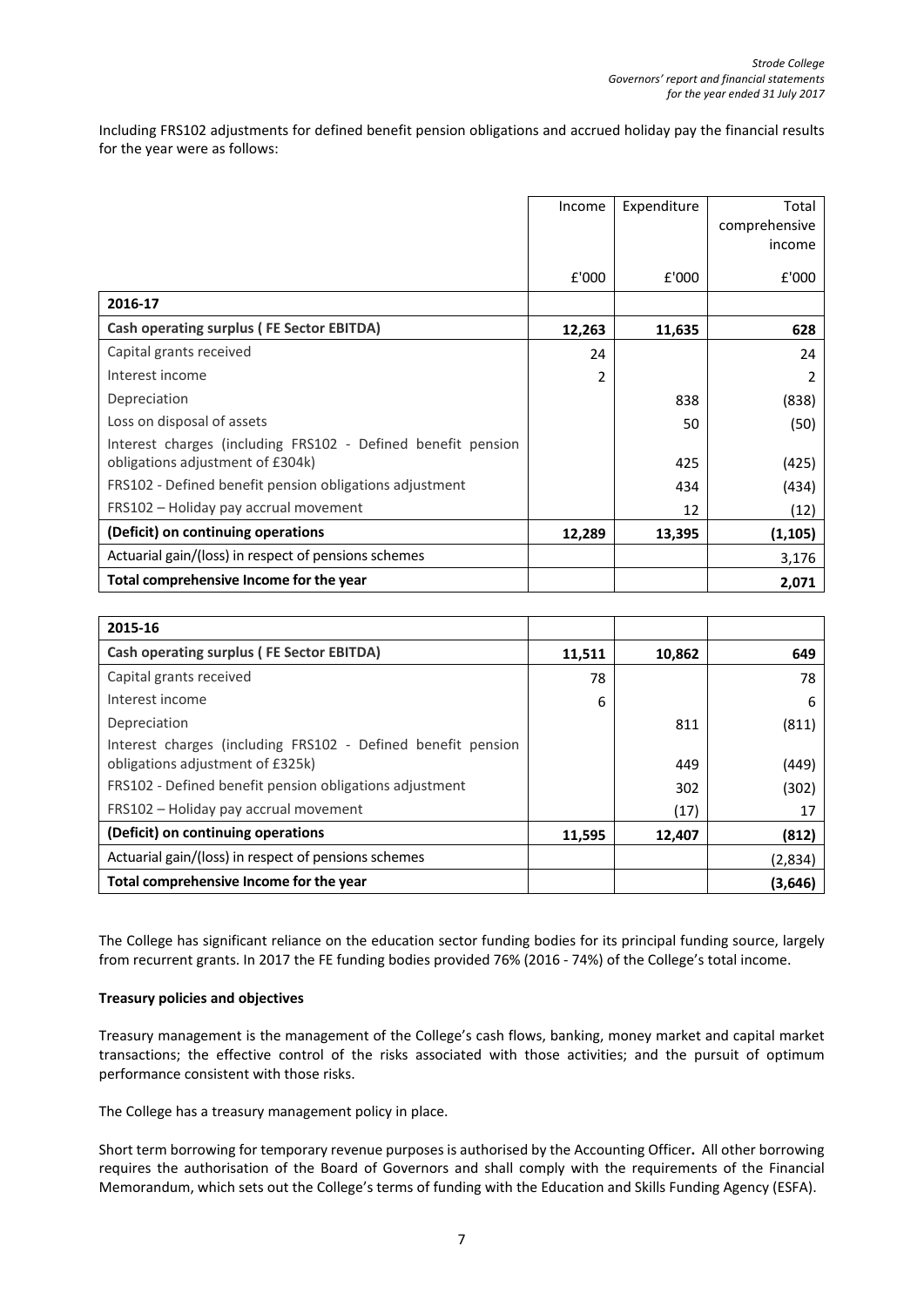Including FRS102 adjustments for defined benefit pension obligations and accrued holiday pay the financial results for the year were as follows:

| | Income | Expenditure | Total comprehensive income |
|---|---|---|---|
| | £'000 | £'000 | £'000 |
| **2016-17** | | | |
| **Cash operating surplus ( FE Sector EBITDA)** | **12,263** | **11,635** | **628** |
| Capital grants received | 24 | | 24 |
| Interest income | 2 | | 2 |
| Depreciation | | 838 | (838) |
| Loss on disposal of assets | | 50 | (50) |
| Interest charges (including FRS102 - Defined benefit pension obligations adjustment of £304k) | | 425 | (425) |
| FRS102 - Defined benefit pension obligations adjustment | | 434 | (434) |
| FRS102 – Holiday pay accrual movement | | 12 | (12) |
| **(Deficit) on continuing operations** | **12,289** | **13,395** | **(1,105)** |
| Actuarial gain/(loss) in respect of pensions schemes | | | 3,176 |
| **Total comprehensive Income for the year** | | | **2,071** |

| | | | |
|---|---|---|---|
| **2015-16** | | | |
| **Cash operating surplus ( FE Sector EBITDA)** | **11,511** | **10,862** | **649** |
| Capital grants received | 78 | | 78 |
| Interest income | 6 | | 6 |
| Depreciation | | 811 | (811) |
| Interest charges (including FRS102 - Defined benefit pension obligations adjustment of £325k) | | 449 | (449) |
| FRS102 - Defined benefit pension obligations adjustment | | 302 | (302) |
| FRS102 – Holiday pay accrual movement | | (17) | 17 |
| **(Deficit) on continuing operations** | **11,595** | **12,407** | **(812)** |
| Actuarial gain/(loss) in respect of pensions schemes | | | (2,834) |
| **Total comprehensive Income for the year** | | | **(3,646)** |

The College has significant reliance on the education sector funding bodies for its principal funding source, largely from recurrent grants. In 2017 the FE funding bodies provided 76% (2016 - 74%) of the College's total income.

**Treasury policies and objectives**

Treasury management is the management of the College's cash flows, banking, money market and capital market transactions; the effective control of the risks associated with those activities; and the pursuit of optimum performance consistent with those risks.

The College has a treasury management policy in place.

Short term borrowing for temporary revenue purposes is authorised by the Accounting Officer**.** All other borrowing requires the authorisation of the Board of Governors and shall comply with the requirements of the Financial Memorandum, which sets out the College's terms of funding with the Education and Skills Funding Agency (ESFA).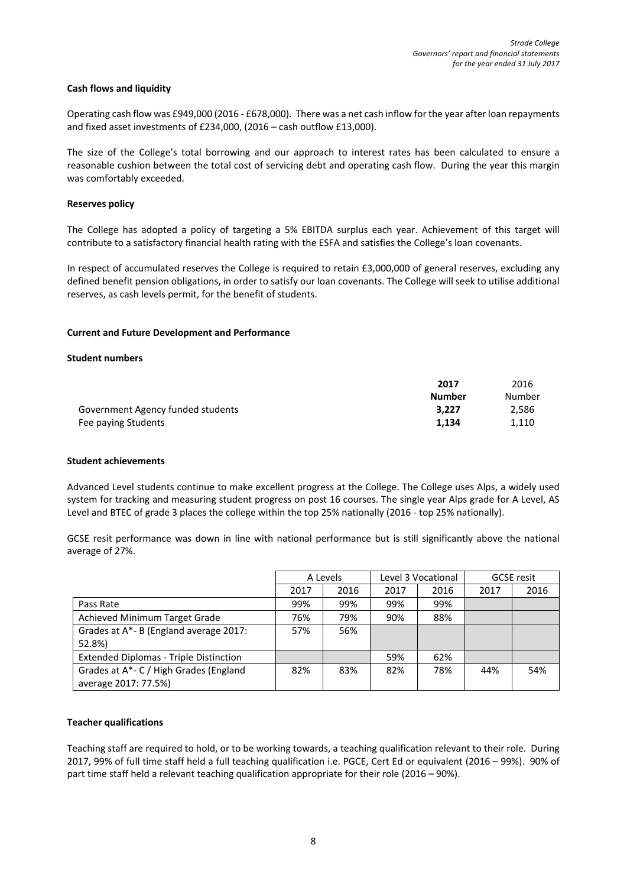**Cash flows and liquidity**

Operating cash flow was £949,000 (2016 - £678,000). There was a net cash inflow for the year after loan repayments and fixed asset investments of £234,000, (2016 – cash outflow £13,000).

The size of the College's total borrowing and our approach to interest rates has been calculated to ensure a reasonable cushion between the total cost of servicing debt and operating cash flow. During the year this margin was comfortably exceeded.

**Reserves policy**

The College has adopted a policy of targeting a 5% EBITDA surplus each year. Achievement of this target will contribute to a satisfactory financial health rating with the ESFA and satisfies the College's loan covenants.

In respect of accumulated reserves the College is required to retain £3,000,000 of general reserves, excluding any defined benefit pension obligations, in order to satisfy our loan covenants. The College will seek to utilise additional reserves, as cash levels permit, for the benefit of students.

**Current and Future Development and Performance**

**Student numbers**

| | **2017 Number** | 2016 Number |
|---|---|---|
| Government Agency funded students | **3,227** | 2,586 |
| Fee paying Students | **1,134** | 1,110 |

**Student achievements**

Advanced Level students continue to make excellent progress at the College. The College uses Alps, a widely used system for tracking and measuring student progress on post 16 courses. The single year Alps grade for A Level, AS Level and BTEC of grade 3 places the college within the top 25% nationally (2016 - top 25% nationally).

GCSE resit performance was down in line with national performance but is still significantly above the national average of 27%.

| | A Levels | | Level 3 Vocational | | GCSE resit | |
|---|---|---|---|---|---|---|
| | 2017 | 2016 | 2017 | 2016 | 2017 | 2016 |
| Pass Rate | 99% | 99% | 99% | 99% | | |
| Achieved Minimum Target Grade | 76% | 79% | 90% | 88% | | |
| Grades at A*- B (England average 2017: 52.8%) | 57% | 56% | | | | |
| Extended Diplomas - Triple Distinction | | | 59% | 62% | | |
| Grades at A*- C / High Grades (England average 2017: 77.5%) | 82% | 83% | 82% | 78% | 44% | 54% |

**Teacher qualifications**

Teaching staff are required to hold, or to be working towards, a teaching qualification relevant to their role. During 2017, 99% of full time staff held a full teaching qualification i.e. PGCE, Cert Ed or equivalent (2016 – 99%). 90% of part time staff held a relevant teaching qualification appropriate for their role (2016 – 90%).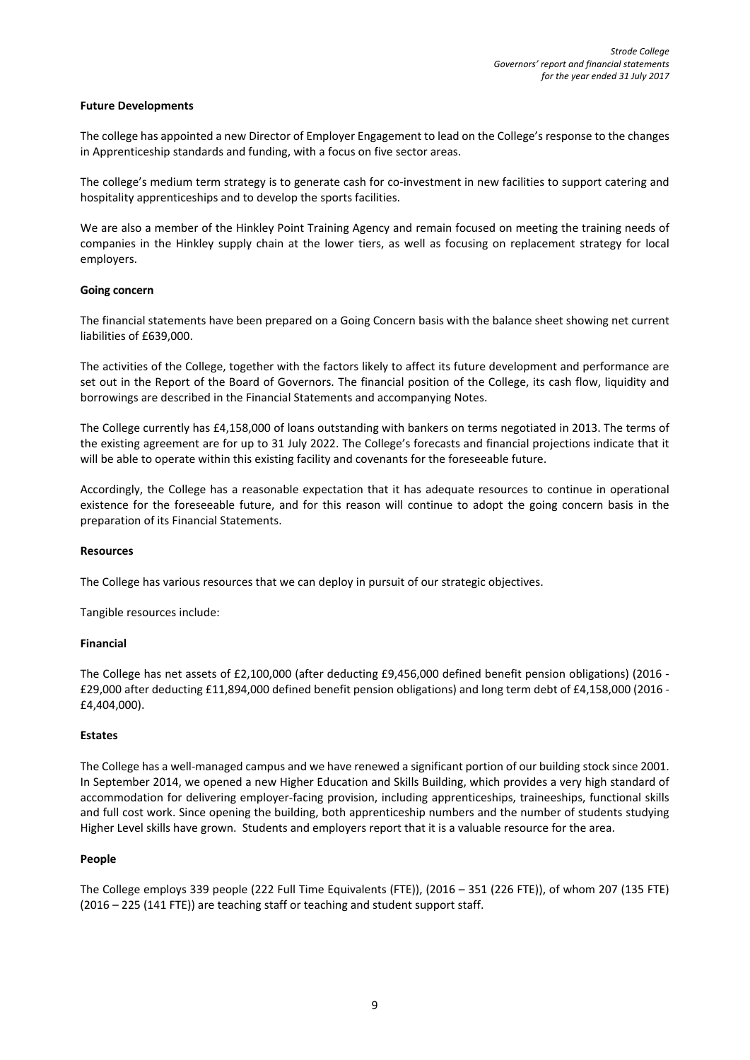**Future Developments**

The college has appointed a new Director of Employer Engagement to lead on the College's response to the changes in Apprenticeship standards and funding, with a focus on five sector areas.

The college's medium term strategy is to generate cash for co-investment in new facilities to support catering and hospitality apprenticeships and to develop the sports facilities.

We are also a member of the Hinkley Point Training Agency and remain focused on meeting the training needs of companies in the Hinkley supply chain at the lower tiers, as well as focusing on replacement strategy for local employers.

**Going concern**

The financial statements have been prepared on a Going Concern basis with the balance sheet showing net current liabilities of £639,000.

The activities of the College, together with the factors likely to affect its future development and performance are set out in the Report of the Board of Governors. The financial position of the College, its cash flow, liquidity and borrowings are described in the Financial Statements and accompanying Notes.

The College currently has £4,158,000 of loans outstanding with bankers on terms negotiated in 2013. The terms of the existing agreement are for up to 31 July 2022. The College's forecasts and financial projections indicate that it will be able to operate within this existing facility and covenants for the foreseeable future.

Accordingly, the College has a reasonable expectation that it has adequate resources to continue in operational existence for the foreseeable future, and for this reason will continue to adopt the going concern basis in the preparation of its Financial Statements.

**Resources**

The College has various resources that we can deploy in pursuit of our strategic objectives.

Tangible resources include:

**Financial**

The College has net assets of £2,100,000 (after deducting £9,456,000 defined benefit pension obligations) (2016 - £29,000 after deducting £11,894,000 defined benefit pension obligations) and long term debt of £4,158,000 (2016 - £4,404,000).

**Estates**

The College has a well-managed campus and we have renewed a significant portion of our building stock since 2001. In September 2014, we opened a new Higher Education and Skills Building, which provides a very high standard of accommodation for delivering employer-facing provision, including apprenticeships, traineeships, functional skills and full cost work. Since opening the building, both apprenticeship numbers and the number of students studying Higher Level skills have grown. Students and employers report that it is a valuable resource for the area.

**People**

The College employs 339 people (222 Full Time Equivalents (FTE)), (2016 – 351 (226 FTE)), of whom 207 (135 FTE) (2016 – 225 (141 FTE)) are teaching staff or teaching and student support staff.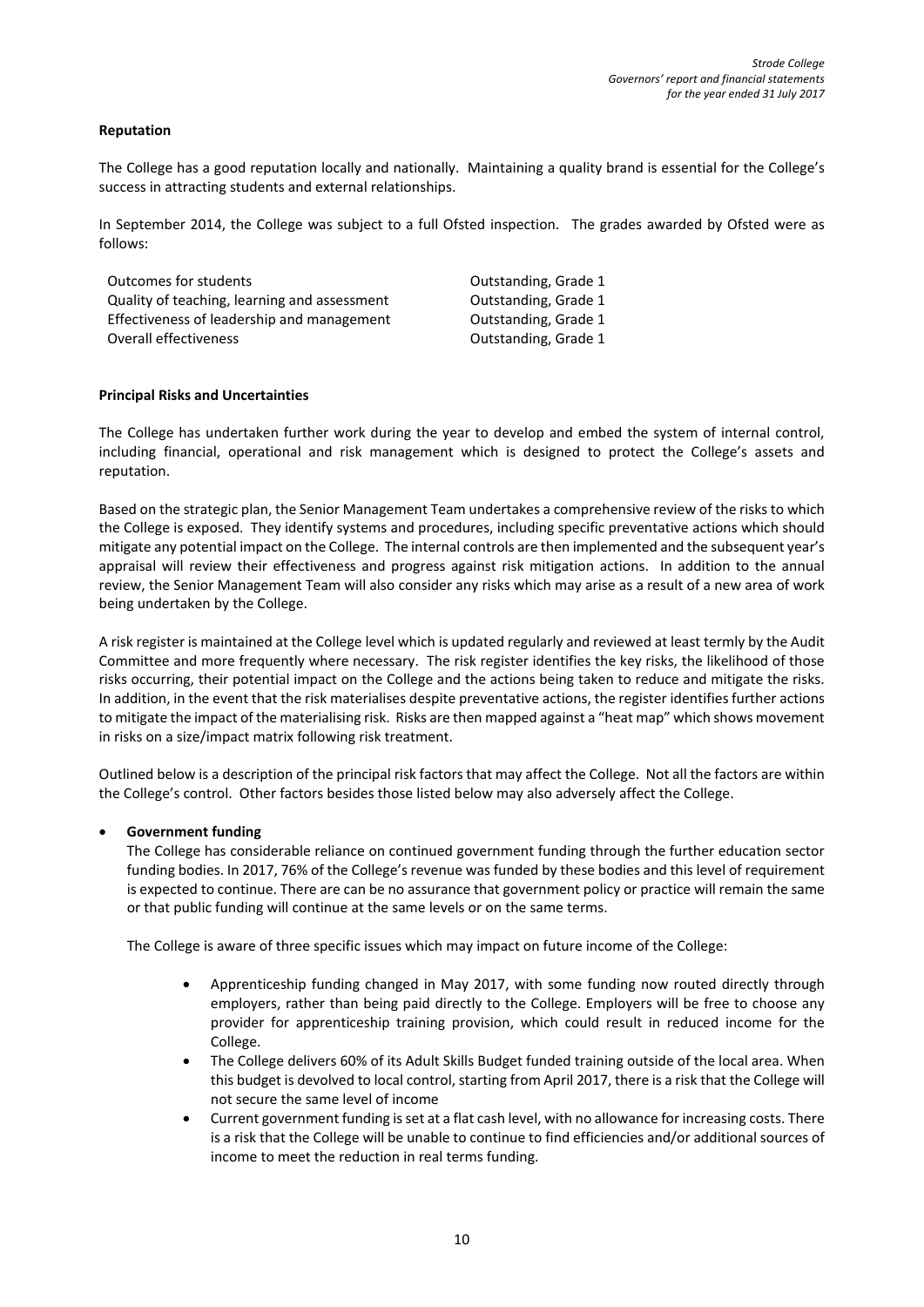**Reputation**

The College has a good reputation locally and nationally. Maintaining a quality brand is essential for the College's success in attracting students and external relationships.

In September 2014, the College was subject to a full Ofsted inspection. The grades awarded by Ofsted were as follows:

| | |
|---|---|
| Outcomes for students | Outstanding, Grade 1 |
| Quality of teaching, learning and assessment | Outstanding, Grade 1 |
| Effectiveness of leadership and management | Outstanding, Grade 1 |
| Overall effectiveness | Outstanding, Grade 1 |

**Principal Risks and Uncertainties**

The College has undertaken further work during the year to develop and embed the system of internal control, including financial, operational and risk management which is designed to protect the College's assets and reputation.

Based on the strategic plan, the Senior Management Team undertakes a comprehensive review of the risks to which the College is exposed. They identify systems and procedures, including specific preventative actions which should mitigate any potential impact on the College. The internal controls are then implemented and the subsequent year's appraisal will review their effectiveness and progress against risk mitigation actions. In addition to the annual review, the Senior Management Team will also consider any risks which may arise as a result of a new area of work being undertaken by the College.

A risk register is maintained at the College level which is updated regularly and reviewed at least termly by the Audit Committee and more frequently where necessary. The risk register identifies the key risks, the likelihood of those risks occurring, their potential impact on the College and the actions being taken to reduce and mitigate the risks. In addition, in the event that the risk materialises despite preventative actions, the register identifies further actions to mitigate the impact of the materialising risk. Risks are then mapped against a "heat map" which shows movement in risks on a size/impact matrix following risk treatment.

Outlined below is a description of the principal risk factors that may affect the College. Not all the factors are within the College's control. Other factors besides those listed below may also adversely affect the College.

- **Government funding**
  The College has considerable reliance on continued government funding through the further education sector funding bodies. In 2017, 76% of the College's revenue was funded by these bodies and this level of requirement is expected to continue. There are can be no assurance that government policy or practice will remain the same or that public funding will continue at the same levels or on the same terms.

  The College is aware of three specific issues which may impact on future income of the College:

  - Apprenticeship funding changed in May 2017, with some funding now routed directly through employers, rather than being paid directly to the College. Employers will be free to choose any provider for apprenticeship training provision, which could result in reduced income for the College.
  - The College delivers 60% of its Adult Skills Budget funded training outside of the local area. When this budget is devolved to local control, starting from April 2017, there is a risk that the College will not secure the same level of income
  - Current government funding is set at a flat cash level, with no allowance for increasing costs. There is a risk that the College will be unable to continue to find efficiencies and/or additional sources of income to meet the reduction in real terms funding.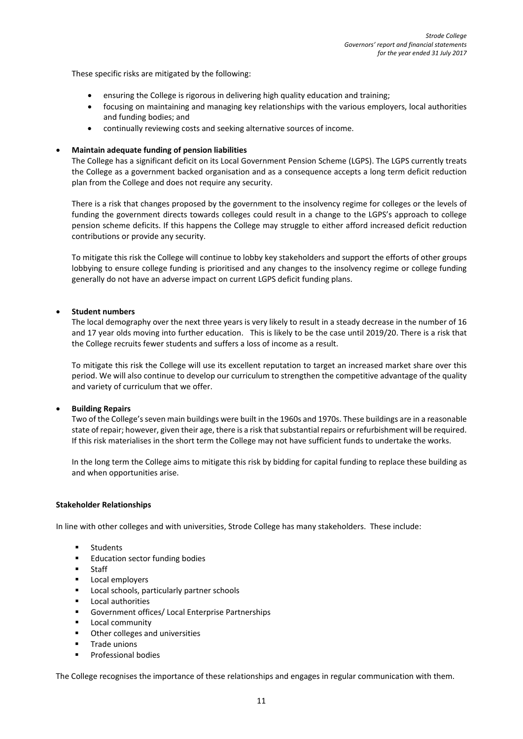These specific risks are mitigated by the following:

- ensuring the College is rigorous in delivering high quality education and training;
- focusing on maintaining and managing key relationships with the various employers, local authorities and funding bodies; and
- continually reviewing costs and seeking alternative sources of income.

- **Maintain adequate funding of pension liabilities**

  The College has a significant deficit on its Local Government Pension Scheme (LGPS). The LGPS currently treats the College as a government backed organisation and as a consequence accepts a long term deficit reduction plan from the College and does not require any security.

  There is a risk that changes proposed by the government to the insolvency regime for colleges or the levels of funding the government directs towards colleges could result in a change to the LGPS's approach to college pension scheme deficits. If this happens the College may struggle to either afford increased deficit reduction contributions or provide any security.

  To mitigate this risk the College will continue to lobby key stakeholders and support the efforts of other groups lobbying to ensure college funding is prioritised and any changes to the insolvency regime or college funding generally do not have an adverse impact on current LGPS deficit funding plans.

- **Student numbers**

  The local demography over the next three years is very likely to result in a steady decrease in the number of 16 and 17 year olds moving into further education. This is likely to be the case until 2019/20. There is a risk that the College recruits fewer students and suffers a loss of income as a result.

  To mitigate this risk the College will use its excellent reputation to target an increased market share over this period. We will also continue to develop our curriculum to strengthen the competitive advantage of the quality and variety of curriculum that we offer.

- **Building Repairs**

  Two of the College's seven main buildings were built in the 1960s and 1970s. These buildings are in a reasonable state of repair; however, given their age, there is a risk that substantial repairs or refurbishment will be required. If this risk materialises in the short term the College may not have sufficient funds to undertake the works.

  In the long term the College aims to mitigate this risk by bidding for capital funding to replace these building as and when opportunities arise.

**Stakeholder Relationships**

In line with other colleges and with universities, Strode College has many stakeholders. These include:

- Students
- Education sector funding bodies
- Staff
- Local employers
- Local schools, particularly partner schools
- Local authorities
- Government offices/ Local Enterprise Partnerships
- Local community
- Other colleges and universities
- Trade unions
- Professional bodies

The College recognises the importance of these relationships and engages in regular communication with them.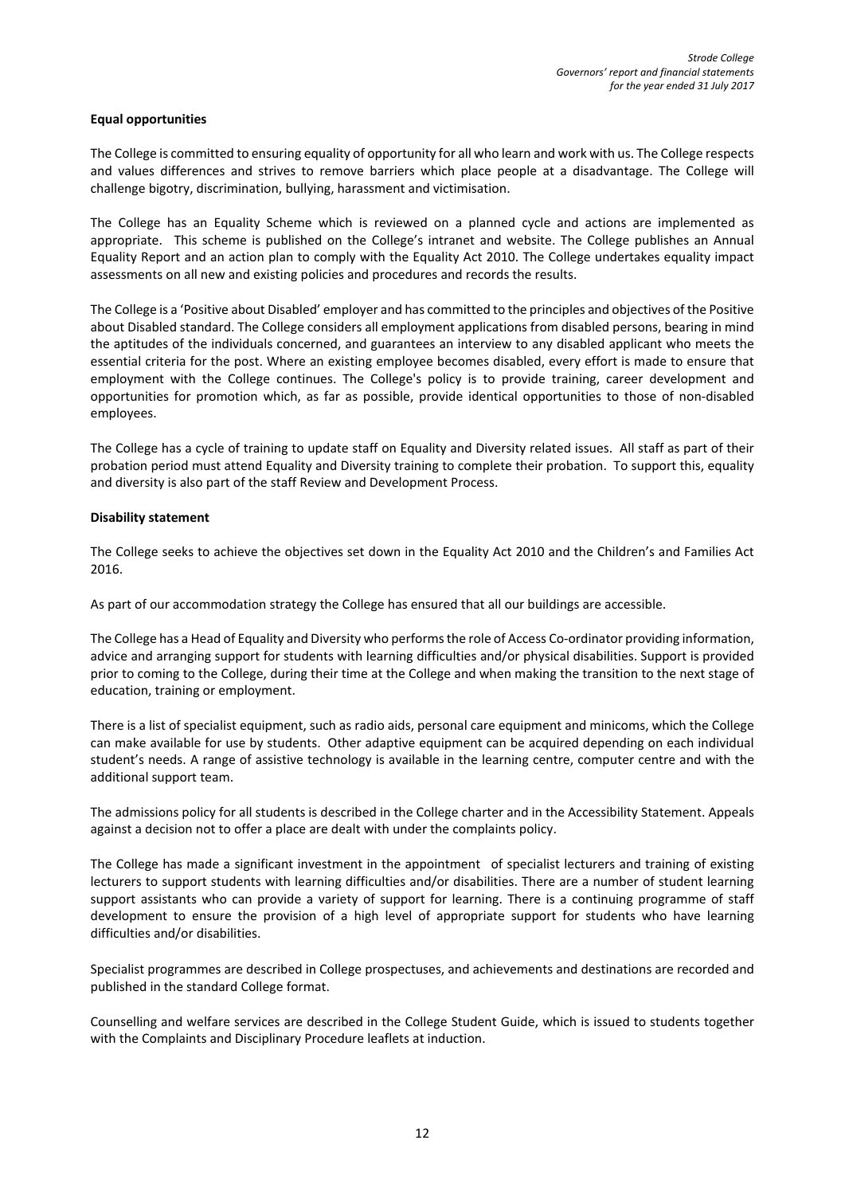**Equal opportunities**

The College is committed to ensuring equality of opportunity for all who learn and work with us. The College respects and values differences and strives to remove barriers which place people at a disadvantage. The College will challenge bigotry, discrimination, bullying, harassment and victimisation.

The College has an Equality Scheme which is reviewed on a planned cycle and actions are implemented as appropriate. This scheme is published on the College's intranet and website. The College publishes an Annual Equality Report and an action plan to comply with the Equality Act 2010. The College undertakes equality impact assessments on all new and existing policies and procedures and records the results.

The College is a 'Positive about Disabled' employer and has committed to the principles and objectives of the Positive about Disabled standard. The College considers all employment applications from disabled persons, bearing in mind the aptitudes of the individuals concerned, and guarantees an interview to any disabled applicant who meets the essential criteria for the post. Where an existing employee becomes disabled, every effort is made to ensure that employment with the College continues. The College's policy is to provide training, career development and opportunities for promotion which, as far as possible, provide identical opportunities to those of non-disabled employees.

The College has a cycle of training to update staff on Equality and Diversity related issues. All staff as part of their probation period must attend Equality and Diversity training to complete their probation. To support this, equality and diversity is also part of the staff Review and Development Process.

**Disability statement**

The College seeks to achieve the objectives set down in the Equality Act 2010 and the Children's and Families Act 2016.

As part of our accommodation strategy the College has ensured that all our buildings are accessible.

The College has a Head of Equality and Diversity who performs the role of Access Co-ordinator providing information, advice and arranging support for students with learning difficulties and/or physical disabilities. Support is provided prior to coming to the College, during their time at the College and when making the transition to the next stage of education, training or employment.

There is a list of specialist equipment, such as radio aids, personal care equipment and minicoms, which the College can make available for use by students. Other adaptive equipment can be acquired depending on each individual student's needs. A range of assistive technology is available in the learning centre, computer centre and with the additional support team.

The admissions policy for all students is described in the College charter and in the Accessibility Statement. Appeals against a decision not to offer a place are dealt with under the complaints policy.

The College has made a significant investment in the appointment of specialist lecturers and training of existing lecturers to support students with learning difficulties and/or disabilities. There are a number of student learning support assistants who can provide a variety of support for learning. There is a continuing programme of staff development to ensure the provision of a high level of appropriate support for students who have learning difficulties and/or disabilities.

Specialist programmes are described in College prospectuses, and achievements and destinations are recorded and published in the standard College format.

Counselling and welfare services are described in the College Student Guide, which is issued to students together with the Complaints and Disciplinary Procedure leaflets at induction.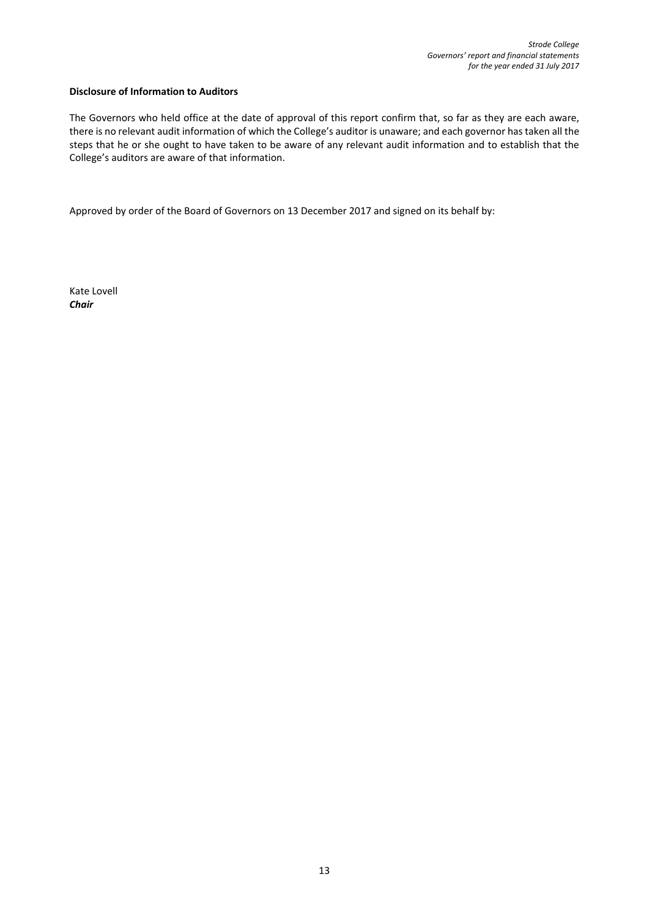**Disclosure of Information to Auditors**

The Governors who held office at the date of approval of this report confirm that, so far as they are each aware, there is no relevant audit information of which the College's auditor is unaware; and each governor has taken all the steps that he or she ought to have taken to be aware of any relevant audit information and to establish that the College's auditors are aware of that information.

Approved by order of the Board of Governors on 13 December 2017 and signed on its behalf by:

Kate Lovell
***Chair***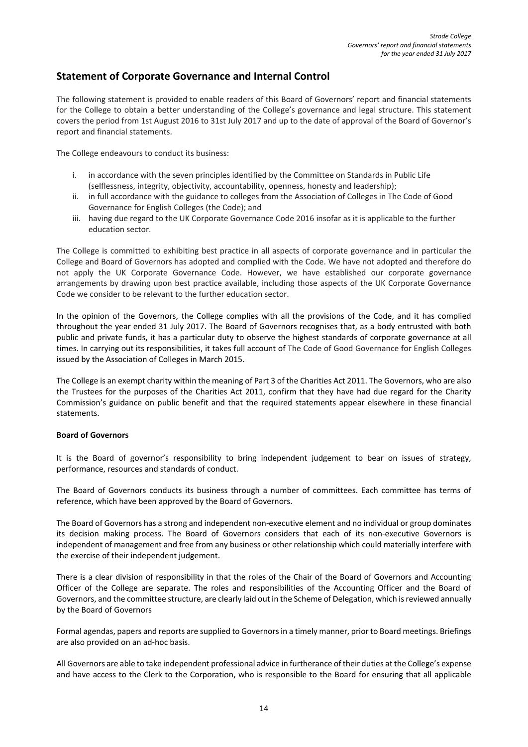## Statement of Corporate Governance and Internal Control

The following statement is provided to enable readers of this Board of Governors' report and financial statements for the College to obtain a better understanding of the College's governance and legal structure. This statement covers the period from 1st August 2016 to 31st July 2017 and up to the date of approval of the Board of Governor's report and financial statements.

The College endeavours to conduct its business:

i. in accordance with the seven principles identified by the Committee on Standards in Public Life (selflessness, integrity, objectivity, accountability, openness, honesty and leadership);
ii. in full accordance with the guidance to colleges from the Association of Colleges in The Code of Good Governance for English Colleges (the Code); and
iii. having due regard to the UK Corporate Governance Code 2016 insofar as it is applicable to the further education sector.

The College is committed to exhibiting best practice in all aspects of corporate governance and in particular the College and Board of Governors has adopted and complied with the Code. We have not adopted and therefore do not apply the UK Corporate Governance Code. However, we have established our corporate governance arrangements by drawing upon best practice available, including those aspects of the UK Corporate Governance Code we consider to be relevant to the further education sector.

In the opinion of the Governors, the College complies with all the provisions of the Code, and it has complied throughout the year ended 31 July 2017. The Board of Governors recognises that, as a body entrusted with both public and private funds, it has a particular duty to observe the highest standards of corporate governance at all times. In carrying out its responsibilities, it takes full account of The Code of Good Governance for English Colleges issued by the Association of Colleges in March 2015.

The College is an exempt charity within the meaning of Part 3 of the Charities Act 2011. The Governors, who are also the Trustees for the purposes of the Charities Act 2011, confirm that they have had due regard for the Charity Commission's guidance on public benefit and that the required statements appear elsewhere in these financial statements.

**Board of Governors**

It is the Board of governor's responsibility to bring independent judgement to bear on issues of strategy, performance, resources and standards of conduct.

The Board of Governors conducts its business through a number of committees. Each committee has terms of reference, which have been approved by the Board of Governors.

The Board of Governors has a strong and independent non-executive element and no individual or group dominates its decision making process. The Board of Governors considers that each of its non-executive Governors is independent of management and free from any business or other relationship which could materially interfere with the exercise of their independent judgement.

There is a clear division of responsibility in that the roles of the Chair of the Board of Governors and Accounting Officer of the College are separate. The roles and responsibilities of the Accounting Officer and the Board of Governors, and the committee structure, are clearly laid out in the Scheme of Delegation, which is reviewed annually by the Board of Governors

Formal agendas, papers and reports are supplied to Governors in a timely manner, prior to Board meetings. Briefings are also provided on an ad-hoc basis.

All Governors are able to take independent professional advice in furtherance of their duties at the College's expense and have access to the Clerk to the Corporation, who is responsible to the Board for ensuring that all applicable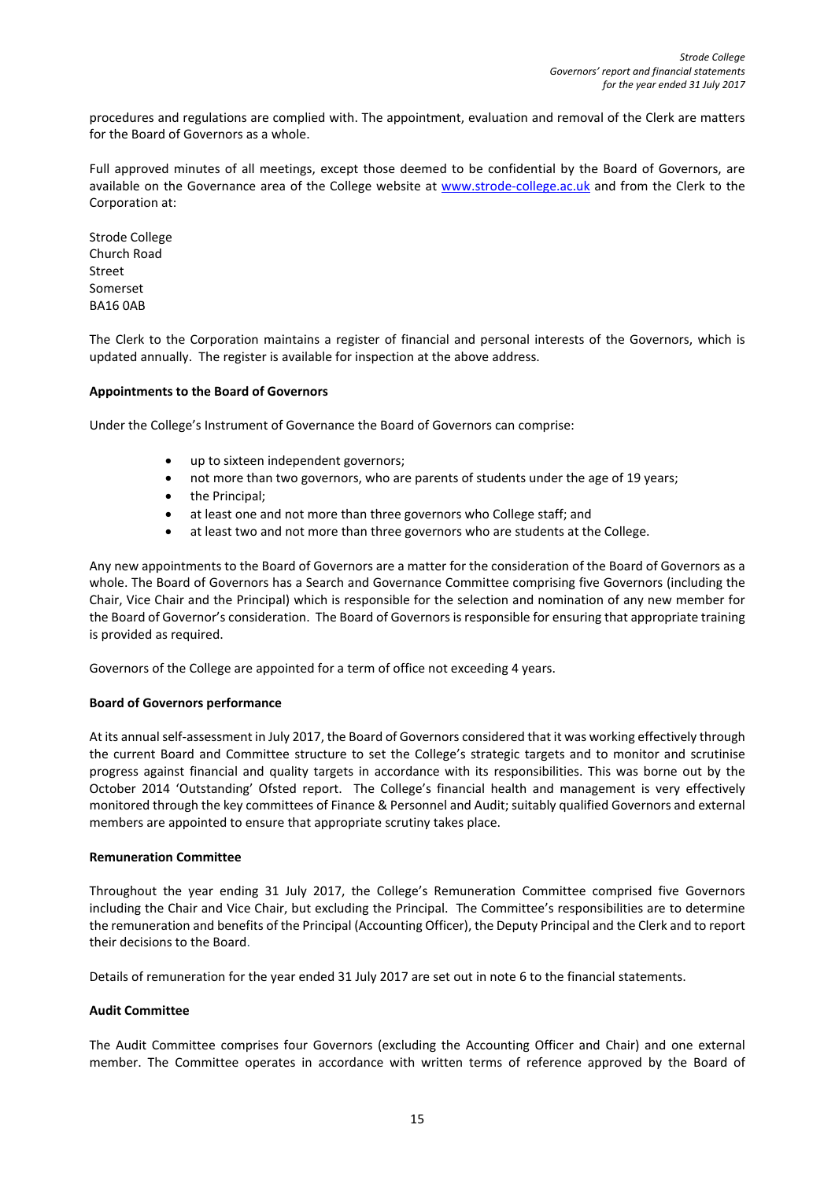procedures and regulations are complied with. The appointment, evaluation and removal of the Clerk are matters for the Board of Governors as a whole.

Full approved minutes of all meetings, except those deemed to be confidential by the Board of Governors, are available on the Governance area of the College website at www.strode-college.ac.uk and from the Clerk to the Corporation at:

Strode College
Church Road
Street
Somerset
BA16 0AB

The Clerk to the Corporation maintains a register of financial and personal interests of the Governors, which is updated annually. The register is available for inspection at the above address.

**Appointments to the Board of Governors**

Under the College's Instrument of Governance the Board of Governors can comprise:

- up to sixteen independent governors;
- not more than two governors, who are parents of students under the age of 19 years;
- the Principal;
- at least one and not more than three governors who College staff; and
- at least two and not more than three governors who are students at the College.

Any new appointments to the Board of Governors are a matter for the consideration of the Board of Governors as a whole. The Board of Governors has a Search and Governance Committee comprising five Governors (including the Chair, Vice Chair and the Principal) which is responsible for the selection and nomination of any new member for the Board of Governor's consideration. The Board of Governors is responsible for ensuring that appropriate training is provided as required.

Governors of the College are appointed for a term of office not exceeding 4 years.

**Board of Governors performance**

At its annual self-assessment in July 2017, the Board of Governors considered that it was working effectively through the current Board and Committee structure to set the College's strategic targets and to monitor and scrutinise progress against financial and quality targets in accordance with its responsibilities. This was borne out by the October 2014 'Outstanding' Ofsted report. The College's financial health and management is very effectively monitored through the key committees of Finance & Personnel and Audit; suitably qualified Governors and external members are appointed to ensure that appropriate scrutiny takes place.

**Remuneration Committee**

Throughout the year ending 31 July 2017, the College's Remuneration Committee comprised five Governors including the Chair and Vice Chair, but excluding the Principal. The Committee's responsibilities are to determine the remuneration and benefits of the Principal (Accounting Officer), the Deputy Principal and the Clerk and to report their decisions to the Board.

Details of remuneration for the year ended 31 July 2017 are set out in note 6 to the financial statements.

**Audit Committee**

The Audit Committee comprises four Governors (excluding the Accounting Officer and Chair) and one external member. The Committee operates in accordance with written terms of reference approved by the Board of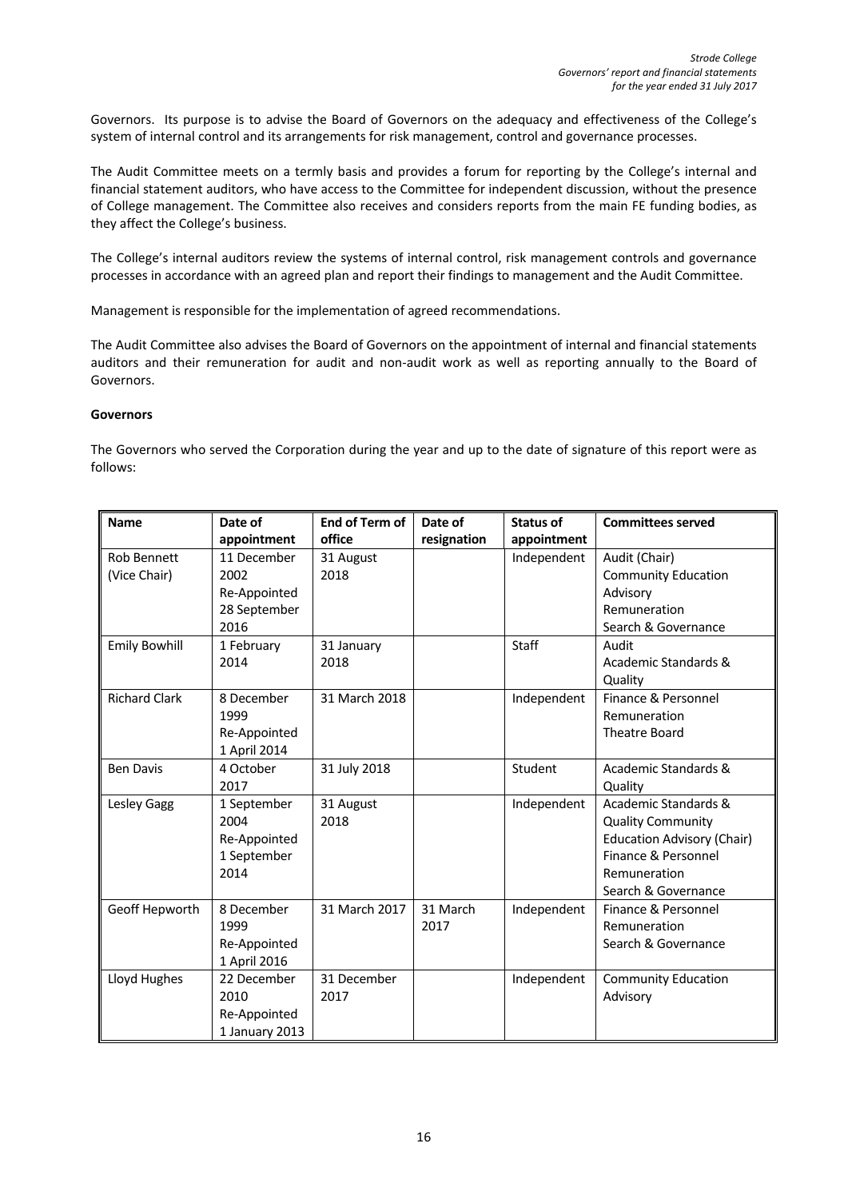Governors. Its purpose is to advise the Board of Governors on the adequacy and effectiveness of the College's system of internal control and its arrangements for risk management, control and governance processes.

The Audit Committee meets on a termly basis and provides a forum for reporting by the College's internal and financial statement auditors, who have access to the Committee for independent discussion, without the presence of College management. The Committee also receives and considers reports from the main FE funding bodies, as they affect the College's business.

The College's internal auditors review the systems of internal control, risk management controls and governance processes in accordance with an agreed plan and report their findings to management and the Audit Committee.

Management is responsible for the implementation of agreed recommendations.

The Audit Committee also advises the Board of Governors on the appointment of internal and financial statements auditors and their remuneration for audit and non-audit work as well as reporting annually to the Board of Governors.

**Governors**

The Governors who served the Corporation during the year and up to the date of signature of this report were as follows:

| Name | Date of appointment | End of Term of office | Date of resignation | Status of appointment | Committees served |
|---|---|---|---|---|---|
| Rob Bennett (Vice Chair) | 11 December 2002 Re-Appointed 28 September 2016 | 31 August 2018 | | Independent | Audit (Chair) Community Education Advisory Remuneration Search & Governance |
| Emily Bowhill | 1 February 2014 | 31 January 2018 | | Staff | Audit Academic Standards & Quality |
| Richard Clark | 8 December 1999 Re-Appointed 1 April 2014 | 31 March 2018 | | Independent | Finance & Personnel Remuneration Theatre Board |
| Ben Davis | 4 October 2017 | 31 July 2018 | | Student | Academic Standards & Quality |
| Lesley Gagg | 1 September 2004 Re-Appointed 1 September 2014 | 31 August 2018 | | Independent | Academic Standards & Quality Community Education Advisory (Chair) Finance & Personnel Remuneration Search & Governance |
| Geoff Hepworth | 8 December 1999 Re-Appointed 1 April 2016 | 31 March 2017 | 31 March 2017 | Independent | Finance & Personnel Remuneration Search & Governance |
| Lloyd Hughes | 22 December 2010 Re-Appointed 1 January 2013 | 31 December 2017 | | Independent | Community Education Advisory |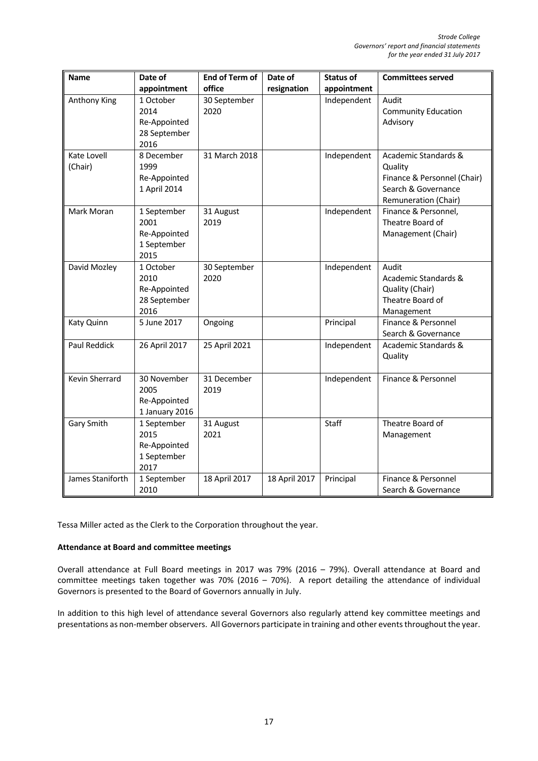| Name | Date of appointment | End of Term of office | Date of resignation | Status of appointment | Committees served |
|---|---|---|---|---|---|
| Anthony King | 1 October 2014 Re-Appointed 28 September 2016 | 30 September 2020 | | Independent | Audit Community Education Advisory |
| Kate Lovell (Chair) | 8 December 1999 Re-Appointed 1 April 2014 | 31 March 2018 | | Independent | Academic Standards & Quality Finance & Personnel (Chair) Search & Governance Remuneration (Chair) |
| Mark Moran | 1 September 2001 Re-Appointed 1 September 2015 | 31 August 2019 | | Independent | Finance & Personnel, Theatre Board of Management (Chair) |
| David Mozley | 1 October 2010 Re-Appointed 28 September 2016 | 30 September 2020 | | Independent | Audit Academic Standards & Quality (Chair) Theatre Board of Management |
| Katy Quinn | 5 June 2017 | Ongoing | | Principal | Finance & Personnel Search & Governance |
| Paul Reddick | 26 April 2017 | 25 April 2021 | | Independent | Academic Standards & Quality |
| Kevin Sherrard | 30 November 2005 Re-Appointed 1 January 2016 | 31 December 2019 | | Independent | Finance & Personnel |
| Gary Smith | 1 September 2015 Re-Appointed 1 September 2017 | 31 August 2021 | | Staff | Theatre Board of Management |
| James Staniforth | 1 September 2010 | 18 April 2017 | 18 April 2017 | Principal | Finance & Personnel Search & Governance |

Tessa Miller acted as the Clerk to the Corporation throughout the year.

**Attendance at Board and committee meetings**

Overall attendance at Full Board meetings in 2017 was 79% (2016 – 79%). Overall attendance at Board and committee meetings taken together was 70% (2016 – 70%). A report detailing the attendance of individual Governors is presented to the Board of Governors annually in July.

In addition to this high level of attendance several Governors also regularly attend key committee meetings and presentations as non-member observers. All Governors participate in training and other events throughout the year.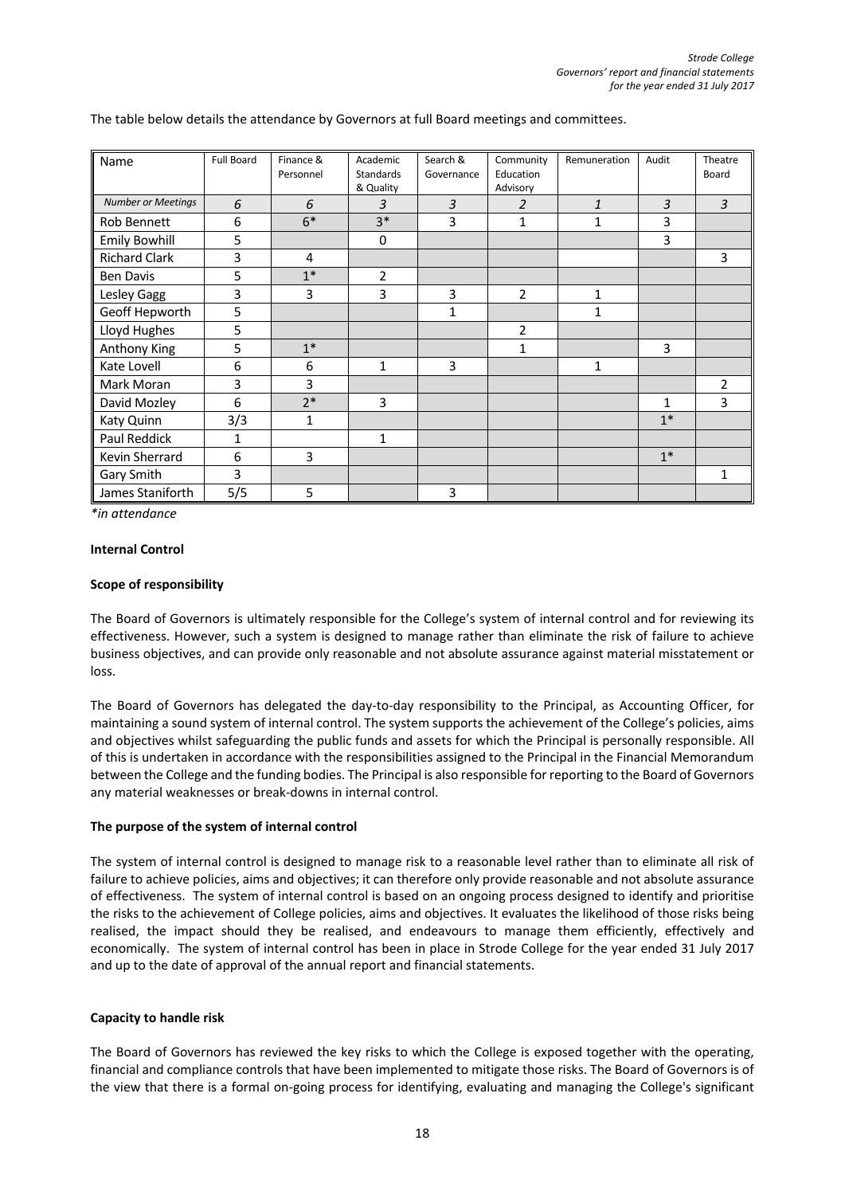The table below details the attendance by Governors at full Board meetings and committees.

| Name | Full Board | Finance & Personnel | Academic Standards & Quality | Search & Governance | Community Education Advisory | Remuneration | Audit | Theatre Board |
|---|---|---|---|---|---|---|---|---|
| *Number or Meetings* | *6* | *6* | *3* | *3* | *2* | *1* | *3* | *3* |
| Rob Bennett | 6 | 6* | 3* | 3 | 1 | 1 | 3 | |
| Emily Bowhill | 5 | | 0 | | | | 3 | |
| Richard Clark | 3 | 4 | | | | | | 3 |
| Ben Davis | 5 | 1* | 2 | | | | | |
| Lesley Gagg | 3 | 3 | 3 | 3 | 2 | 1 | | |
| Geoff Hepworth | 5 | | | 1 | | 1 | | |
| Lloyd Hughes | 5 | | | | 2 | | | |
| Anthony King | 5 | 1* | | | 1 | | 3 | |
| Kate Lovell | 6 | 6 | 1 | 3 | | 1 | | |
| Mark Moran | 3 | 3 | | | | | | 2 |
| David Mozley | 6 | 2* | 3 | | | | 1 | 3 |
| Katy Quinn | 3/3 | 1 | | | | | 1* | |
| Paul Reddick | 1 | | 1 | | | | | |
| Kevin Sherrard | 6 | 3 | | | | | 1* | |
| Gary Smith | 3 | | | | | | | 1 |
| James Staniforth | 5/5 | 5 | | 3 | | | | |

*\*in attendance*

**Internal Control**

**Scope of responsibility**

The Board of Governors is ultimately responsible for the College's system of internal control and for reviewing its effectiveness. However, such a system is designed to manage rather than eliminate the risk of failure to achieve business objectives, and can provide only reasonable and not absolute assurance against material misstatement or loss.

The Board of Governors has delegated the day-to-day responsibility to the Principal, as Accounting Officer, for maintaining a sound system of internal control. The system supports the achievement of the College's policies, aims and objectives whilst safeguarding the public funds and assets for which the Principal is personally responsible. All of this is undertaken in accordance with the responsibilities assigned to the Principal in the Financial Memorandum between the College and the funding bodies. The Principal is also responsible for reporting to the Board of Governors any material weaknesses or break-downs in internal control.

**The purpose of the system of internal control**

The system of internal control is designed to manage risk to a reasonable level rather than to eliminate all risk of failure to achieve policies, aims and objectives; it can therefore only provide reasonable and not absolute assurance of effectiveness. The system of internal control is based on an ongoing process designed to identify and prioritise the risks to the achievement of College policies, aims and objectives. It evaluates the likelihood of those risks being realised, the impact should they be realised, and endeavours to manage them efficiently, effectively and economically. The system of internal control has been in place in Strode College for the year ended 31 July 2017 and up to the date of approval of the annual report and financial statements.

**Capacity to handle risk**

The Board of Governors has reviewed the key risks to which the College is exposed together with the operating, financial and compliance controls that have been implemented to mitigate those risks. The Board of Governors is of the view that there is a formal on-going process for identifying, evaluating and managing the College's significant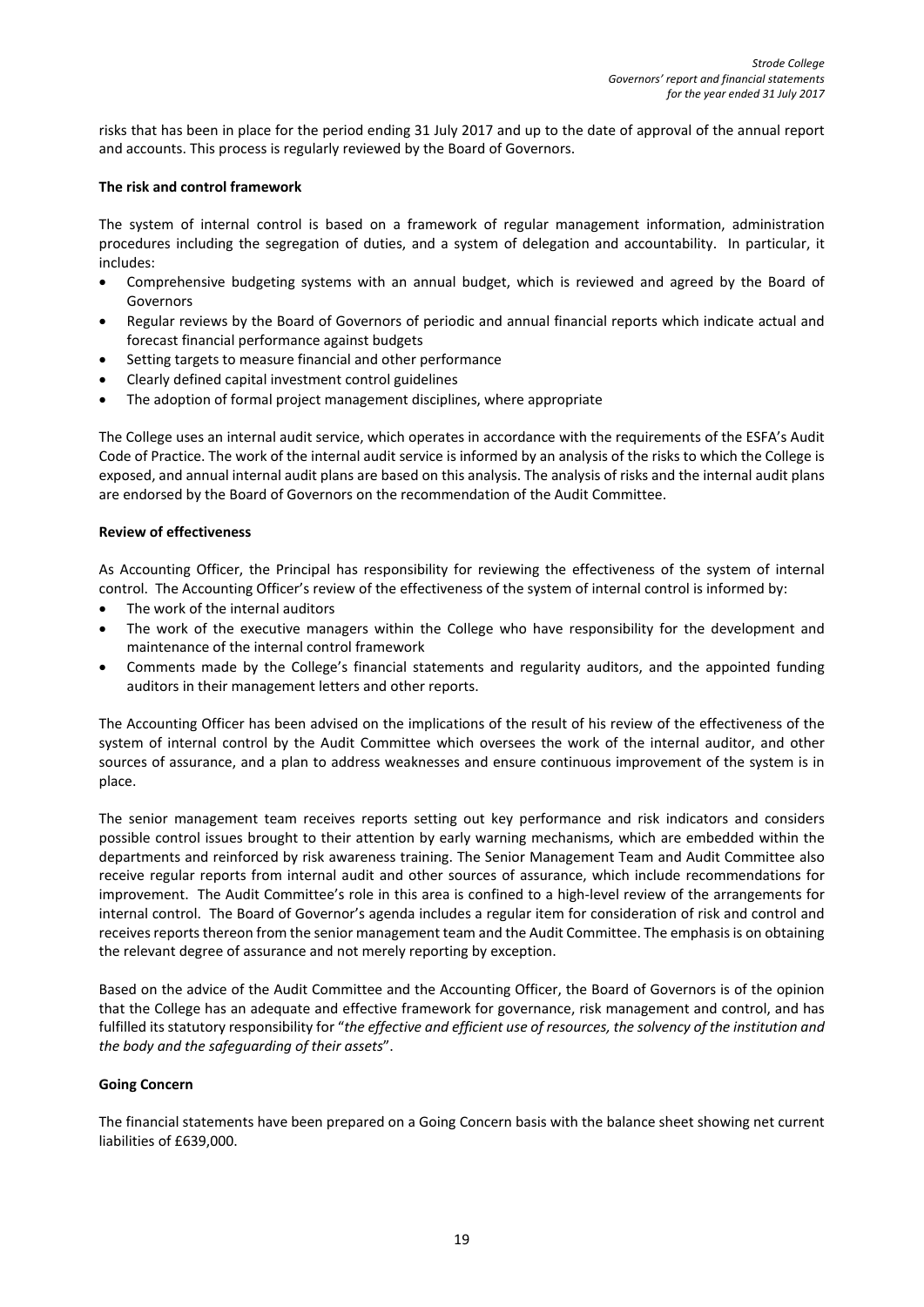risks that has been in place for the period ending 31 July 2017 and up to the date of approval of the annual report and accounts. This process is regularly reviewed by the Board of Governors.

**The risk and control framework**

The system of internal control is based on a framework of regular management information, administration procedures including the segregation of duties, and a system of delegation and accountability. In particular, it includes:

- Comprehensive budgeting systems with an annual budget, which is reviewed and agreed by the Board of Governors
- Regular reviews by the Board of Governors of periodic and annual financial reports which indicate actual and forecast financial performance against budgets
- Setting targets to measure financial and other performance
- Clearly defined capital investment control guidelines
- The adoption of formal project management disciplines, where appropriate

The College uses an internal audit service, which operates in accordance with the requirements of the ESFA's Audit Code of Practice. The work of the internal audit service is informed by an analysis of the risks to which the College is exposed, and annual internal audit plans are based on this analysis. The analysis of risks and the internal audit plans are endorsed by the Board of Governors on the recommendation of the Audit Committee.

**Review of effectiveness**

As Accounting Officer, the Principal has responsibility for reviewing the effectiveness of the system of internal control. The Accounting Officer's review of the effectiveness of the system of internal control is informed by:

- The work of the internal auditors
- The work of the executive managers within the College who have responsibility for the development and maintenance of the internal control framework
- Comments made by the College's financial statements and regularity auditors, and the appointed funding auditors in their management letters and other reports.

The Accounting Officer has been advised on the implications of the result of his review of the effectiveness of the system of internal control by the Audit Committee which oversees the work of the internal auditor, and other sources of assurance, and a plan to address weaknesses and ensure continuous improvement of the system is in place.

The senior management team receives reports setting out key performance and risk indicators and considers possible control issues brought to their attention by early warning mechanisms, which are embedded within the departments and reinforced by risk awareness training. The Senior Management Team and Audit Committee also receive regular reports from internal audit and other sources of assurance, which include recommendations for improvement. The Audit Committee's role in this area is confined to a high-level review of the arrangements for internal control. The Board of Governor's agenda includes a regular item for consideration of risk and control and receives reports thereon from the senior management team and the Audit Committee. The emphasis is on obtaining the relevant degree of assurance and not merely reporting by exception.

Based on the advice of the Audit Committee and the Accounting Officer, the Board of Governors is of the opinion that the College has an adequate and effective framework for governance, risk management and control, and has fulfilled its statutory responsibility for "*the effective and efficient use of resources, the solvency of the institution and the body and the safeguarding of their assets*".

**Going Concern**

The financial statements have been prepared on a Going Concern basis with the balance sheet showing net current liabilities of £639,000.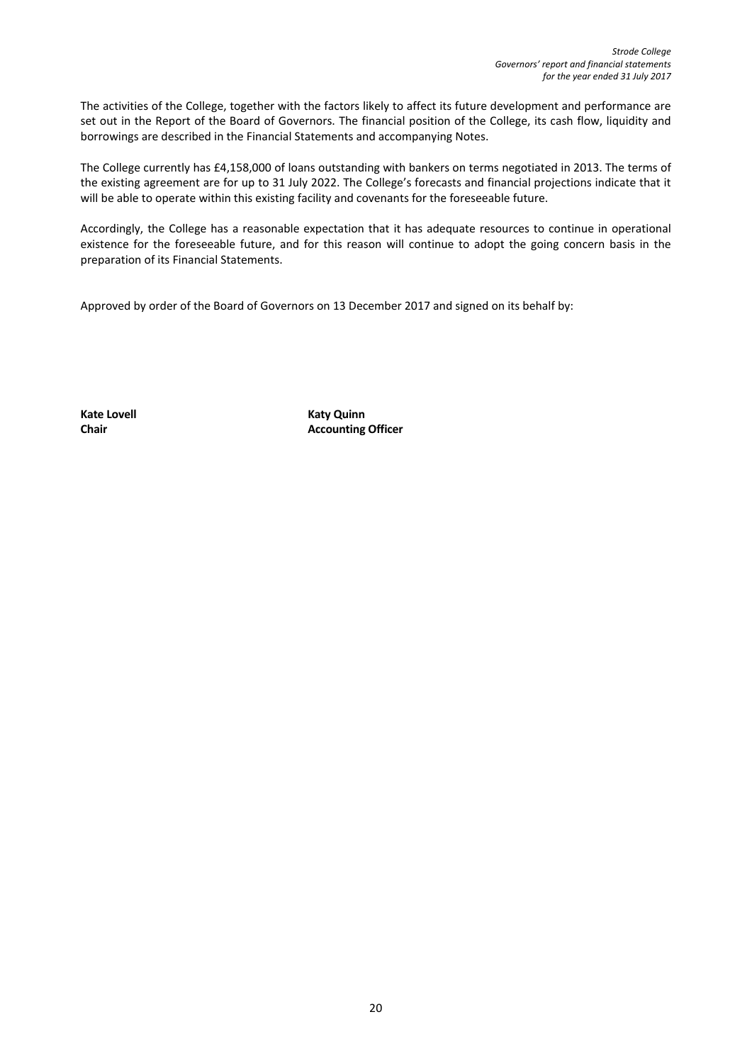The activities of the College, together with the factors likely to affect its future development and performance are set out in the Report of the Board of Governors. The financial position of the College, its cash flow, liquidity and borrowings are described in the Financial Statements and accompanying Notes.

The College currently has £4,158,000 of loans outstanding with bankers on terms negotiated in 2013. The terms of the existing agreement are for up to 31 July 2022. The College's forecasts and financial projections indicate that it will be able to operate within this existing facility and covenants for the foreseeable future.

Accordingly, the College has a reasonable expectation that it has adequate resources to continue in operational existence for the foreseeable future, and for this reason will continue to adopt the going concern basis in the preparation of its Financial Statements.

Approved by order of the Board of Governors on 13 December 2017 and signed on its behalf by:

**Kate Lovell**
**Chair**

**Katy Quinn**
**Accounting Officer**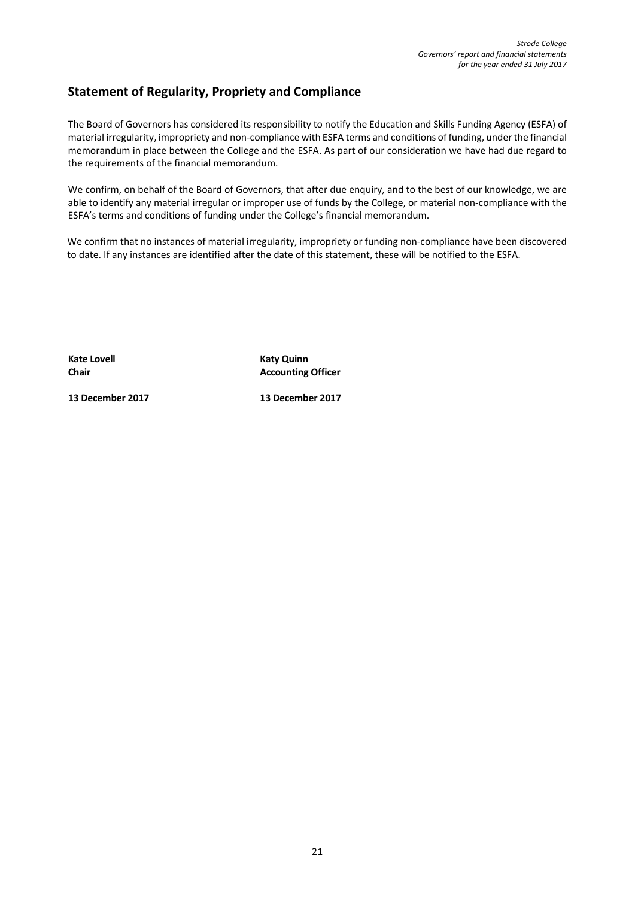## Statement of Regularity, Propriety and Compliance

The Board of Governors has considered its responsibility to notify the Education and Skills Funding Agency (ESFA) of material irregularity, impropriety and non-compliance with ESFA terms and conditions of funding, under the financial memorandum in place between the College and the ESFA. As part of our consideration we have had due regard to the requirements of the financial memorandum.

We confirm, on behalf of the Board of Governors, that after due enquiry, and to the best of our knowledge, we are able to identify any material irregular or improper use of funds by the College, or material non-compliance with the ESFA's terms and conditions of funding under the College's financial memorandum.

We confirm that no instances of material irregularity, impropriety or funding non-compliance have been discovered to date. If any instances are identified after the date of this statement, these will be notified to the ESFA.

| | |
|---|---|
| **Kate Lovell** | **Katy Quinn** |
| **Chair** | **Accounting Officer** |
| **13 December 2017** | **13 December 2017** |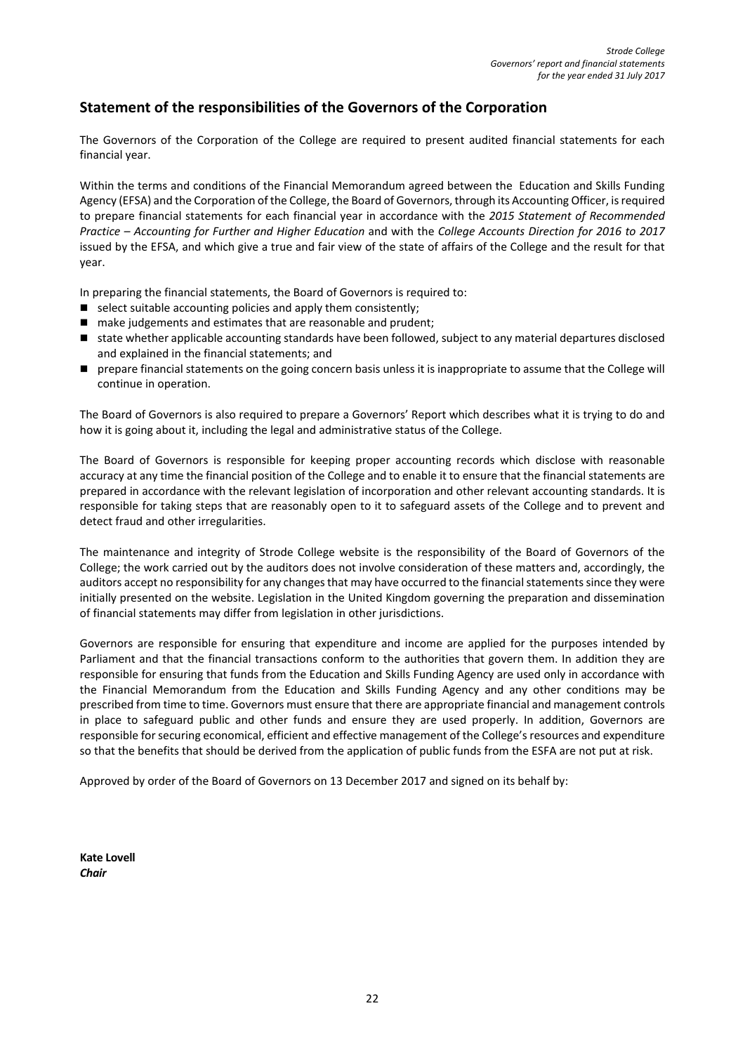## Statement of the responsibilities of the Governors of the Corporation

The Governors of the Corporation of the College are required to present audited financial statements for each financial year.

Within the terms and conditions of the Financial Memorandum agreed between the Education and Skills Funding Agency (EFSA) and the Corporation of the College, the Board of Governors, through its Accounting Officer, is required to prepare financial statements for each financial year in accordance with the *2015 Statement of Recommended Practice – Accounting for Further and Higher Education* and with the *College Accounts Direction for 2016 to 2017* issued by the EFSA, and which give a true and fair view of the state of affairs of the College and the result for that year.

In preparing the financial statements, the Board of Governors is required to:

- select suitable accounting policies and apply them consistently;
- make judgements and estimates that are reasonable and prudent;
- state whether applicable accounting standards have been followed, subject to any material departures disclosed and explained in the financial statements; and
- prepare financial statements on the going concern basis unless it is inappropriate to assume that the College will continue in operation.

The Board of Governors is also required to prepare a Governors' Report which describes what it is trying to do and how it is going about it, including the legal and administrative status of the College.

The Board of Governors is responsible for keeping proper accounting records which disclose with reasonable accuracy at any time the financial position of the College and to enable it to ensure that the financial statements are prepared in accordance with the relevant legislation of incorporation and other relevant accounting standards. It is responsible for taking steps that are reasonably open to it to safeguard assets of the College and to prevent and detect fraud and other irregularities.

The maintenance and integrity of Strode College website is the responsibility of the Board of Governors of the College; the work carried out by the auditors does not involve consideration of these matters and, accordingly, the auditors accept no responsibility for any changes that may have occurred to the financial statements since they were initially presented on the website. Legislation in the United Kingdom governing the preparation and dissemination of financial statements may differ from legislation in other jurisdictions.

Governors are responsible for ensuring that expenditure and income are applied for the purposes intended by Parliament and that the financial transactions conform to the authorities that govern them. In addition they are responsible for ensuring that funds from the Education and Skills Funding Agency are used only in accordance with the Financial Memorandum from the Education and Skills Funding Agency and any other conditions may be prescribed from time to time. Governors must ensure that there are appropriate financial and management controls in place to safeguard public and other funds and ensure they are used properly. In addition, Governors are responsible for securing economical, efficient and effective management of the College's resources and expenditure so that the benefits that should be derived from the application of public funds from the ESFA are not put at risk.

Approved by order of the Board of Governors on 13 December 2017 and signed on its behalf by:

**Kate Lovell**
***Chair***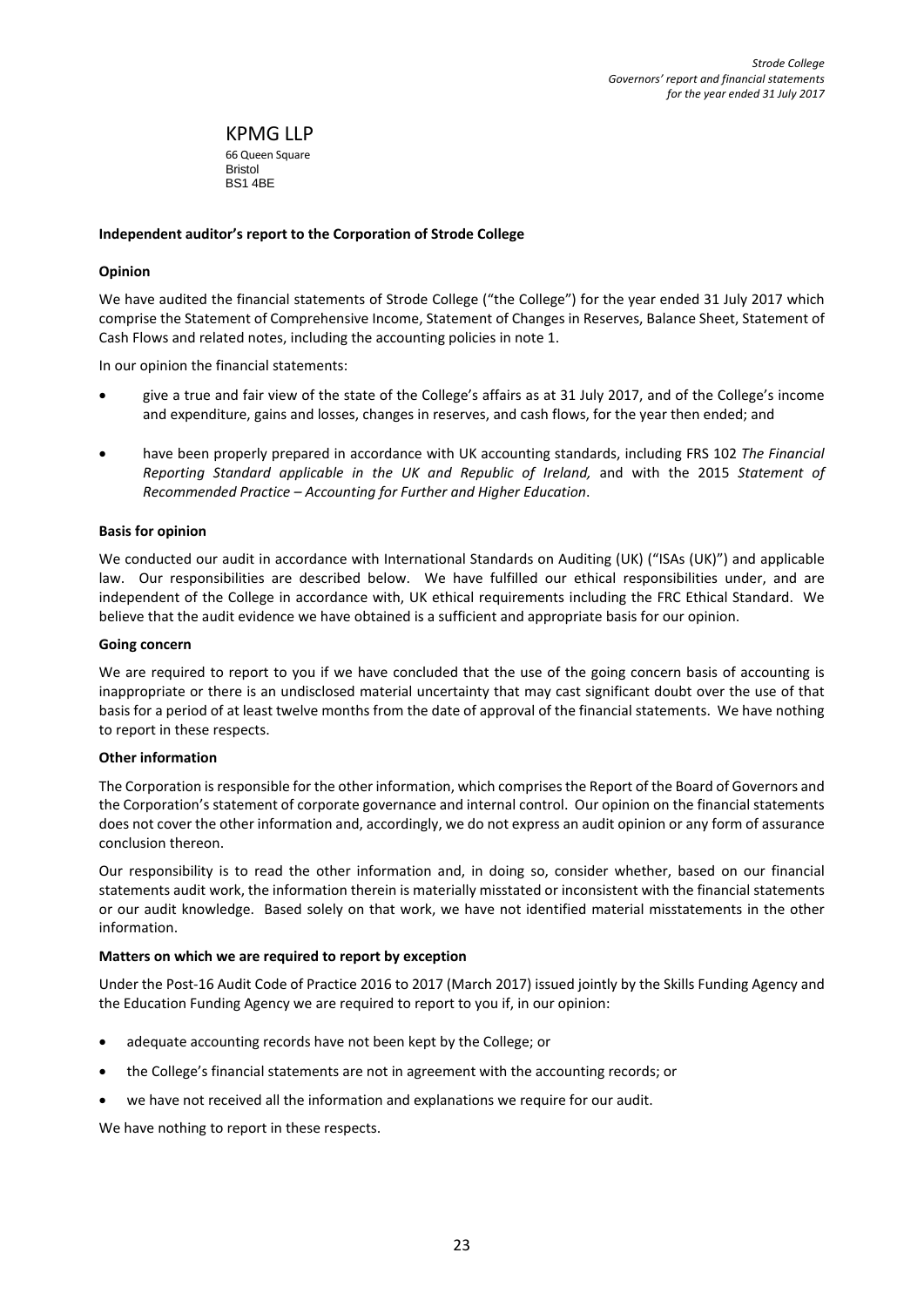KPMG LLP
66 Queen Square
Bristol
BS1 4BE

**Independent auditor's report to the Corporation of Strode College**

**Opinion**

We have audited the financial statements of Strode College ("the College") for the year ended 31 July 2017 which comprise the Statement of Comprehensive Income, Statement of Changes in Reserves, Balance Sheet, Statement of Cash Flows and related notes, including the accounting policies in note 1.

In our opinion the financial statements:

- give a true and fair view of the state of the College's affairs as at 31 July 2017, and of the College's income and expenditure, gains and losses, changes in reserves, and cash flows, for the year then ended; and
- have been properly prepared in accordance with UK accounting standards, including FRS 102 *The Financial Reporting Standard applicable in the UK and Republic of Ireland,* and with the 2015 *Statement of Recommended Practice – Accounting for Further and Higher Education*.

**Basis for opinion**

We conducted our audit in accordance with International Standards on Auditing (UK) ("ISAs (UK)") and applicable law. Our responsibilities are described below. We have fulfilled our ethical responsibilities under, and are independent of the College in accordance with, UK ethical requirements including the FRC Ethical Standard. We believe that the audit evidence we have obtained is a sufficient and appropriate basis for our opinion.

**Going concern**

We are required to report to you if we have concluded that the use of the going concern basis of accounting is inappropriate or there is an undisclosed material uncertainty that may cast significant doubt over the use of that basis for a period of at least twelve months from the date of approval of the financial statements. We have nothing to report in these respects.

**Other information**

The Corporation is responsible for the other information, which comprises the Report of the Board of Governors and the Corporation's statement of corporate governance and internal control. Our opinion on the financial statements does not cover the other information and, accordingly, we do not express an audit opinion or any form of assurance conclusion thereon.

Our responsibility is to read the other information and, in doing so, consider whether, based on our financial statements audit work, the information therein is materially misstated or inconsistent with the financial statements or our audit knowledge. Based solely on that work, we have not identified material misstatements in the other information.

**Matters on which we are required to report by exception**

Under the Post-16 Audit Code of Practice 2016 to 2017 (March 2017) issued jointly by the Skills Funding Agency and the Education Funding Agency we are required to report to you if, in our opinion:

- adequate accounting records have not been kept by the College; or
- the College's financial statements are not in agreement with the accounting records; or
- we have not received all the information and explanations we require for our audit.

We have nothing to report in these respects.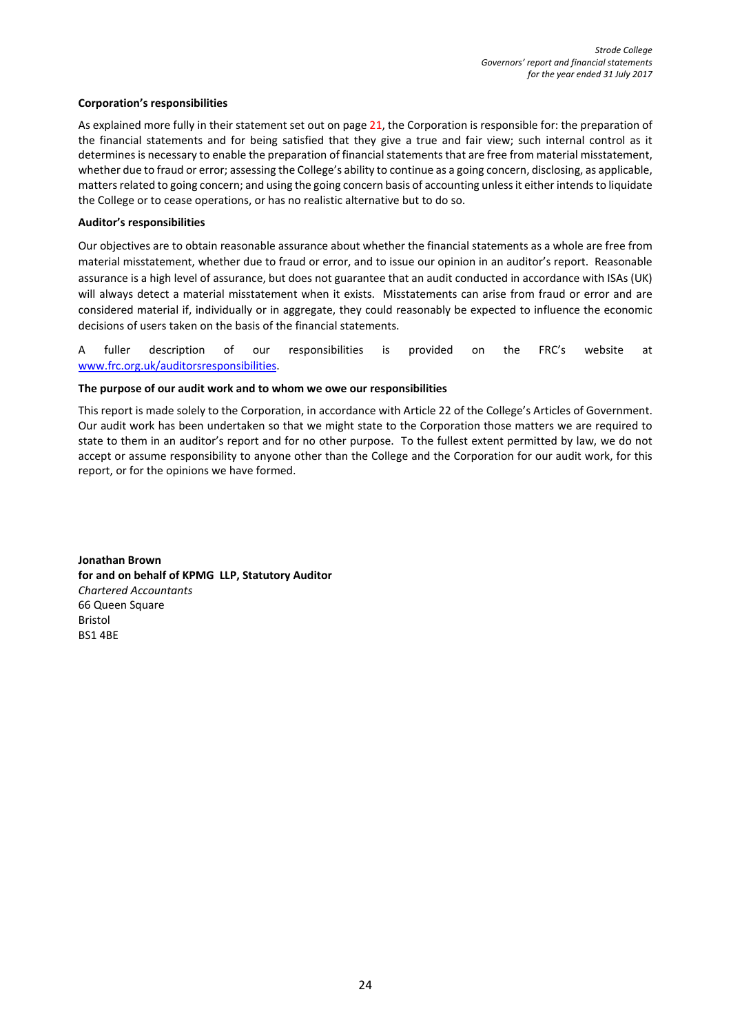**Corporation's responsibilities**

As explained more fully in their statement set out on page 21, the Corporation is responsible for: the preparation of the financial statements and for being satisfied that they give a true and fair view; such internal control as it determines is necessary to enable the preparation of financial statements that are free from material misstatement, whether due to fraud or error; assessing the College's ability to continue as a going concern, disclosing, as applicable, matters related to going concern; and using the going concern basis of accounting unless it either intends to liquidate the College or to cease operations, or has no realistic alternative but to do so.

**Auditor's responsibilities**

Our objectives are to obtain reasonable assurance about whether the financial statements as a whole are free from material misstatement, whether due to fraud or error, and to issue our opinion in an auditor's report. Reasonable assurance is a high level of assurance, but does not guarantee that an audit conducted in accordance with ISAs (UK) will always detect a material misstatement when it exists. Misstatements can arise from fraud or error and are considered material if, individually or in aggregate, they could reasonably be expected to influence the economic decisions of users taken on the basis of the financial statements.

A fuller description of our responsibilities is provided on the FRC's website at www.frc.org.uk/auditorsresponsibilities.

**The purpose of our audit work and to whom we owe our responsibilities**

This report is made solely to the Corporation, in accordance with Article 22 of the College's Articles of Government. Our audit work has been undertaken so that we might state to the Corporation those matters we are required to state to them in an auditor's report and for no other purpose. To the fullest extent permitted by law, we do not accept or assume responsibility to anyone other than the College and the Corporation for our audit work, for this report, or for the opinions we have formed.

**Jonathan Brown**
**for and on behalf of KPMG LLP, Statutory Auditor**
*Chartered Accountants*
66 Queen Square
Bristol
BS1 4BE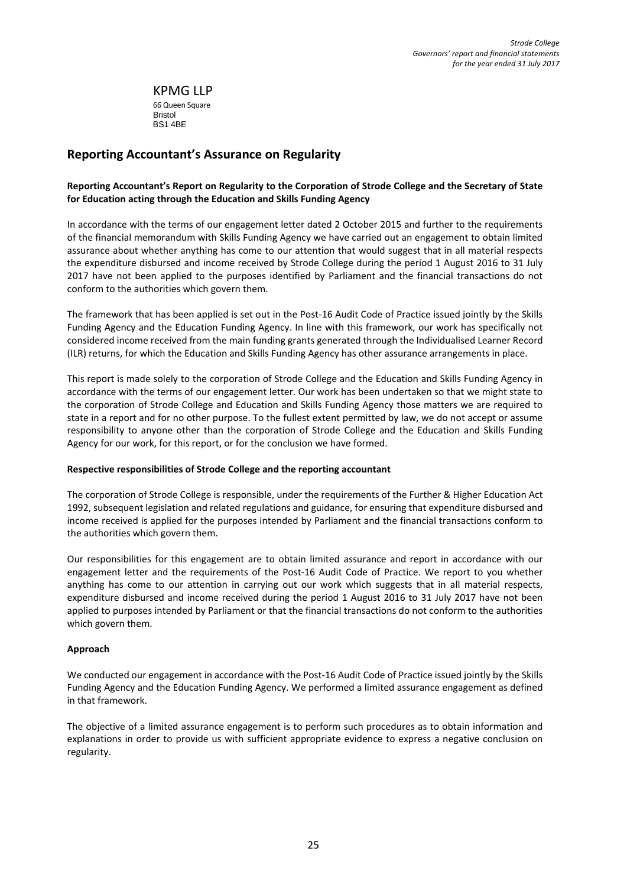KPMG LLP
66 Queen Square
Bristol
BS1 4BE

## Reporting Accountant's Assurance on Regularity

**Reporting Accountant's Report on Regularity to the Corporation of Strode College and the Secretary of State for Education acting through the Education and Skills Funding Agency**

In accordance with the terms of our engagement letter dated 2 October 2015 and further to the requirements of the financial memorandum with Skills Funding Agency we have carried out an engagement to obtain limited assurance about whether anything has come to our attention that would suggest that in all material respects the expenditure disbursed and income received by Strode College during the period 1 August 2016 to 31 July 2017 have not been applied to the purposes identified by Parliament and the financial transactions do not conform to the authorities which govern them.

The framework that has been applied is set out in the Post-16 Audit Code of Practice issued jointly by the Skills Funding Agency and the Education Funding Agency. In line with this framework, our work has specifically not considered income received from the main funding grants generated through the Individualised Learner Record (ILR) returns, for which the Education and Skills Funding Agency has other assurance arrangements in place.

This report is made solely to the corporation of Strode College and the Education and Skills Funding Agency in accordance with the terms of our engagement letter. Our work has been undertaken so that we might state to the corporation of Strode College and Education and Skills Funding Agency those matters we are required to state in a report and for no other purpose. To the fullest extent permitted by law, we do not accept or assume responsibility to anyone other than the corporation of Strode College and the Education and Skills Funding Agency for our work, for this report, or for the conclusion we have formed.

**Respective responsibilities of Strode College and the reporting accountant**

The corporation of Strode College is responsible, under the requirements of the Further & Higher Education Act 1992, subsequent legislation and related regulations and guidance, for ensuring that expenditure disbursed and income received is applied for the purposes intended by Parliament and the financial transactions conform to the authorities which govern them.

Our responsibilities for this engagement are to obtain limited assurance and report in accordance with our engagement letter and the requirements of the Post-16 Audit Code of Practice. We report to you whether anything has come to our attention in carrying out our work which suggests that in all material respects, expenditure disbursed and income received during the period 1 August 2016 to 31 July 2017 have not been applied to purposes intended by Parliament or that the financial transactions do not conform to the authorities which govern them.

**Approach**

We conducted our engagement in accordance with the Post-16 Audit Code of Practice issued jointly by the Skills Funding Agency and the Education Funding Agency. We performed a limited assurance engagement as defined in that framework.

The objective of a limited assurance engagement is to perform such procedures as to obtain information and explanations in order to provide us with sufficient appropriate evidence to express a negative conclusion on regularity.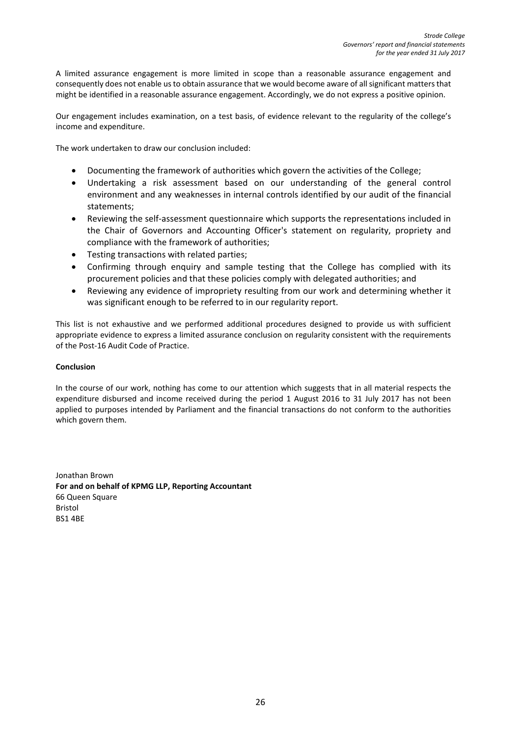A limited assurance engagement is more limited in scope than a reasonable assurance engagement and consequently does not enable us to obtain assurance that we would become aware of all significant matters that might be identified in a reasonable assurance engagement. Accordingly, we do not express a positive opinion.

Our engagement includes examination, on a test basis, of evidence relevant to the regularity of the college's income and expenditure.

The work undertaken to draw our conclusion included:

- Documenting the framework of authorities which govern the activities of the College;
- Undertaking a risk assessment based on our understanding of the general control environment and any weaknesses in internal controls identified by our audit of the financial statements;
- Reviewing the self-assessment questionnaire which supports the representations included in the Chair of Governors and Accounting Officer's statement on regularity, propriety and compliance with the framework of authorities;
- Testing transactions with related parties;
- Confirming through enquiry and sample testing that the College has complied with its procurement policies and that these policies comply with delegated authorities; and
- Reviewing any evidence of impropriety resulting from our work and determining whether it was significant enough to be referred to in our regularity report.

This list is not exhaustive and we performed additional procedures designed to provide us with sufficient appropriate evidence to express a limited assurance conclusion on regularity consistent with the requirements of the Post-16 Audit Code of Practice.

**Conclusion**

In the course of our work, nothing has come to our attention which suggests that in all material respects the expenditure disbursed and income received during the period 1 August 2016 to 31 July 2017 has not been applied to purposes intended by Parliament and the financial transactions do not conform to the authorities which govern them.

Jonathan Brown
**For and on behalf of KPMG LLP, Reporting Accountant**
66 Queen Square
Bristol
BS1 4BE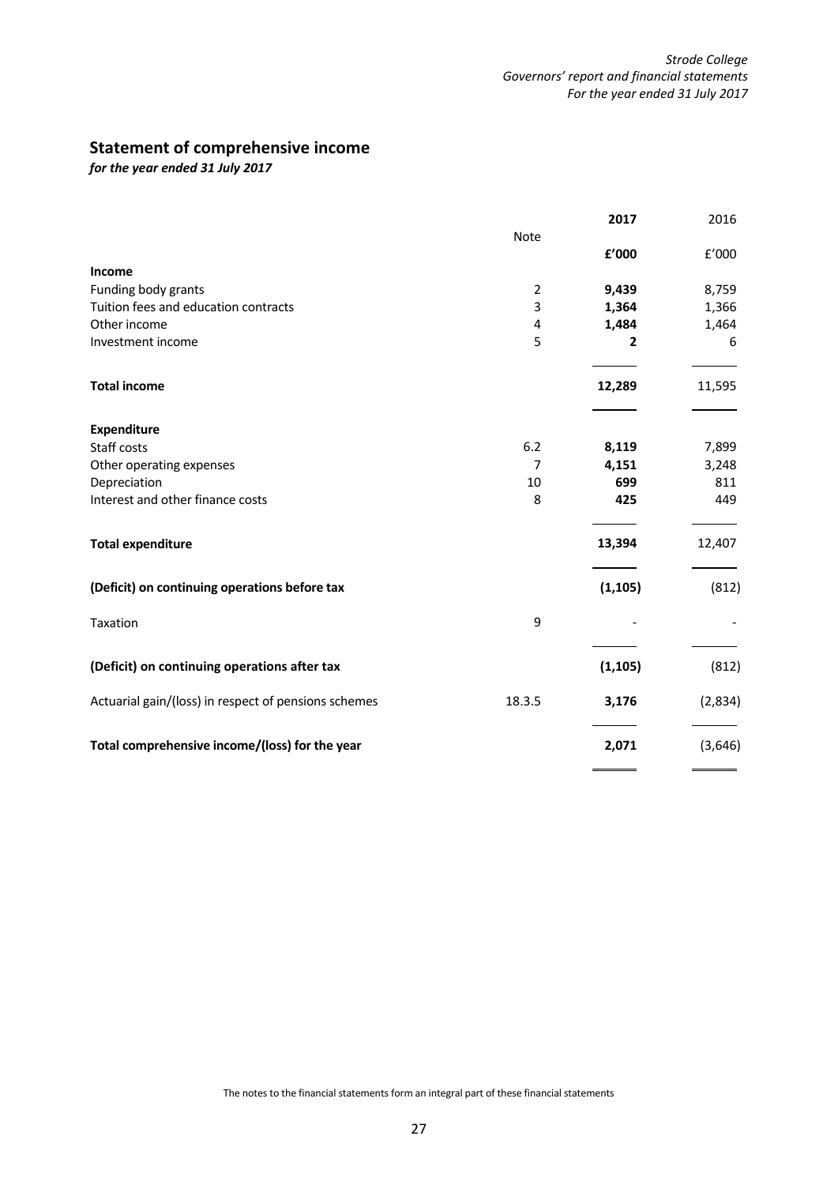# Statement of comprehensive income

*for the year ended 31 July 2017*

| | Note | 2017 | 2016 |
|---|---|---|---|
| | | £'000 | £'000 |
| **Income** | | | |
| Funding body grants | 2 | **9,439** | 8,759 |
| Tuition fees and education contracts | 3 | **1,364** | 1,366 |
| Other income | 4 | **1,484** | 1,464 |
| Investment income | 5 | **2** | 6 |
| **Total income** | | **12,289** | 11,595 |
| **Expenditure** | | | |
| Staff costs | 6.2 | **8,119** | 7,899 |
| Other operating expenses | 7 | **4,151** | 3,248 |
| Depreciation | 10 | **699** | 811 |
| Interest and other finance costs | 8 | **425** | 449 |
| **Total expenditure** | | **13,394** | 12,407 |
| **(Deficit) on continuing operations before tax** | | **(1,105)** | (812) |
| Taxation | 9 | - | - |
| **(Deficit) on continuing operations after tax** | | **(1,105)** | (812) |
| Actuarial gain/(loss) in respect of pensions schemes | 18.3.5 | **3,176** | (2,834) |
| **Total comprehensive income/(loss) for the year** | | **2,071** | (3,646) |

The notes to the financial statements form an integral part of these financial statements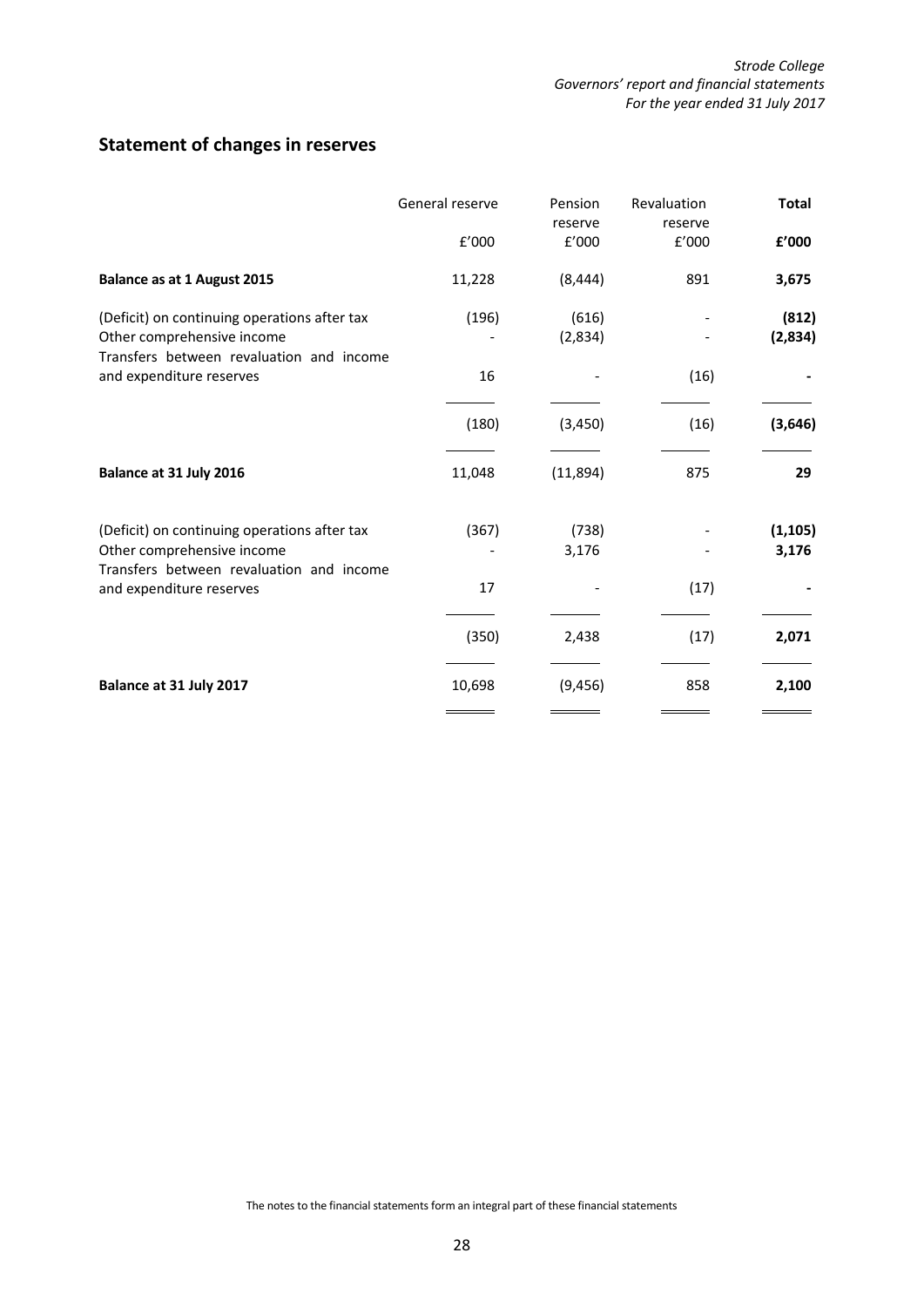## Statement of changes in reserves

| | General reserve | Pension reserve | Revaluation reserve | **Total** |
|---|---|---|---|---|
| | £'000 | £'000 | £'000 | **£'000** |
| **Balance as at 1 August 2015** | 11,228 | (8,444) | 891 | **3,675** |
| (Deficit) on continuing operations after tax | (196) | (616) | - | **(812)** |
| Other comprehensive income | - | (2,834) | - | **(2,834)** |
| Transfers between revaluation and income and expenditure reserves | 16 | - | (16) | **-** |
| | (180) | (3,450) | (16) | **(3,646)** |
| **Balance at 31 July 2016** | 11,048 | (11,894) | 875 | **29** |
| (Deficit) on continuing operations after tax | (367) | (738) | - | **(1,105)** |
| Other comprehensive income | - | 3,176 | - | **3,176** |
| Transfers between revaluation and income and expenditure reserves | 17 | - | (17) | **-** |
| | (350) | 2,438 | (17) | **2,071** |
| **Balance at 31 July 2017** | 10,698 | (9,456) | 858 | **2,100** |

The notes to the financial statements form an integral part of these financial statements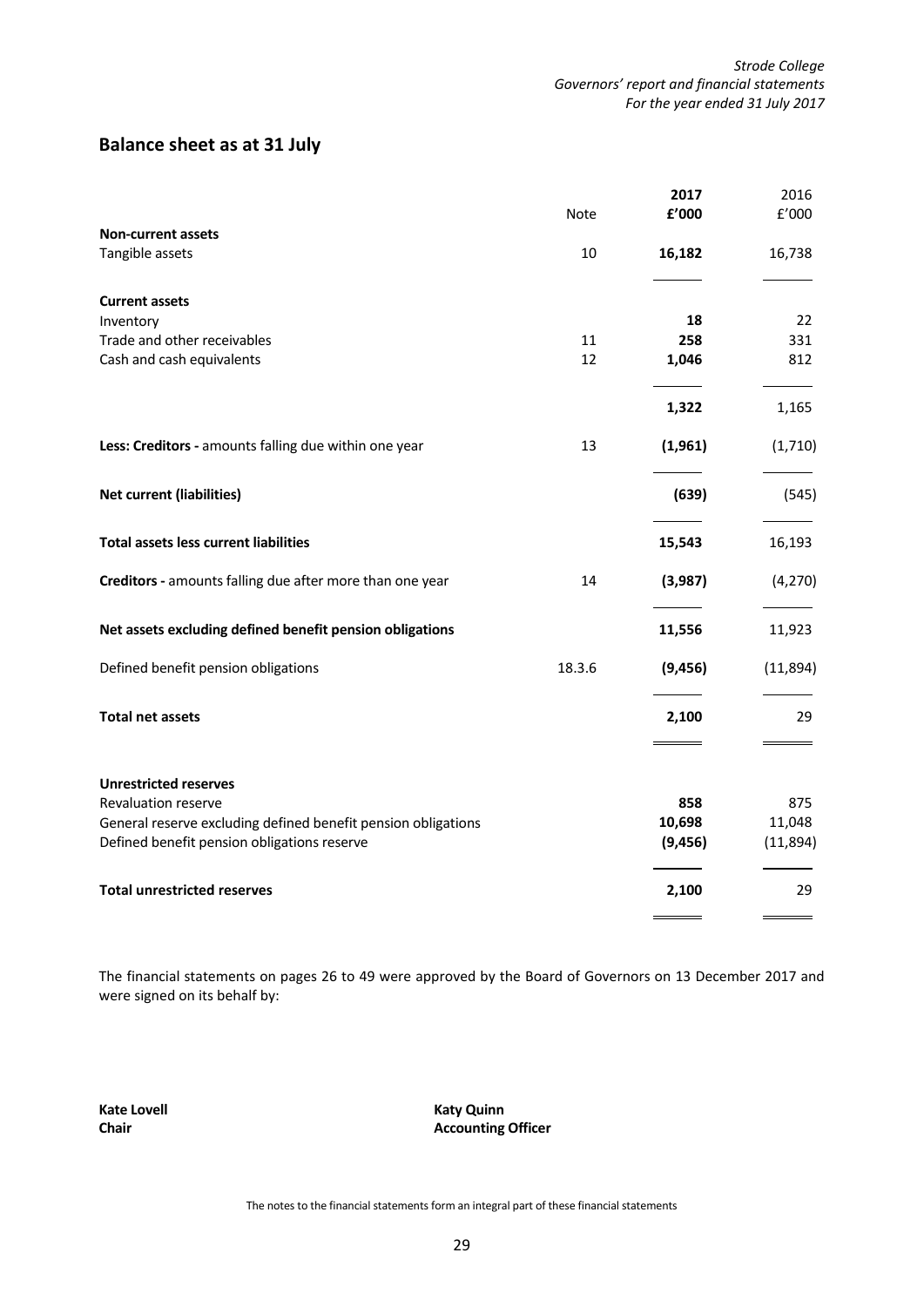## Balance sheet as at 31 July

| | Note | 2017 £'000 | 2016 £'000 |
|---|---|---|---|
| **Non-current assets** | | | |
| Tangible assets | 10 | **16,182** | 16,738 |
| **Current assets** | | | |
| Inventory | | **18** | 22 |
| Trade and other receivables | 11 | **258** | 331 |
| Cash and cash equivalents | 12 | **1,046** | 812 |
| | | **1,322** | 1,165 |
| **Less: Creditors -** amounts falling due within one year | 13 | **(1,961)** | (1,710) |
| **Net current (liabilities)** | | **(639)** | (545) |
| **Total assets less current liabilities** | | **15,543** | 16,193 |
| **Creditors -** amounts falling due after more than one year | 14 | **(3,987)** | (4,270) |
| **Net assets excluding defined benefit pension obligations** | | **11,556** | 11,923 |
| Defined benefit pension obligations | 18.3.6 | **(9,456)** | (11,894) |
| **Total net assets** | | **2,100** | 29 |
| **Unrestricted reserves** | | | |
| Revaluation reserve | | **858** | 875 |
| General reserve excluding defined benefit pension obligations | | **10,698** | 11,048 |
| Defined benefit pension obligations reserve | | **(9,456)** | (11,894) |
| **Total unrestricted reserves** | | **2,100** | 29 |

The financial statements on pages 26 to 49 were approved by the Board of Governors on 13 December 2017 and were signed on its behalf by:

**Kate Lovell**
**Chair**

**Katy Quinn**
**Accounting Officer**

The notes to the financial statements form an integral part of these financial statements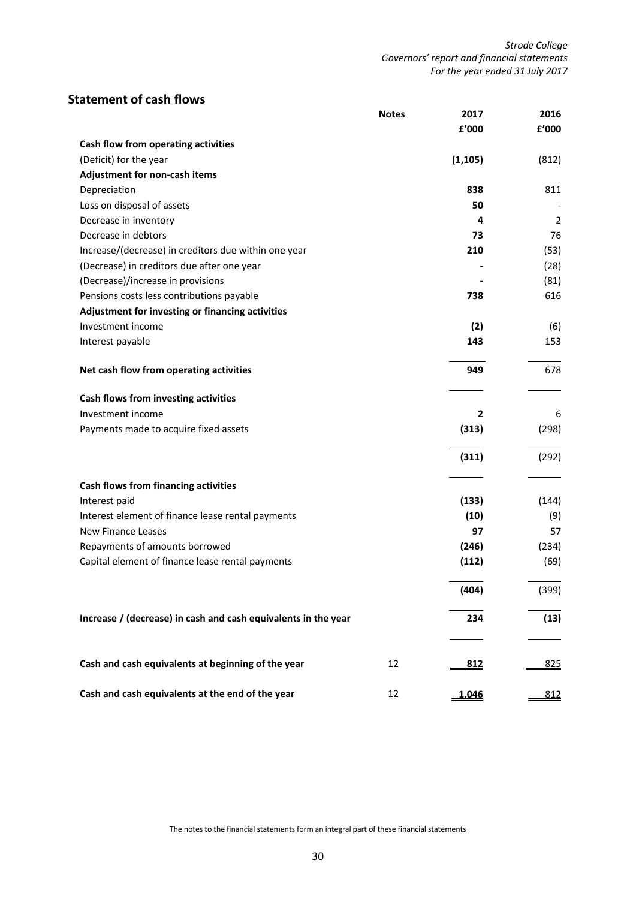## Statement of cash flows

| | Notes | 2017 | 2016 |
|---|---|---|---|
| | | £'000 | £'000 |
| **Cash flow from operating activities** | | | |
| (Deficit) for the year | | **(1,105)** | (812) |
| **Adjustment for non-cash items** | | | |
| Depreciation | | **838** | 811 |
| Loss on disposal of assets | | **50** | - |
| Decrease in inventory | | **4** | 2 |
| Decrease in debtors | | **73** | 76 |
| Increase/(decrease) in creditors due within one year | | **210** | (53) |
| (Decrease) in creditors due after one year | | **-** | (28) |
| (Decrease)/increase in provisions | | **-** | (81) |
| Pensions costs less contributions payable | | **738** | 616 |
| **Adjustment for investing or financing activities** | | | |
| Investment income | | **(2)** | (6) |
| Interest payable | | **143** | 153 |
| **Net cash flow from operating activities** | | **949** | 678 |
| **Cash flows from investing activities** | | | |
| Investment income | | **2** | 6 |
| Payments made to acquire fixed assets | | **(313)** | (298) |
| | | **(311)** | (292) |
| **Cash flows from financing activities** | | | |
| Interest paid | | **(133)** | (144) |
| Interest element of finance lease rental payments | | **(10)** | (9) |
| New Finance Leases | | **97** | 57 |
| Repayments of amounts borrowed | | **(246)** | (234) |
| Capital element of finance lease rental payments | | **(112)** | (69) |
| | | **(404)** | (399) |
| **Increase / (decrease) in cash and cash equivalents in the year** | | **234** | **(13)** |
| **Cash and cash equivalents at beginning of the year** | 12 | **812** | 825 |
| **Cash and cash equivalents at the end of the year** | 12 | **1,046** | 812 |

The notes to the financial statements form an integral part of these financial statements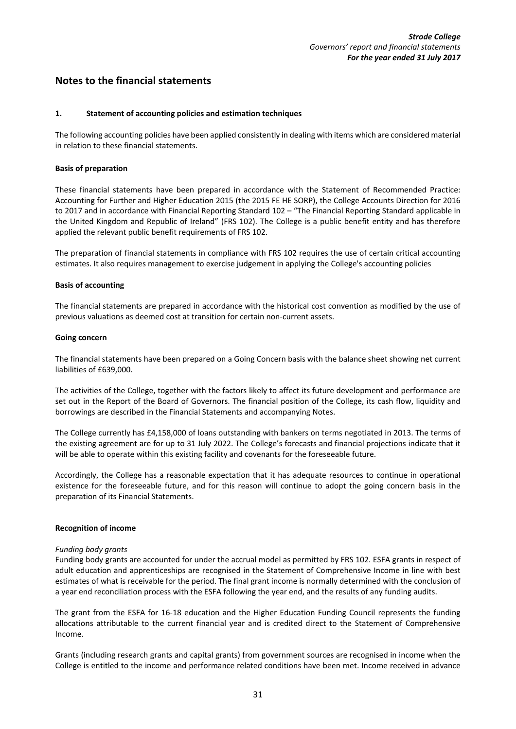## Notes to the financial statements

### 1. Statement of accounting policies and estimation techniques

The following accounting policies have been applied consistently in dealing with items which are considered material in relation to these financial statements.

**Basis of preparation**

These financial statements have been prepared in accordance with the Statement of Recommended Practice: Accounting for Further and Higher Education 2015 (the 2015 FE HE SORP), the College Accounts Direction for 2016 to 2017 and in accordance with Financial Reporting Standard 102 – "The Financial Reporting Standard applicable in the United Kingdom and Republic of Ireland" (FRS 102). The College is a public benefit entity and has therefore applied the relevant public benefit requirements of FRS 102.

The preparation of financial statements in compliance with FRS 102 requires the use of certain critical accounting estimates. It also requires management to exercise judgement in applying the College's accounting policies

**Basis of accounting**

The financial statements are prepared in accordance with the historical cost convention as modified by the use of previous valuations as deemed cost at transition for certain non-current assets.

**Going concern**

The financial statements have been prepared on a Going Concern basis with the balance sheet showing net current liabilities of £639,000.

The activities of the College, together with the factors likely to affect its future development and performance are set out in the Report of the Board of Governors. The financial position of the College, its cash flow, liquidity and borrowings are described in the Financial Statements and accompanying Notes.

The College currently has £4,158,000 of loans outstanding with bankers on terms negotiated in 2013. The terms of the existing agreement are for up to 31 July 2022. The College's forecasts and financial projections indicate that it will be able to operate within this existing facility and covenants for the foreseeable future.

Accordingly, the College has a reasonable expectation that it has adequate resources to continue in operational existence for the foreseeable future, and for this reason will continue to adopt the going concern basis in the preparation of its Financial Statements.

**Recognition of income**

*Funding body grants*

Funding body grants are accounted for under the accrual model as permitted by FRS 102. ESFA grants in respect of adult education and apprenticeships are recognised in the Statement of Comprehensive Income in line with best estimates of what is receivable for the period. The final grant income is normally determined with the conclusion of a year end reconciliation process with the ESFA following the year end, and the results of any funding audits.

The grant from the ESFA for 16-18 education and the Higher Education Funding Council represents the funding allocations attributable to the current financial year and is credited direct to the Statement of Comprehensive Income.

Grants (including research grants and capital grants) from government sources are recognised in income when the College is entitled to the income and performance related conditions have been met. Income received in advance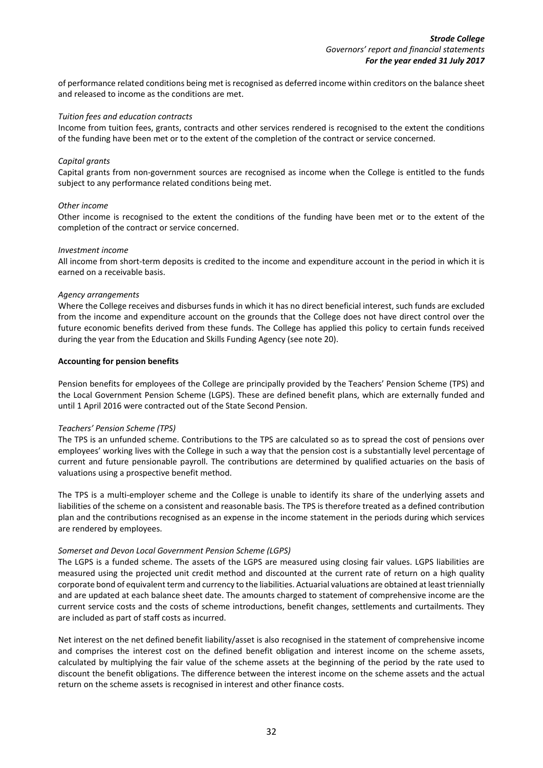of performance related conditions being met is recognised as deferred income within creditors on the balance sheet and released to income as the conditions are met.

*Tuition fees and education contracts*

Income from tuition fees, grants, contracts and other services rendered is recognised to the extent the conditions of the funding have been met or to the extent of the completion of the contract or service concerned.

*Capital grants*

Capital grants from non-government sources are recognised as income when the College is entitled to the funds subject to any performance related conditions being met.

*Other income*

Other income is recognised to the extent the conditions of the funding have been met or to the extent of the completion of the contract or service concerned.

*Investment income*

All income from short-term deposits is credited to the income and expenditure account in the period in which it is earned on a receivable basis.

*Agency arrangements*

Where the College receives and disburses funds in which it has no direct beneficial interest, such funds are excluded from the income and expenditure account on the grounds that the College does not have direct control over the future economic benefits derived from these funds. The College has applied this policy to certain funds received during the year from the Education and Skills Funding Agency (see note 20).

**Accounting for pension benefits**

Pension benefits for employees of the College are principally provided by the Teachers' Pension Scheme (TPS) and the Local Government Pension Scheme (LGPS). These are defined benefit plans, which are externally funded and until 1 April 2016 were contracted out of the State Second Pension.

*Teachers' Pension Scheme (TPS)*

The TPS is an unfunded scheme. Contributions to the TPS are calculated so as to spread the cost of pensions over employees' working lives with the College in such a way that the pension cost is a substantially level percentage of current and future pensionable payroll. The contributions are determined by qualified actuaries on the basis of valuations using a prospective benefit method.

The TPS is a multi-employer scheme and the College is unable to identify its share of the underlying assets and liabilities of the scheme on a consistent and reasonable basis. The TPS is therefore treated as a defined contribution plan and the contributions recognised as an expense in the income statement in the periods during which services are rendered by employees.

*Somerset and Devon Local Government Pension Scheme (LGPS)*

The LGPS is a funded scheme. The assets of the LGPS are measured using closing fair values. LGPS liabilities are measured using the projected unit credit method and discounted at the current rate of return on a high quality corporate bond of equivalent term and currency to the liabilities. Actuarial valuations are obtained at least triennially and are updated at each balance sheet date. The amounts charged to statement of comprehensive income are the current service costs and the costs of scheme introductions, benefit changes, settlements and curtailments. They are included as part of staff costs as incurred.

Net interest on the net defined benefit liability/asset is also recognised in the statement of comprehensive income and comprises the interest cost on the defined benefit obligation and interest income on the scheme assets, calculated by multiplying the fair value of the scheme assets at the beginning of the period by the rate used to discount the benefit obligations. The difference between the interest income on the scheme assets and the actual return on the scheme assets is recognised in interest and other finance costs.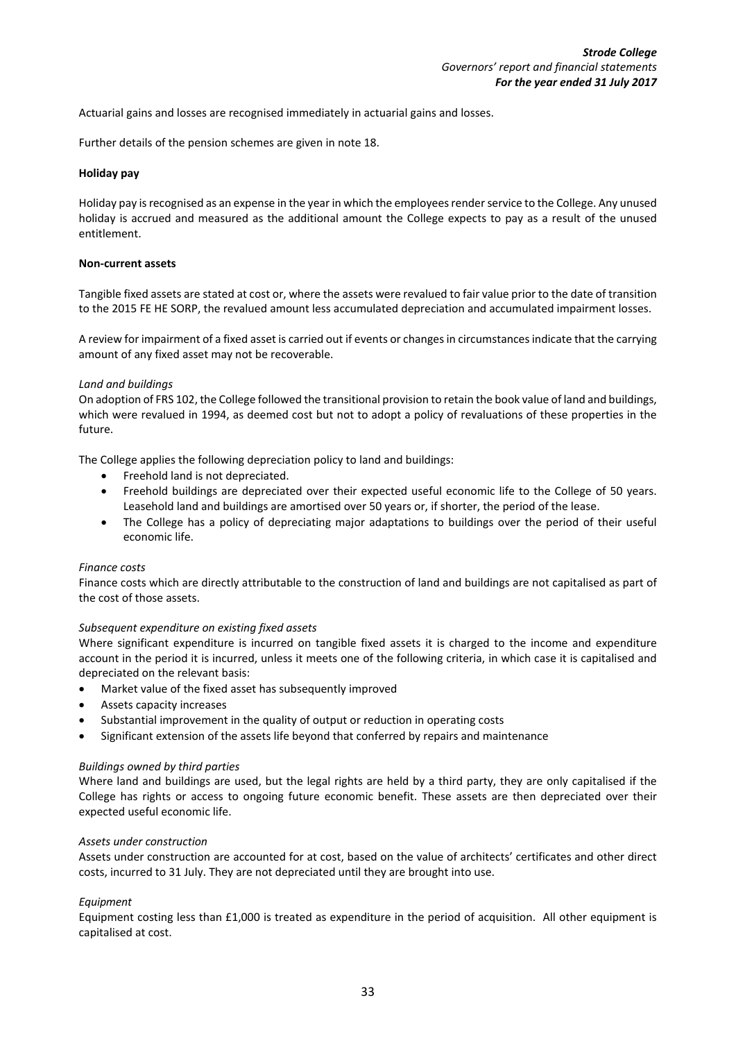Actuarial gains and losses are recognised immediately in actuarial gains and losses.

Further details of the pension schemes are given in note 18.

**Holiday pay**

Holiday pay is recognised as an expense in the year in which the employees render service to the College. Any unused holiday is accrued and measured as the additional amount the College expects to pay as a result of the unused entitlement.

**Non-current assets**

Tangible fixed assets are stated at cost or, where the assets were revalued to fair value prior to the date of transition to the 2015 FE HE SORP, the revalued amount less accumulated depreciation and accumulated impairment losses.

A review for impairment of a fixed asset is carried out if events or changes in circumstances indicate that the carrying amount of any fixed asset may not be recoverable.

*Land and buildings*
On adoption of FRS 102, the College followed the transitional provision to retain the book value of land and buildings, which were revalued in 1994, as deemed cost but not to adopt a policy of revaluations of these properties in the future.

The College applies the following depreciation policy to land and buildings:

- Freehold land is not depreciated.
- Freehold buildings are depreciated over their expected useful economic life to the College of 50 years. Leasehold land and buildings are amortised over 50 years or, if shorter, the period of the lease.
- The College has a policy of depreciating major adaptations to buildings over the period of their useful economic life.

*Finance costs*
Finance costs which are directly attributable to the construction of land and buildings are not capitalised as part of the cost of those assets.

*Subsequent expenditure on existing fixed assets*
Where significant expenditure is incurred on tangible fixed assets it is charged to the income and expenditure account in the period it is incurred, unless it meets one of the following criteria, in which case it is capitalised and depreciated on the relevant basis:

- Market value of the fixed asset has subsequently improved
- Assets capacity increases
- Substantial improvement in the quality of output or reduction in operating costs
- Significant extension of the assets life beyond that conferred by repairs and maintenance

*Buildings owned by third parties*
Where land and buildings are used, but the legal rights are held by a third party, they are only capitalised if the College has rights or access to ongoing future economic benefit. These assets are then depreciated over their expected useful economic life.

*Assets under construction*
Assets under construction are accounted for at cost, based on the value of architects' certificates and other direct costs, incurred to 31 July. They are not depreciated until they are brought into use.

*Equipment*
Equipment costing less than £1,000 is treated as expenditure in the period of acquisition. All other equipment is capitalised at cost.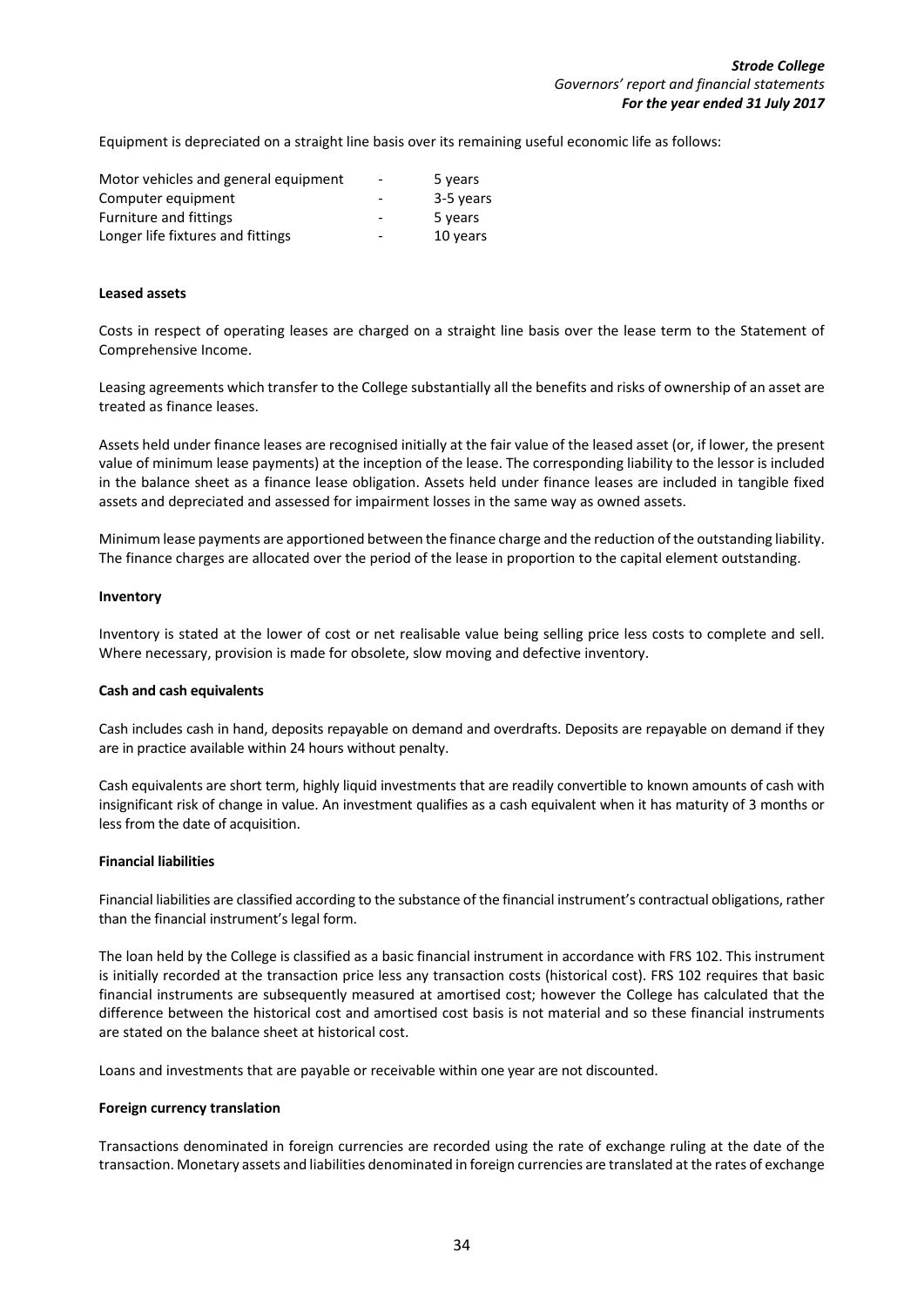Equipment is depreciated on a straight line basis over its remaining useful economic life as follows:

| | | |
|---|---|---|
| Motor vehicles and general equipment | - | 5 years |
| Computer equipment | - | 3-5 years |
| Furniture and fittings | - | 5 years |
| Longer life fixtures and fittings | - | 10 years |

**Leased assets**

Costs in respect of operating leases are charged on a straight line basis over the lease term to the Statement of Comprehensive Income.

Leasing agreements which transfer to the College substantially all the benefits and risks of ownership of an asset are treated as finance leases.

Assets held under finance leases are recognised initially at the fair value of the leased asset (or, if lower, the present value of minimum lease payments) at the inception of the lease. The corresponding liability to the lessor is included in the balance sheet as a finance lease obligation. Assets held under finance leases are included in tangible fixed assets and depreciated and assessed for impairment losses in the same way as owned assets.

Minimum lease payments are apportioned between the finance charge and the reduction of the outstanding liability. The finance charges are allocated over the period of the lease in proportion to the capital element outstanding.

**Inventory**

Inventory is stated at the lower of cost or net realisable value being selling price less costs to complete and sell. Where necessary, provision is made for obsolete, slow moving and defective inventory.

**Cash and cash equivalents**

Cash includes cash in hand, deposits repayable on demand and overdrafts. Deposits are repayable on demand if they are in practice available within 24 hours without penalty.

Cash equivalents are short term, highly liquid investments that are readily convertible to known amounts of cash with insignificant risk of change in value. An investment qualifies as a cash equivalent when it has maturity of 3 months or less from the date of acquisition.

**Financial liabilities**

Financial liabilities are classified according to the substance of the financial instrument's contractual obligations, rather than the financial instrument's legal form.

The loan held by the College is classified as a basic financial instrument in accordance with FRS 102. This instrument is initially recorded at the transaction price less any transaction costs (historical cost). FRS 102 requires that basic financial instruments are subsequently measured at amortised cost; however the College has calculated that the difference between the historical cost and amortised cost basis is not material and so these financial instruments are stated on the balance sheet at historical cost.

Loans and investments that are payable or receivable within one year are not discounted.

**Foreign currency translation**

Transactions denominated in foreign currencies are recorded using the rate of exchange ruling at the date of the transaction. Monetary assets and liabilities denominated in foreign currencies are translated at the rates of exchange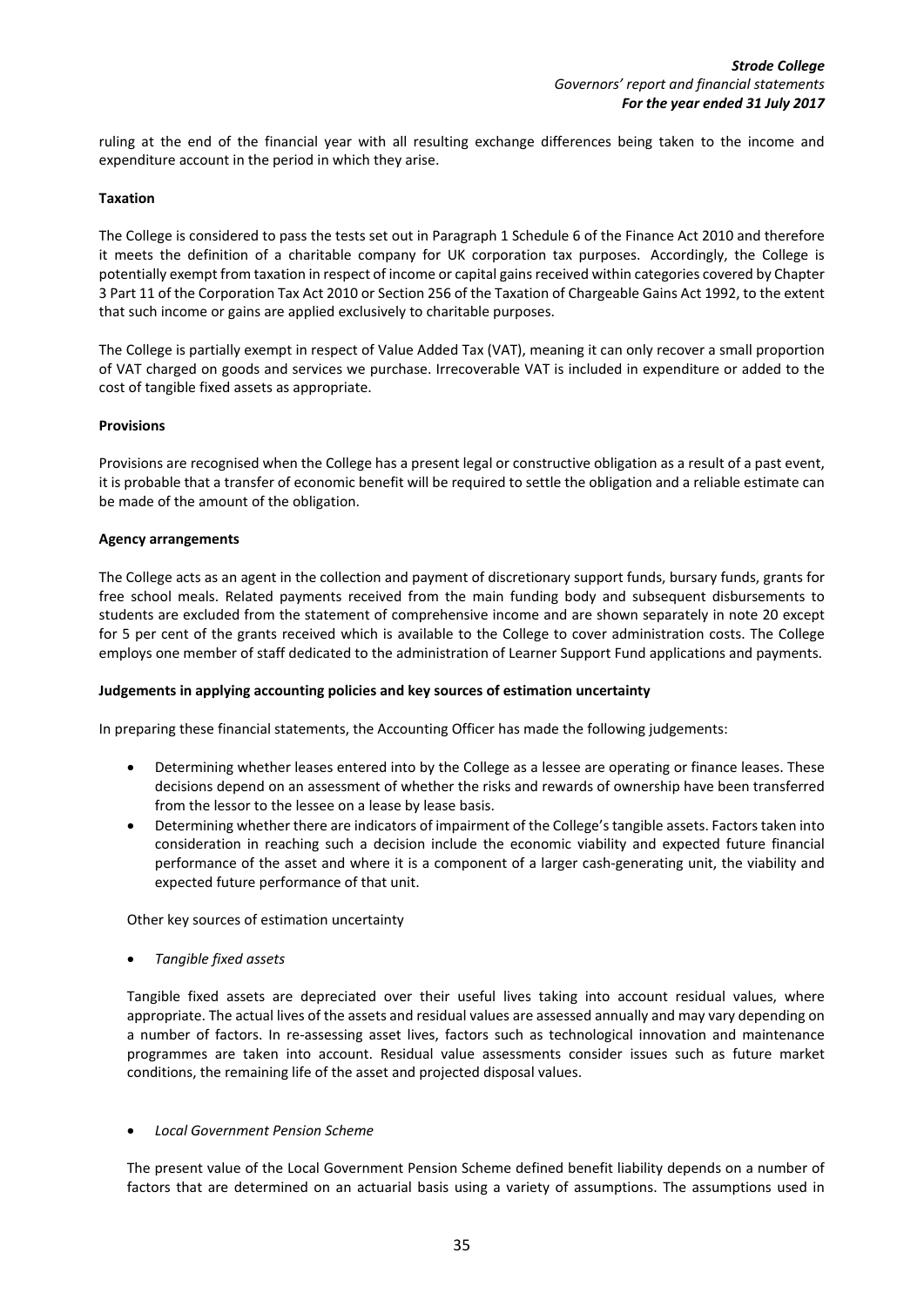ruling at the end of the financial year with all resulting exchange differences being taken to the income and expenditure account in the period in which they arise.

**Taxation**

The College is considered to pass the tests set out in Paragraph 1 Schedule 6 of the Finance Act 2010 and therefore it meets the definition of a charitable company for UK corporation tax purposes. Accordingly, the College is potentially exempt from taxation in respect of income or capital gains received within categories covered by Chapter 3 Part 11 of the Corporation Tax Act 2010 or Section 256 of the Taxation of Chargeable Gains Act 1992, to the extent that such income or gains are applied exclusively to charitable purposes.

The College is partially exempt in respect of Value Added Tax (VAT), meaning it can only recover a small proportion of VAT charged on goods and services we purchase. Irrecoverable VAT is included in expenditure or added to the cost of tangible fixed assets as appropriate.

**Provisions**

Provisions are recognised when the College has a present legal or constructive obligation as a result of a past event, it is probable that a transfer of economic benefit will be required to settle the obligation and a reliable estimate can be made of the amount of the obligation.

**Agency arrangements**

The College acts as an agent in the collection and payment of discretionary support funds, bursary funds, grants for free school meals. Related payments received from the main funding body and subsequent disbursements to students are excluded from the statement of comprehensive income and are shown separately in note 20 except for 5 per cent of the grants received which is available to the College to cover administration costs. The College employs one member of staff dedicated to the administration of Learner Support Fund applications and payments.

**Judgements in applying accounting policies and key sources of estimation uncertainty**

In preparing these financial statements, the Accounting Officer has made the following judgements:

- Determining whether leases entered into by the College as a lessee are operating or finance leases. These decisions depend on an assessment of whether the risks and rewards of ownership have been transferred from the lessor to the lessee on a lease by lease basis.
- Determining whether there are indicators of impairment of the College's tangible assets. Factors taken into consideration in reaching such a decision include the economic viability and expected future financial performance of the asset and where it is a component of a larger cash-generating unit, the viability and expected future performance of that unit.

Other key sources of estimation uncertainty

- *Tangible fixed assets*

Tangible fixed assets are depreciated over their useful lives taking into account residual values, where appropriate. The actual lives of the assets and residual values are assessed annually and may vary depending on a number of factors. In re-assessing asset lives, factors such as technological innovation and maintenance programmes are taken into account. Residual value assessments consider issues such as future market conditions, the remaining life of the asset and projected disposal values.

- *Local Government Pension Scheme*

The present value of the Local Government Pension Scheme defined benefit liability depends on a number of factors that are determined on an actuarial basis using a variety of assumptions. The assumptions used in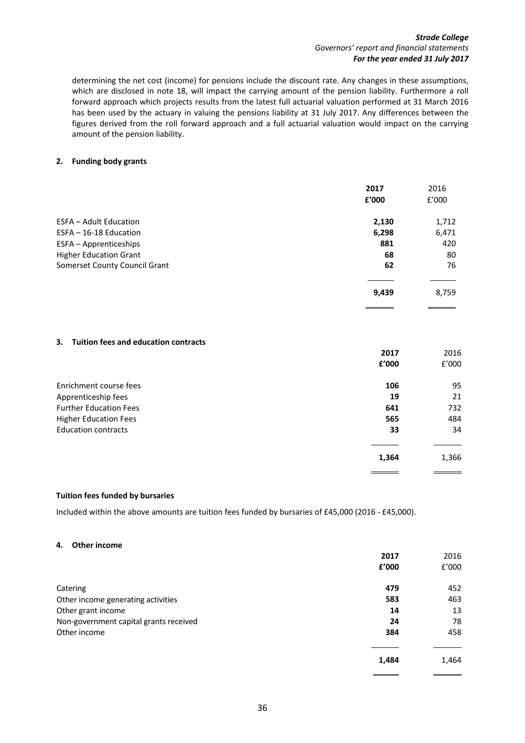determining the net cost (income) for pensions include the discount rate. Any changes in these assumptions, which are disclosed in note 18, will impact the carrying amount of the pension liability. Furthermore a roll forward approach which projects results from the latest full actuarial valuation performed at 31 March 2016 has been used by the actuary in valuing the pensions liability at 31 July 2017. Any differences between the figures derived from the roll forward approach and a full actuarial valuation would impact on the carrying amount of the pension liability.

## 2. Funding body grants

| | **2017** | 2016 |
|---|---|---|
| | **£'000** | £'000 |
| ESFA – Adult Education | **2,130** | 1,712 |
| ESFA – 16-18 Education | **6,298** | 6,471 |
| ESFA – Apprenticeships | **881** | 420 |
| Higher Education Grant | **68** | 80 |
| Somerset County Council Grant | **62** | 76 |
| | **9,439** | 8,759 |

## 3. Tuition fees and education contracts

| | **2017** | 2016 |
|---|---|---|
| | **£'000** | £'000 |
| Enrichment course fees | **106** | 95 |
| Apprenticeship fees | **19** | 21 |
| Further Education Fees | **641** | 732 |
| Higher Education Fees | **565** | 484 |
| Education contracts | **33** | 34 |
| | **1,364** | 1,366 |

### Tuition fees funded by bursaries

Included within the above amounts are tuition fees funded by bursaries of £45,000 (2016 - £45,000).

## 4. Other income

| | **2017** | 2016 |
|---|---|---|
| | **£'000** | £'000 |
| Catering | **479** | 452 |
| Other income generating activities | **583** | 463 |
| Other grant income | **14** | 13 |
| Non-government capital grants received | **24** | 78 |
| Other income | **384** | 458 |
| | **1,484** | 1,464 |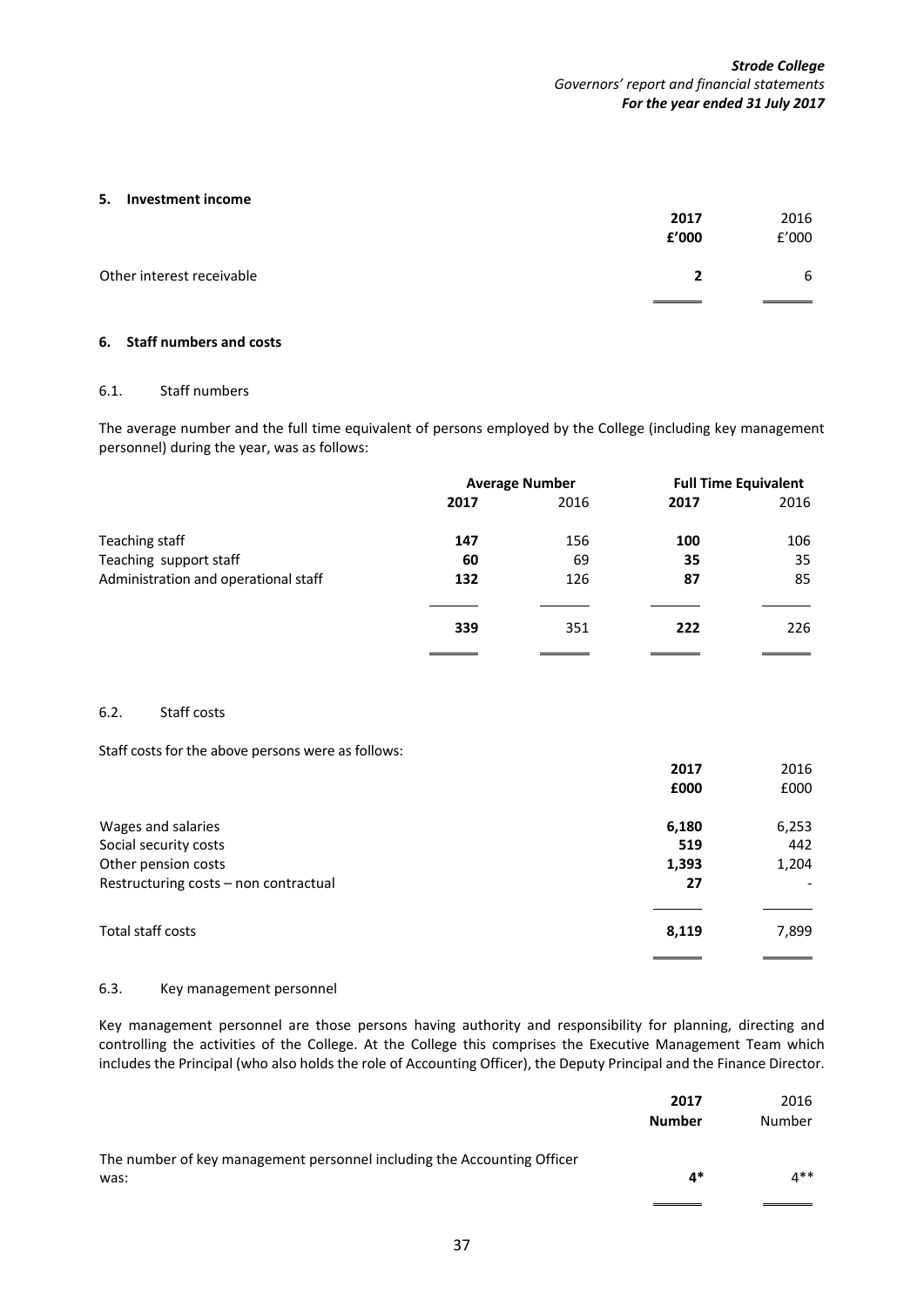## 5. Investment income

| | 2017 £'000 | 2016 £'000 |
|---|---|---|
| Other interest receivable | **2** | 6 |

## 6. Staff numbers and costs

### 6.1. Staff numbers

The average number and the full time equivalent of persons employed by the College (including key management personnel) during the year, was as follows:

| | Average Number | | Full Time Equivalent | |
|---|---|---|---|---|
| | **2017** | 2016 | **2017** | 2016 |
| Teaching staff | **147** | 156 | **100** | 106 |
| Teaching support staff | **60** | 69 | **35** | 35 |
| Administration and operational staff | **132** | 126 | **87** | 85 |
| | **339** | 351 | **222** | 226 |

### 6.2. Staff costs

Staff costs for the above persons were as follows:

| | 2017 £000 | 2016 £000 |
|---|---|---|
| Wages and salaries | **6,180** | 6,253 |
| Social security costs | **519** | 442 |
| Other pension costs | **1,393** | 1,204 |
| Restructuring costs – non contractual | **27** | - |
| Total staff costs | **8,119** | 7,899 |

### 6.3. Key management personnel

Key management personnel are those persons having authority and responsibility for planning, directing and controlling the activities of the College. At the College this comprises the Executive Management Team which includes the Principal (who also holds the role of Accounting Officer), the Deputy Principal and the Finance Director.

| | 2017 Number | 2016 Number |
|---|---|---|
| The number of key management personnel including the Accounting Officer was: | **4*** | 4** |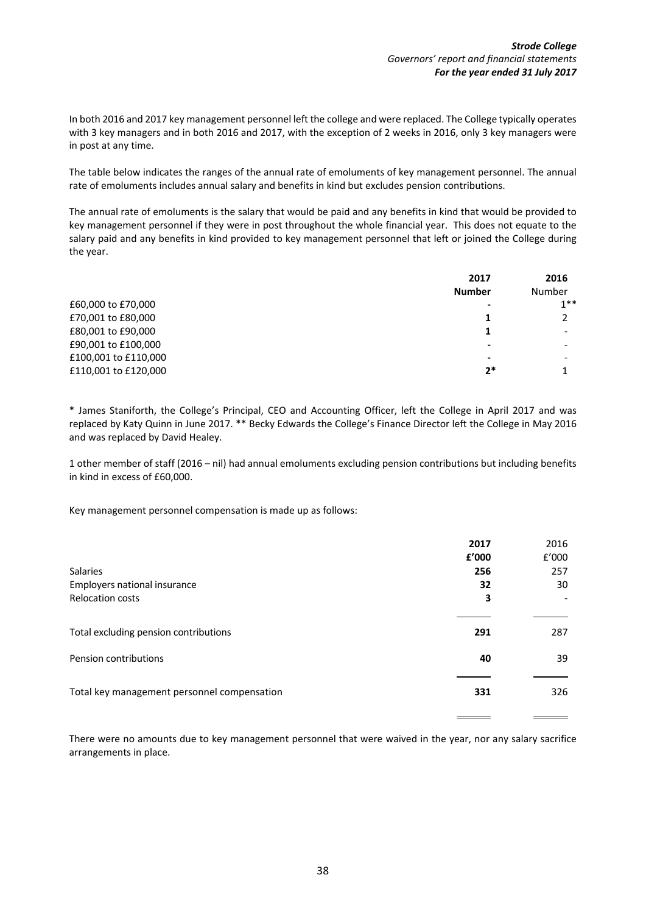In both 2016 and 2017 key management personnel left the college and were replaced. The College typically operates with 3 key managers and in both 2016 and 2017, with the exception of 2 weeks in 2016, only 3 key managers were in post at any time.

The table below indicates the ranges of the annual rate of emoluments of key management personnel. The annual rate of emoluments includes annual salary and benefits in kind but excludes pension contributions.

The annual rate of emoluments is the salary that would be paid and any benefits in kind that would be provided to key management personnel if they were in post throughout the whole financial year. This does not equate to the salary paid and any benefits in kind provided to key management personnel that left or joined the College during the year.

| | **2017** | 2016 |
|---|---|---|
| | **Number** | Number |
| £60,000 to £70,000 | **-** | 1** |
| £70,001 to £80,000 | **1** | 2 |
| £80,001 to £90,000 | **1** | - |
| £90,001 to £100,000 | **-** | - |
| £100,001 to £110,000 | **-** | - |
| £110,001 to £120,000 | **2*** | 1 |

* James Staniforth, the College's Principal, CEO and Accounting Officer, left the College in April 2017 and was replaced by Katy Quinn in June 2017. ** Becky Edwards the College's Finance Director left the College in May 2016 and was replaced by David Healey.

1 other member of staff (2016 – nil) had annual emoluments excluding pension contributions but including benefits in kind in excess of £60,000.

Key management personnel compensation is made up as follows:

| | **2017** | 2016 |
|---|---|---|
| | **£'000** | £'000 |
| Salaries | **256** | 257 |
| Employers national insurance | **32** | 30 |
| Relocation costs | **3** | - |
| Total excluding pension contributions | **291** | 287 |
| Pension contributions | **40** | 39 |
| Total key management personnel compensation | **331** | 326 |

There were no amounts due to key management personnel that were waived in the year, nor any salary sacrifice arrangements in place.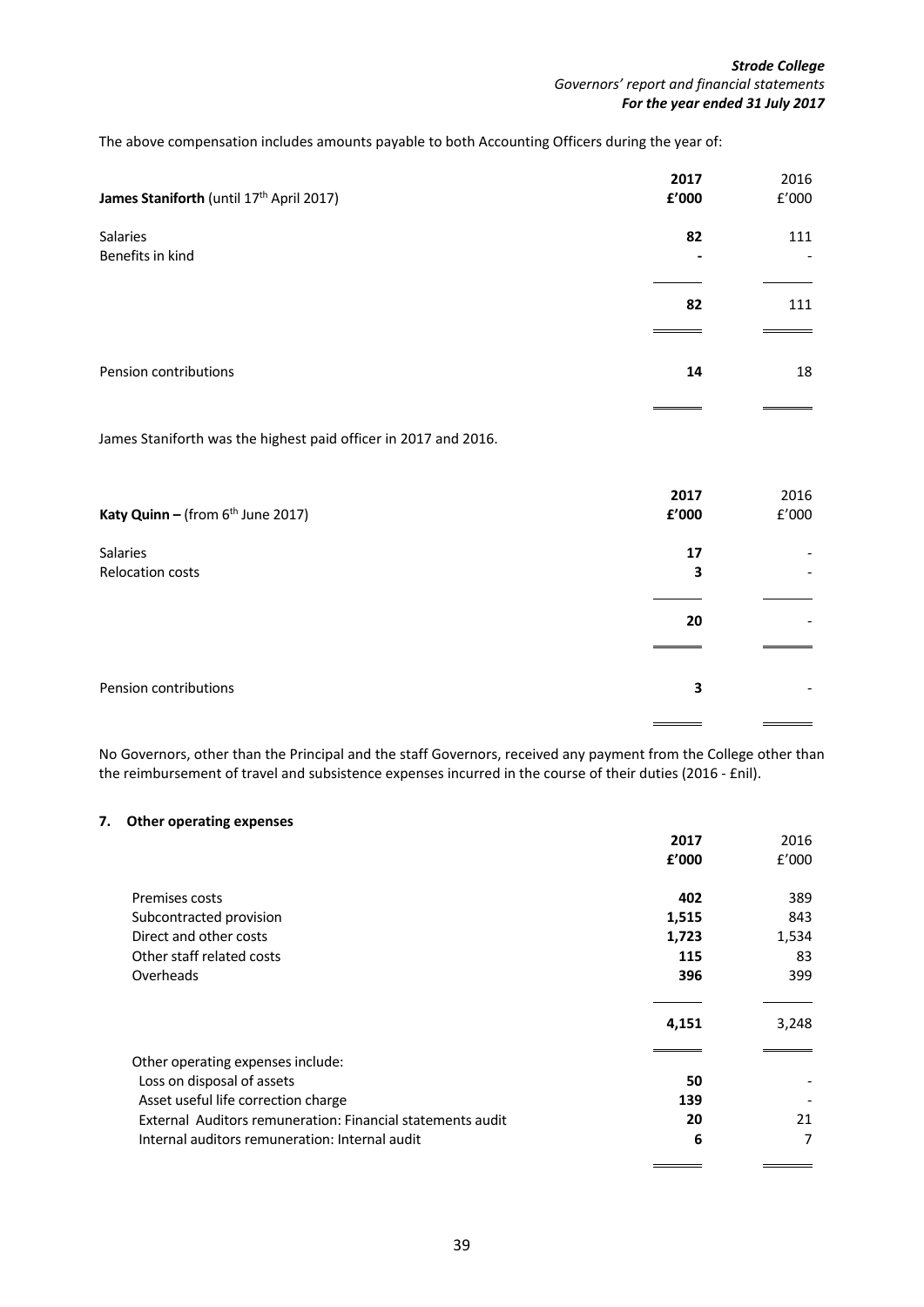The above compensation includes amounts payable to both Accounting Officers during the year of:

| **James Staniforth** (until 17th April 2017) | **2017 £'000** | 2016 £'000 |
|---|---|---|
| Salaries | **82** | 111 |
| Benefits in kind | **-** | - |
| | **82** | 111 |
| Pension contributions | **14** | 18 |

James Staniforth was the highest paid officer in 2017 and 2016.

| **Katy Quinn –** (from 6th June 2017) | **2017 £'000** | 2016 £'000 |
|---|---|---|
| Salaries | **17** | - |
| Relocation costs | **3** | - |
| | **20** | - |
| Pension contributions | **3** | - |

No Governors, other than the Principal and the staff Governors, received any payment from the College other than the reimbursement of travel and subsistence expenses incurred in the course of their duties (2016 - £nil).

## 7. Other operating expenses

| | **2017 £'000** | 2016 £'000 |
|---|---|---|
| Premises costs | **402** | 389 |
| Subcontracted provision | **1,515** | 843 |
| Direct and other costs | **1,723** | 1,534 |
| Other staff related costs | **115** | 83 |
| Overheads | **396** | 399 |
| | **4,151** | 3,248 |
| Other operating expenses include: | | |
| Loss on disposal of assets | **50** | - |
| Asset useful life correction charge | **139** | - |
| External Auditors remuneration: Financial statements audit | **20** | 21 |
| Internal auditors remuneration: Internal audit | **6** | 7 |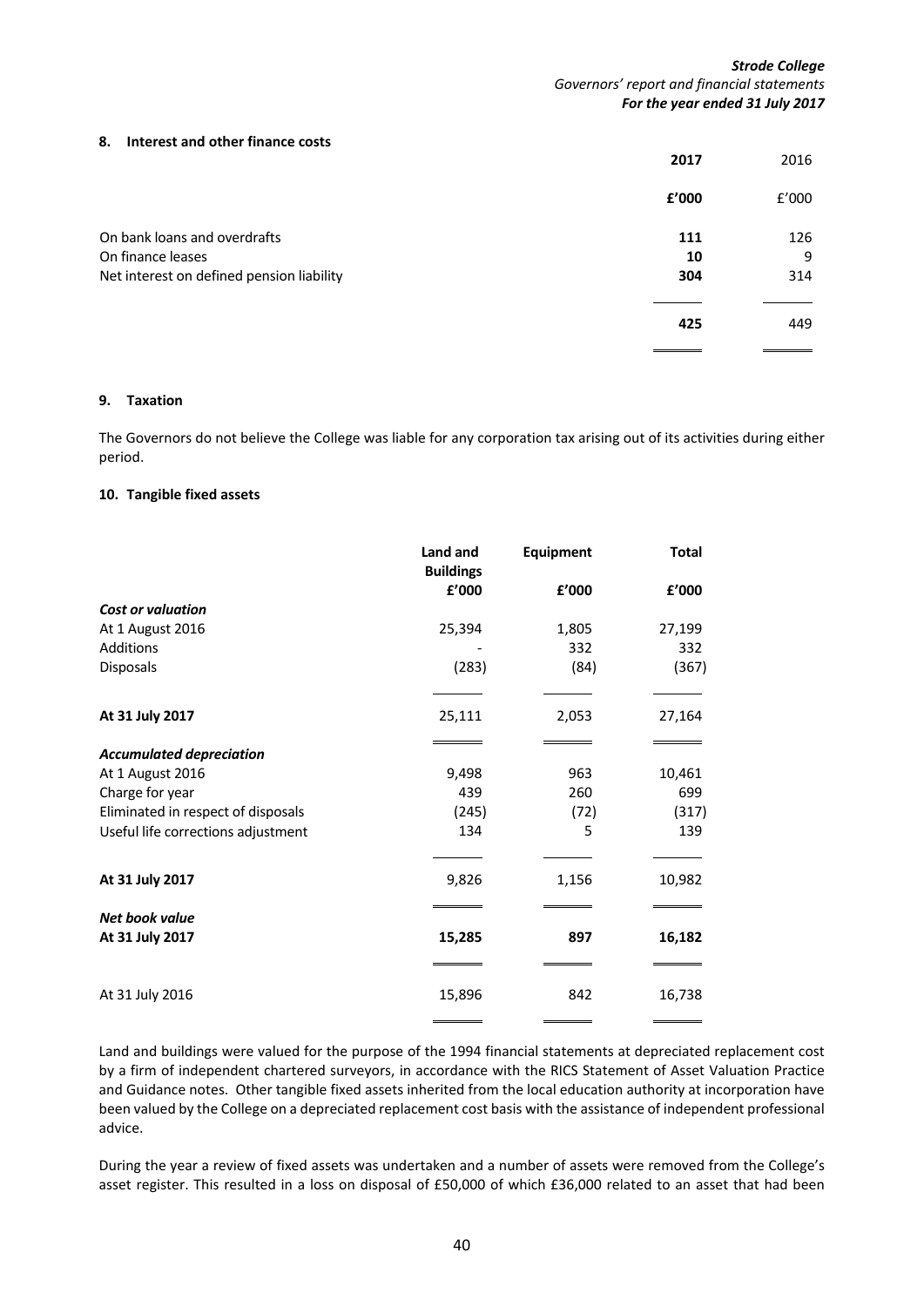## 8. Interest and other finance costs

| | **2017** | 2016 |
|---|---|---|
| | **£'000** | £'000 |
| On bank loans and overdrafts | **111** | 126 |
| On finance leases | **10** | 9 |
| Net interest on defined pension liability | **304** | 314 |
| | **425** | 449 |

## 9. Taxation

The Governors do not believe the College was liable for any corporation tax arising out of its activities during either period.

## 10. Tangible fixed assets

| | **Land and Buildings** | **Equipment** | **Total** |
|---|---|---|---|
| | **£'000** | **£'000** | **£'000** |
| ***Cost or valuation*** | | | |
| At 1 August 2016 | 25,394 | 1,805 | 27,199 |
| Additions | - | 332 | 332 |
| Disposals | (283) | (84) | (367) |
| **At 31 July 2017** | 25,111 | 2,053 | 27,164 |
| ***Accumulated depreciation*** | | | |
| At 1 August 2016 | 9,498 | 963 | 10,461 |
| Charge for year | 439 | 260 | 699 |
| Eliminated in respect of disposals | (245) | (72) | (317) |
| Useful life corrections adjustment | 134 | 5 | 139 |
| **At 31 July 2017** | 9,826 | 1,156 | 10,982 |
| ***Net book value*** | | | |
| **At 31 July 2017** | **15,285** | **897** | **16,182** |
| At 31 July 2016 | 15,896 | 842 | 16,738 |

Land and buildings were valued for the purpose of the 1994 financial statements at depreciated replacement cost by a firm of independent chartered surveyors, in accordance with the RICS Statement of Asset Valuation Practice and Guidance notes. Other tangible fixed assets inherited from the local education authority at incorporation have been valued by the College on a depreciated replacement cost basis with the assistance of independent professional advice.

During the year a review of fixed assets was undertaken and a number of assets were removed from the College's asset register. This resulted in a loss on disposal of £50,000 of which £36,000 related to an asset that had been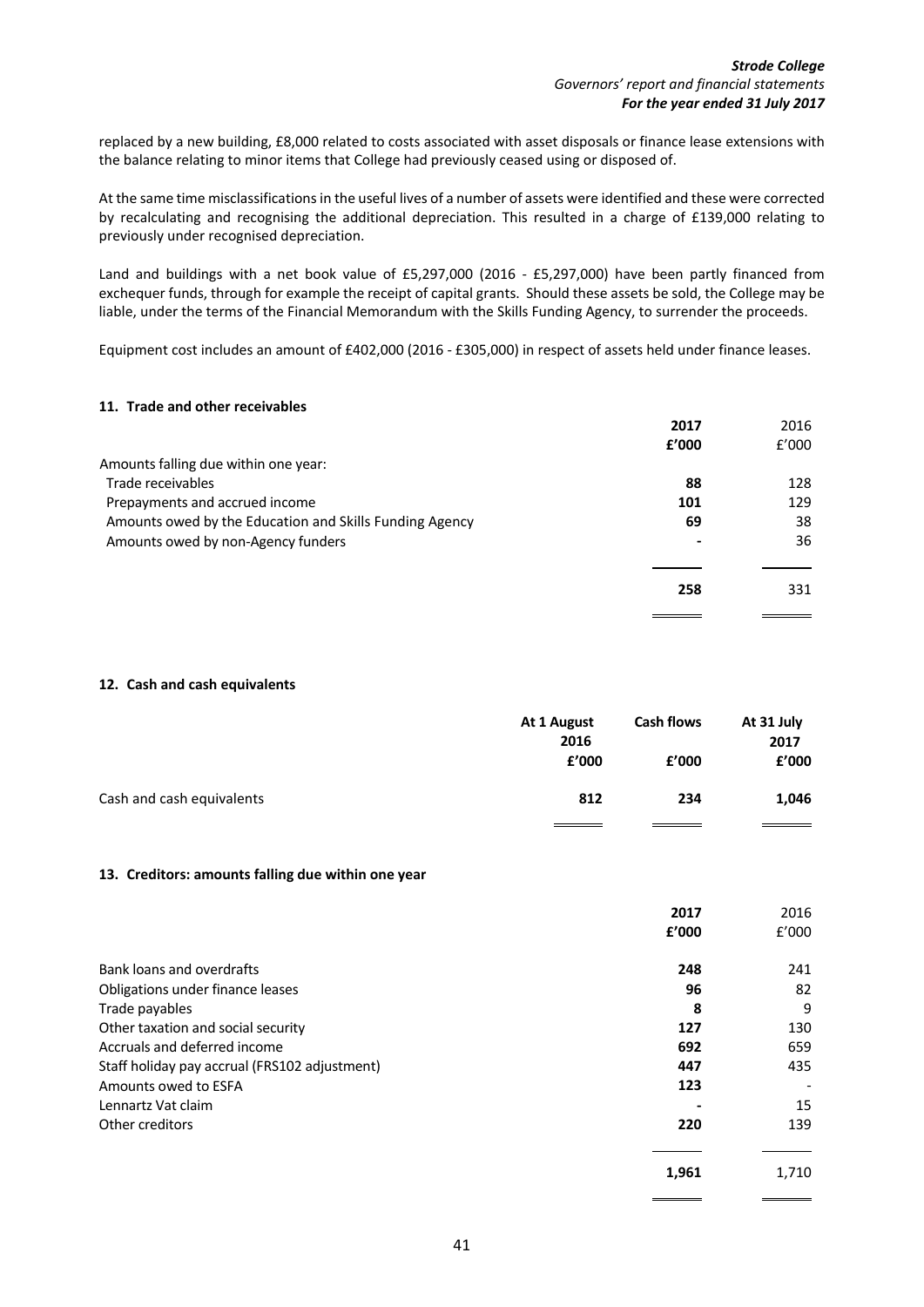replaced by a new building, £8,000 related to costs associated with asset disposals or finance lease extensions with the balance relating to minor items that College had previously ceased using or disposed of.

At the same time misclassifications in the useful lives of a number of assets were identified and these were corrected by recalculating and recognising the additional depreciation. This resulted in a charge of £139,000 relating to previously under recognised depreciation.

Land and buildings with a net book value of £5,297,000 (2016 - £5,297,000) have been partly financed from exchequer funds, through for example the receipt of capital grants. Should these assets be sold, the College may be liable, under the terms of the Financial Memorandum with the Skills Funding Agency, to surrender the proceeds.

Equipment cost includes an amount of £402,000 (2016 - £305,000) in respect of assets held under finance leases.

### 11. Trade and other receivables

| | **2017** | 2016 |
|---|---|---|
| | **£'000** | £'000 |
| Amounts falling due within one year: | | |
| Trade receivables | **88** | 128 |
| Prepayments and accrued income | **101** | 129 |
| Amounts owed by the Education and Skills Funding Agency | **69** | 38 |
| Amounts owed by non-Agency funders | **-** | 36 |
| | **258** | 331 |

### 12. Cash and cash equivalents

| | **At 1 August 2016** | **Cash flows** | **At 31 July 2017** |
|---|---|---|---|
| | **£'000** | **£'000** | **£'000** |
| Cash and cash equivalents | **812** | **234** | **1,046** |

### 13. Creditors: amounts falling due within one year

| | **2017** | 2016 |
|---|---|---|
| | **£'000** | £'000 |
| Bank loans and overdrafts | **248** | 241 |
| Obligations under finance leases | **96** | 82 |
| Trade payables | **8** | 9 |
| Other taxation and social security | **127** | 130 |
| Accruals and deferred income | **692** | 659 |
| Staff holiday pay accrual (FRS102 adjustment) | **447** | 435 |
| Amounts owed to ESFA | **123** | - |
| Lennartz Vat claim | **-** | 15 |
| Other creditors | **220** | 139 |
| | **1,961** | 1,710 |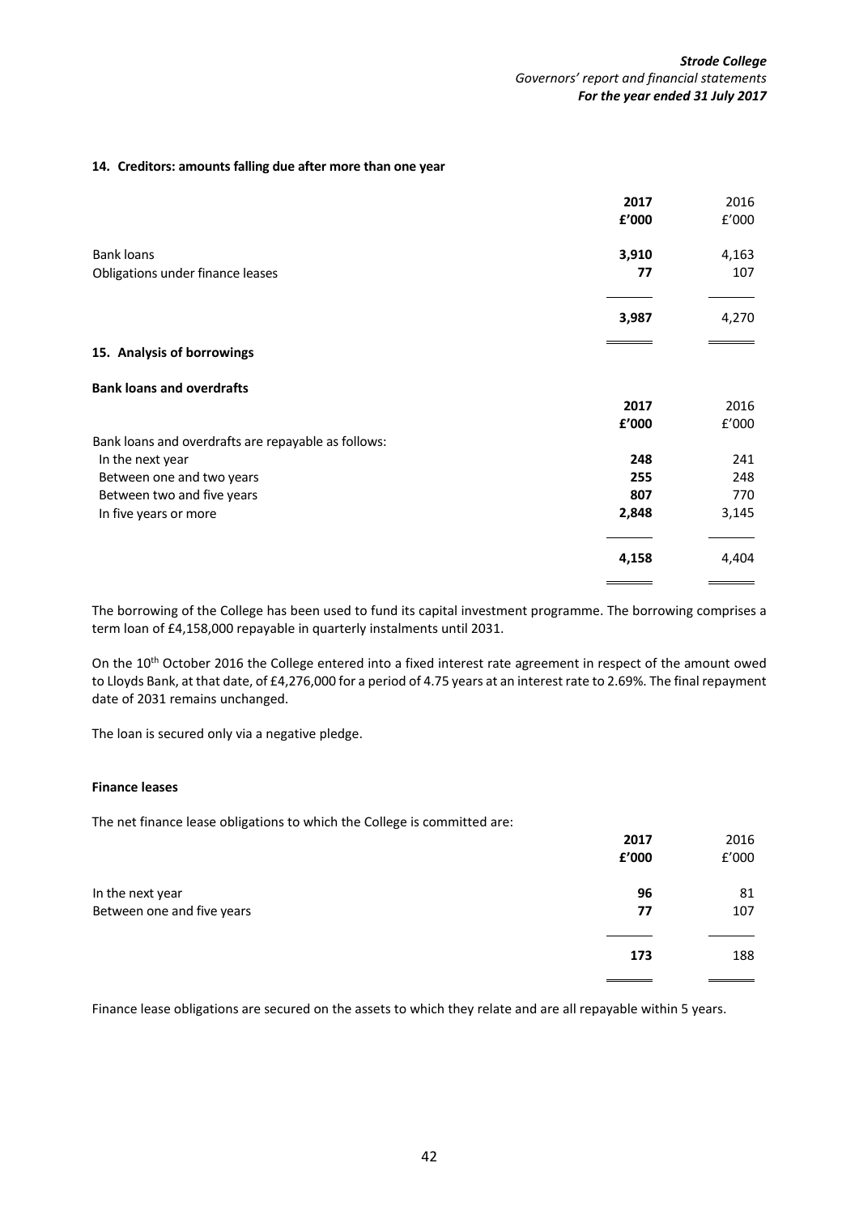### 14. Creditors: amounts falling due after more than one year

| | **2017** | 2016 |
|---|---|---|
| | **£'000** | £'000 |
| Bank loans | **3,910** | 4,163 |
| Obligations under finance leases | **77** | 107 |
| | **3,987** | 4,270 |

### 15. Analysis of borrowings

**Bank loans and overdrafts**

| | **2017** | 2016 |
|---|---|---|
| | **£'000** | £'000 |
| Bank loans and overdrafts are repayable as follows: | | |
| In the next year | **248** | 241 |
| Between one and two years | **255** | 248 |
| Between two and five years | **807** | 770 |
| In five years or more | **2,848** | 3,145 |
| | **4,158** | 4,404 |

The borrowing of the College has been used to fund its capital investment programme. The borrowing comprises a term loan of £4,158,000 repayable in quarterly instalments until 2031.

On the 10th October 2016 the College entered into a fixed interest rate agreement in respect of the amount owed to Lloyds Bank, at that date, of £4,276,000 for a period of 4.75 years at an interest rate to 2.69%. The final repayment date of 2031 remains unchanged.

The loan is secured only via a negative pledge.

**Finance leases**

The net finance lease obligations to which the College is committed are:

| | **2017** | 2016 |
|---|---|---|
| | **£'000** | £'000 |
| In the next year | **96** | 81 |
| Between one and five years | **77** | 107 |
| | **173** | 188 |

Finance lease obligations are secured on the assets to which they relate and are all repayable within 5 years.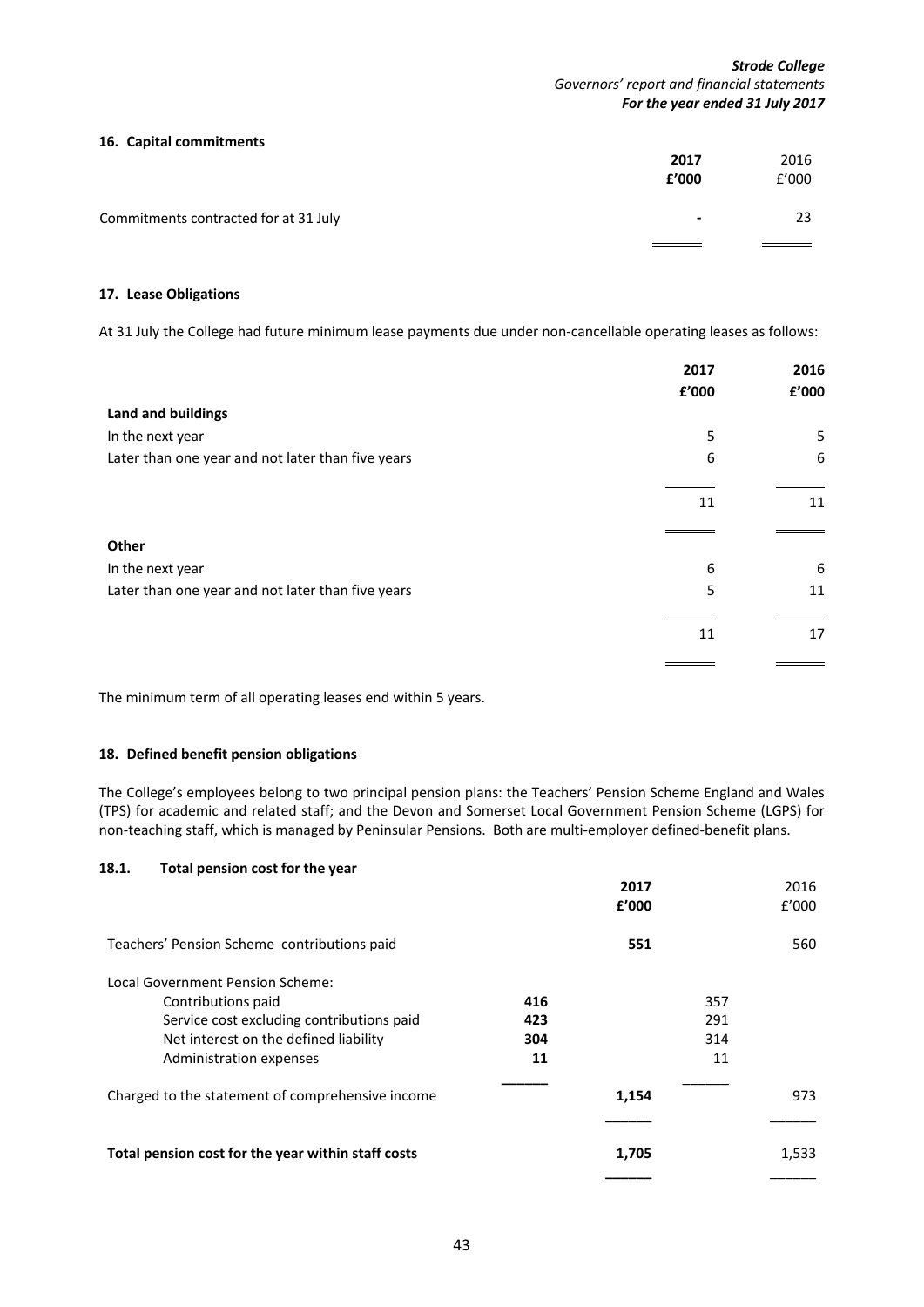## 16. Capital commitments

| | 2017 £'000 | 2016 £'000 |
|---|---|---|
| Commitments contracted for at 31 July | - | 23 |

## 17. Lease Obligations

At 31 July the College had future minimum lease payments due under non-cancellable operating leases as follows:

| | 2017 £'000 | 2016 £'000 |
|---|---|---|
| **Land and buildings** | | |
| In the next year | 5 | 5 |
| Later than one year and not later than five years | 6 | 6 |
| | 11 | 11 |
| **Other** | | |
| In the next year | 6 | 6 |
| Later than one year and not later than five years | 5 | 11 |
| | 11 | 17 |

The minimum term of all operating leases end within 5 years.

## 18. Defined benefit pension obligations

The College's employees belong to two principal pension plans: the Teachers' Pension Scheme England and Wales (TPS) for academic and related staff; and the Devon and Somerset Local Government Pension Scheme (LGPS) for non-teaching staff, which is managed by Peninsular Pensions. Both are multi-employer defined-benefit plans.

### 18.1. Total pension cost for the year

| | | 2017 £'000 | | 2016 £'000 |
|---|---|---|---|---|
| Teachers' Pension Scheme contributions paid | | 551 | | 560 |
| Local Government Pension Scheme: | | | | |
| Contributions paid | 416 | | 357 | |
| Service cost excluding contributions paid | 423 | | 291 | |
| Net interest on the defined liability | 304 | | 314 | |
| Administration expenses | 11 | | 11 | |
| Charged to the statement of comprehensive income | | 1,154 | | 973 |
| **Total pension cost for the year within staff costs** | | 1,705 | | 1,533 |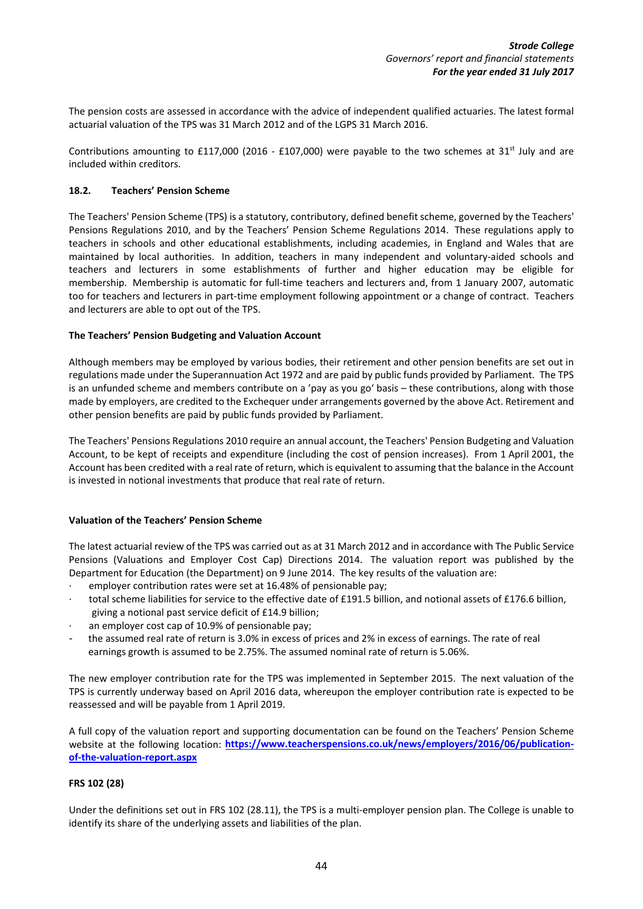The pension costs are assessed in accordance with the advice of independent qualified actuaries. The latest formal actuarial valuation of the TPS was 31 March 2012 and of the LGPS 31 March 2016.

Contributions amounting to £117,000 (2016 - £107,000) were payable to the two schemes at 31st July and are included within creditors.

### 18.2. Teachers' Pension Scheme

The Teachers' Pension Scheme (TPS) is a statutory, contributory, defined benefit scheme, governed by the Teachers' Pensions Regulations 2010, and by the Teachers' Pension Scheme Regulations 2014. These regulations apply to teachers in schools and other educational establishments, including academies, in England and Wales that are maintained by local authorities. In addition, teachers in many independent and voluntary-aided schools and teachers and lecturers in some establishments of further and higher education may be eligible for membership. Membership is automatic for full-time teachers and lecturers and, from 1 January 2007, automatic too for teachers and lecturers in part-time employment following appointment or a change of contract. Teachers and lecturers are able to opt out of the TPS.

**The Teachers' Pension Budgeting and Valuation Account**

Although members may be employed by various bodies, their retirement and other pension benefits are set out in regulations made under the Superannuation Act 1972 and are paid by public funds provided by Parliament. The TPS is an unfunded scheme and members contribute on a 'pay as you go' basis – these contributions, along with those made by employers, are credited to the Exchequer under arrangements governed by the above Act. Retirement and other pension benefits are paid by public funds provided by Parliament.

The Teachers' Pensions Regulations 2010 require an annual account, the Teachers' Pension Budgeting and Valuation Account, to be kept of receipts and expenditure (including the cost of pension increases). From 1 April 2001, the Account has been credited with a real rate of return, which is equivalent to assuming that the balance in the Account is invested in notional investments that produce that real rate of return.

**Valuation of the Teachers' Pension Scheme**

The latest actuarial review of the TPS was carried out as at 31 March 2012 and in accordance with The Public Service Pensions (Valuations and Employer Cost Cap) Directions 2014. The valuation report was published by the Department for Education (the Department) on 9 June 2014. The key results of the valuation are:

- employer contribution rates were set at 16.48% of pensionable pay;
- total scheme liabilities for service to the effective date of £191.5 billion, and notional assets of £176.6 billion, giving a notional past service deficit of £14.9 billion;
- an employer cost cap of 10.9% of pensionable pay;
- the assumed real rate of return is 3.0% in excess of prices and 2% in excess of earnings. The rate of real earnings growth is assumed to be 2.75%. The assumed nominal rate of return is 5.06%.

The new employer contribution rate for the TPS was implemented in September 2015. The next valuation of the TPS is currently underway based on April 2016 data, whereupon the employer contribution rate is expected to be reassessed and will be payable from 1 April 2019.

A full copy of the valuation report and supporting documentation can be found on the Teachers' Pension Scheme website at the following location: **https://www.teacherspensions.co.uk/news/employers/2016/06/publication-of-the-valuation-report.aspx**

**FRS 102 (28)**

Under the definitions set out in FRS 102 (28.11), the TPS is a multi-employer pension plan. The College is unable to identify its share of the underlying assets and liabilities of the plan.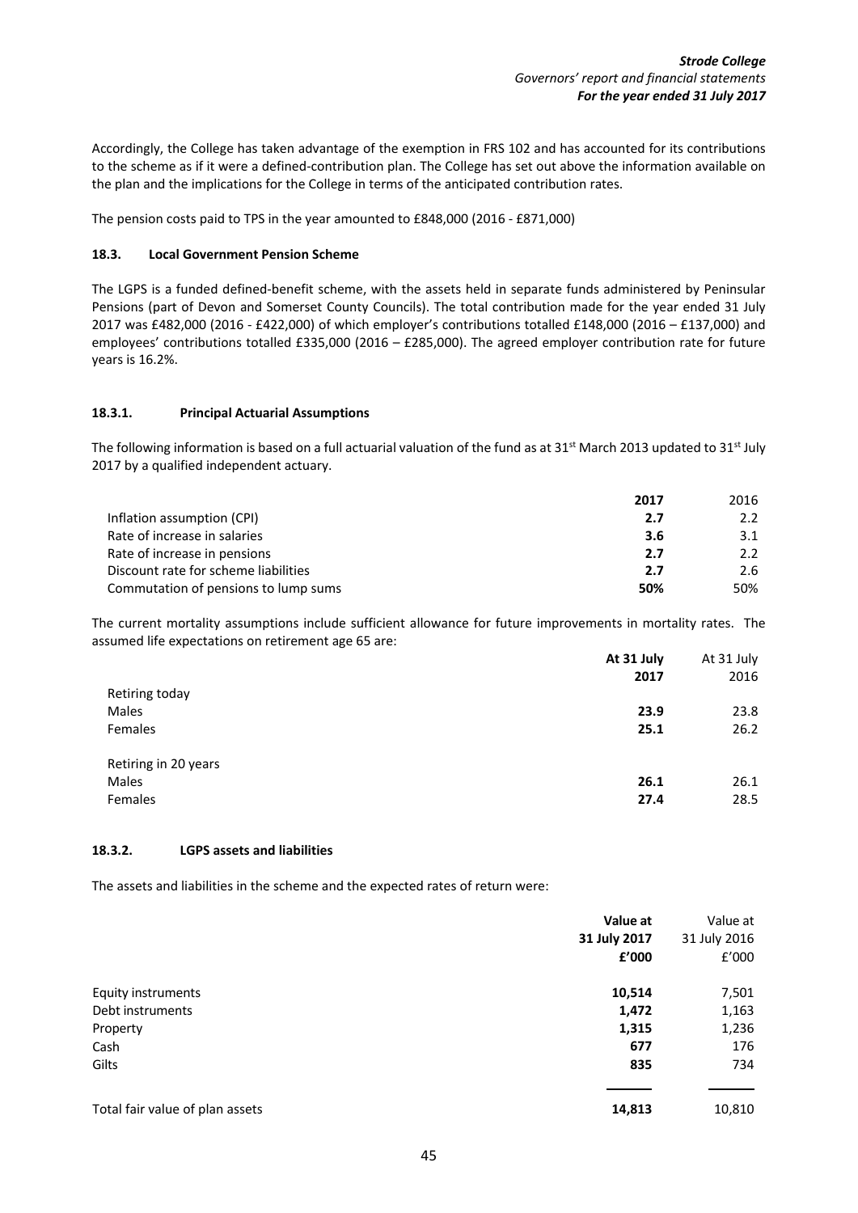Accordingly, the College has taken advantage of the exemption in FRS 102 and has accounted for its contributions to the scheme as if it were a defined-contribution plan. The College has set out above the information available on the plan and the implications for the College in terms of the anticipated contribution rates.

The pension costs paid to TPS in the year amounted to £848,000 (2016 - £871,000)

### 18.3. Local Government Pension Scheme

The LGPS is a funded defined-benefit scheme, with the assets held in separate funds administered by Peninsular Pensions (part of Devon and Somerset County Councils). The total contribution made for the year ended 31 July 2017 was £482,000 (2016 - £422,000) of which employer's contributions totalled £148,000 (2016 – £137,000) and employees' contributions totalled £335,000 (2016 – £285,000). The agreed employer contribution rate for future years is 16.2%.

#### 18.3.1. Principal Actuarial Assumptions

The following information is based on a full actuarial valuation of the fund as at 31st March 2013 updated to 31st July 2017 by a qualified independent actuary.

| | **2017** | 2016 |
|---|---|---|
| Inflation assumption (CPI) | **2.7** | 2.2 |
| Rate of increase in salaries | **3.6** | 3.1 |
| Rate of increase in pensions | **2.7** | 2.2 |
| Discount rate for scheme liabilities | **2.7** | 2.6 |
| Commutation of pensions to lump sums | **50%** | 50% |

The current mortality assumptions include sufficient allowance for future improvements in mortality rates. The assumed life expectations on retirement age 65 are:

| | **At 31 July 2017** | At 31 July 2016 |
|---|---|---|
| Retiring today | | |
| Males | **23.9** | 23.8 |
| Females | **25.1** | 26.2 |
| Retiring in 20 years | | |
| Males | **26.1** | 26.1 |
| Females | **27.4** | 28.5 |

#### 18.3.2. LGPS assets and liabilities

The assets and liabilities in the scheme and the expected rates of return were:

| | **Value at 31 July 2017 £'000** | Value at 31 July 2016 £'000 |
|---|---|---|
| Equity instruments | **10,514** | 7,501 |
| Debt instruments | **1,472** | 1,163 |
| Property | **1,315** | 1,236 |
| Cash | **677** | 176 |
| Gilts | **835** | 734 |
| Total fair value of plan assets | **14,813** | 10,810 |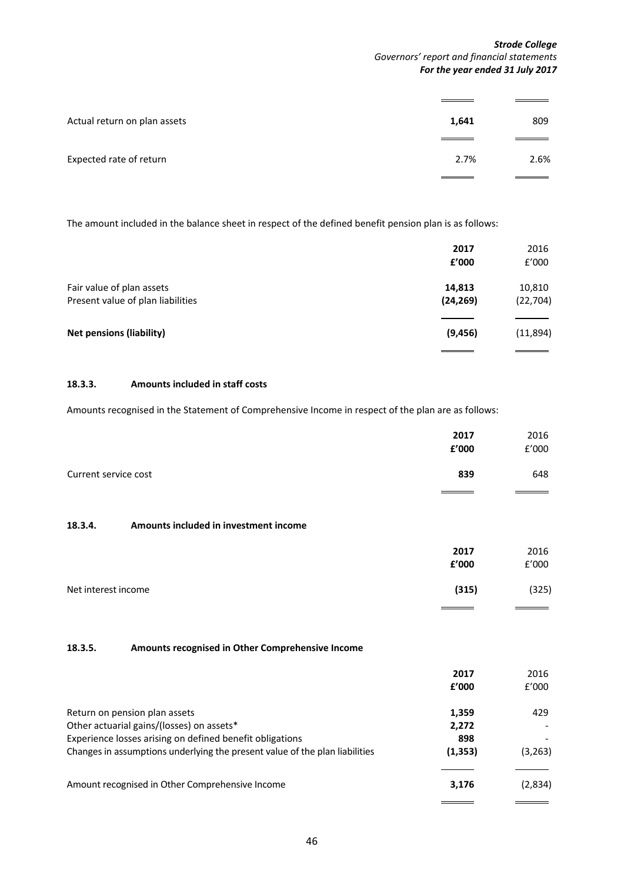| | | |
|---|---|---|
| Actual return on plan assets | **1,641** | 809 |
| Expected rate of return | 2.7% | 2.6% |

The amount included in the balance sheet in respect of the defined benefit pension plan is as follows:

| | **2017** | 2016 |
|---|---|---|
| | **£'000** | £'000 |
| Fair value of plan assets | **14,813** | 10,810 |
| Present value of plan liabilities | **(24,269)** | (22,704) |
| **Net pensions (liability)** | **(9,456)** | (11,894) |

#### 18.3.3. Amounts included in staff costs

Amounts recognised in the Statement of Comprehensive Income in respect of the plan are as follows:

| | **2017** | 2016 |
|---|---|---|
| | **£'000** | £'000 |
| Current service cost | **839** | 648 |

#### 18.3.4. Amounts included in investment income

| | **2017** | 2016 |
|---|---|---|
| | **£'000** | £'000 |
| Net interest income | **(315)** | (325) |

#### 18.3.5. Amounts recognised in Other Comprehensive Income

| | **2017** | 2016 |
|---|---|---|
| | **£'000** | £'000 |
| Return on pension plan assets | **1,359** | 429 |
| Other actuarial gains/(losses) on assets* | **2,272** | - |
| Experience losses arising on defined benefit obligations | **898** | - |
| Changes in assumptions underlying the present value of the plan liabilities | **(1,353)** | (3,263) |
| Amount recognised in Other Comprehensive Income | **3,176** | (2,834) |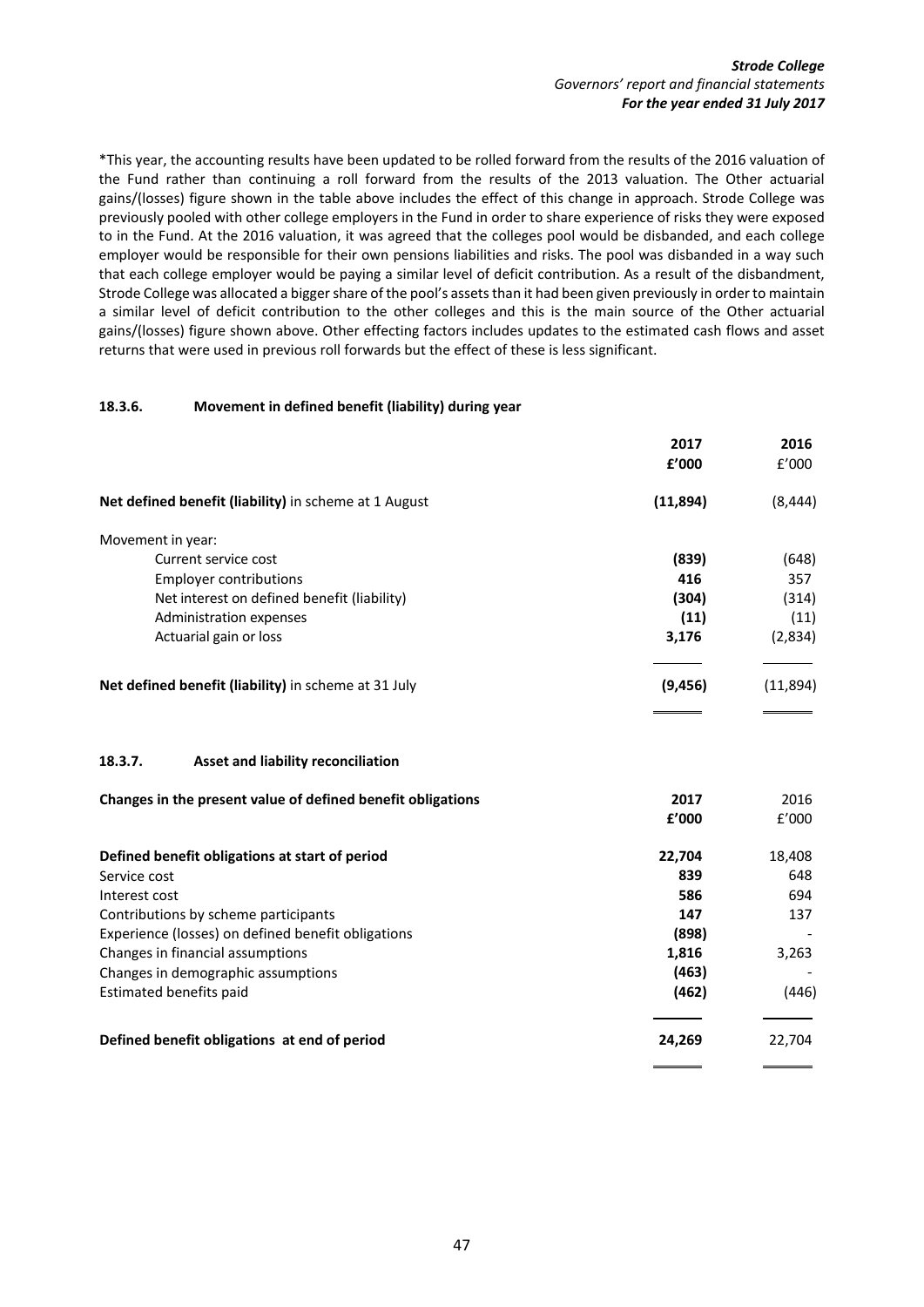*This year, the accounting results have been updated to be rolled forward from the results of the 2016 valuation of the Fund rather than continuing a roll forward from the results of the 2013 valuation. The Other actuarial gains/(losses) figure shown in the table above includes the effect of this change in approach. Strode College was previously pooled with other college employers in the Fund in order to share experience of risks they were exposed to in the Fund. At the 2016 valuation, it was agreed that the colleges pool would be disbanded, and each college employer would be responsible for their own pensions liabilities and risks. The pool was disbanded in a way such that each college employer would be paying a similar level of deficit contribution. As a result of the disbandment, Strode College was allocated a bigger share of the pool's assets than it had been given previously in order to maintain a similar level of deficit contribution to the other colleges and this is the main source of the Other actuarial gains/(losses) figure shown above. Other effecting factors includes updates to the estimated cash flows and asset returns that were used in previous roll forwards but the effect of these is less significant.

#### 18.3.6. Movement in defined benefit (liability) during year

| | 2017 £'000 | 2016 £'000 |
|---|---|---|
| **Net defined benefit (liability)** in scheme at 1 August | **(11,894)** | (8,444) |
| Movement in year: | | |
| Current service cost | **(839)** | (648) |
| Employer contributions | **416** | 357 |
| Net interest on defined benefit (liability) | **(304)** | (314) |
| Administration expenses | **(11)** | (11) |
| Actuarial gain or loss | **3,176** | (2,834) |
| **Net defined benefit (liability)** in scheme at 31 July | **(9,456)** | (11,894) |

#### 18.3.7. Asset and liability reconciliation

| **Changes in the present value of defined benefit obligations** | 2017 £'000 | 2016 £'000 |
|---|---|---|
| **Defined benefit obligations at start of period** | **22,704** | 18,408 |
| Service cost | **839** | 648 |
| Interest cost | **586** | 694 |
| Contributions by scheme participants | **147** | 137 |
| Experience (losses) on defined benefit obligations | **(898)** | - |
| Changes in financial assumptions | **1,816** | 3,263 |
| Changes in demographic assumptions | **(463)** | - |
| Estimated benefits paid | **(462)** | (446) |
| **Defined benefit obligations at end of period** | **24,269** | 22,704 |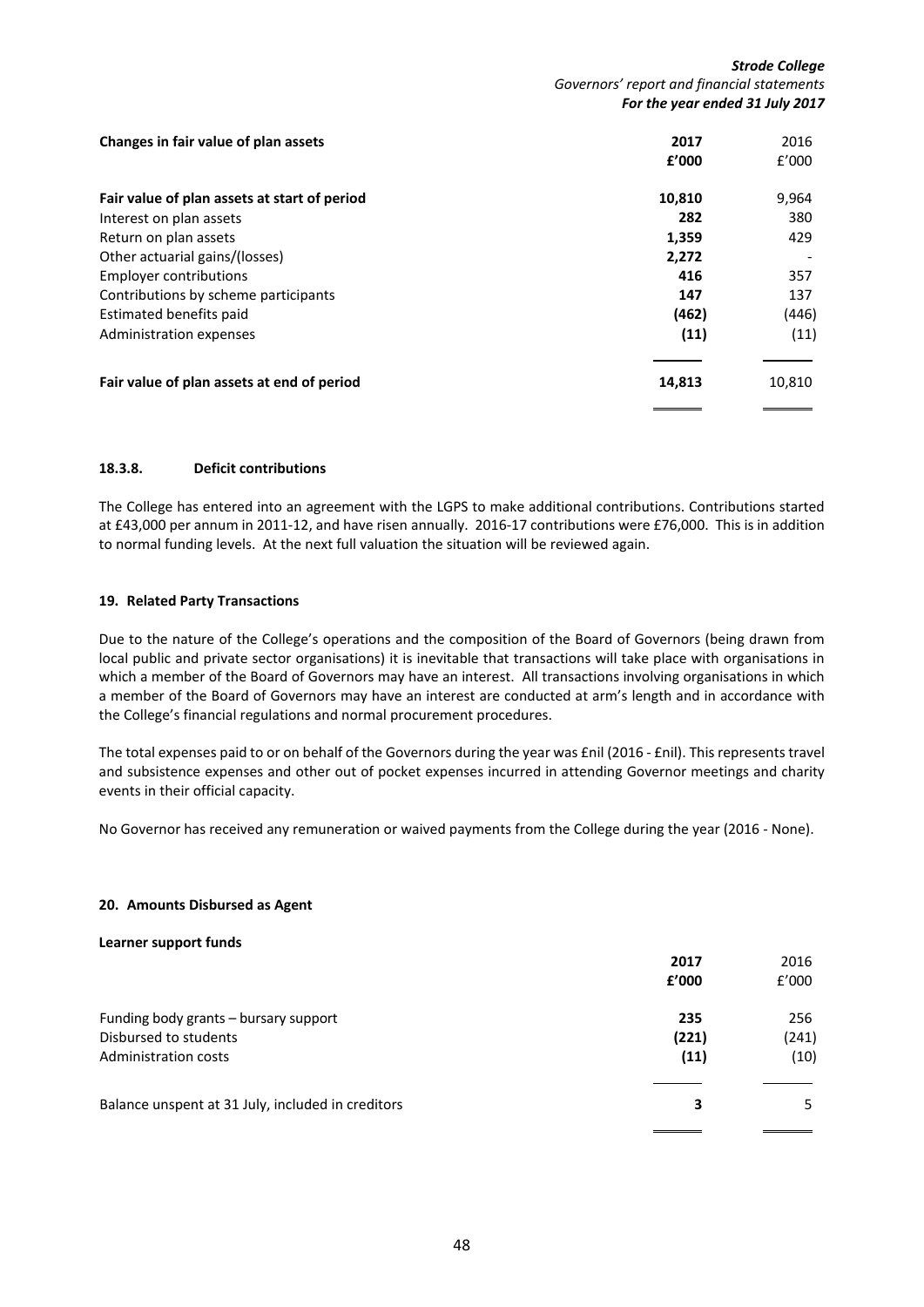| Changes in fair value of plan assets | 2017<br>£'000 | 2016<br>£'000 |
|---|---|---|
| **Fair value of plan assets at start of period** | **10,810** | 9,964 |
| Interest on plan assets | **282** | 380 |
| Return on plan assets | **1,359** | 429 |
| Other actuarial gains/(losses) | **2,272** | - |
| Employer contributions | **416** | 357 |
| Contributions by scheme participants | **147** | 137 |
| Estimated benefits paid | **(462)** | (446) |
| Administration expenses | **(11)** | (11) |
| **Fair value of plan assets at end of period** | **14,813** | 10,810 |

#### 18.3.8. Deficit contributions

The College has entered into an agreement with the LGPS to make additional contributions. Contributions started at £43,000 per annum in 2011-12, and have risen annually. 2016-17 contributions were £76,000. This is in addition to normal funding levels. At the next full valuation the situation will be reviewed again.

### 19. Related Party Transactions

Due to the nature of the College's operations and the composition of the Board of Governors (being drawn from local public and private sector organisations) it is inevitable that transactions will take place with organisations in which a member of the Board of Governors may have an interest. All transactions involving organisations in which a member of the Board of Governors may have an interest are conducted at arm's length and in accordance with the College's financial regulations and normal procurement procedures.

The total expenses paid to or on behalf of the Governors during the year was £nil (2016 - £nil). This represents travel and subsistence expenses and other out of pocket expenses incurred in attending Governor meetings and charity events in their official capacity.

No Governor has received any remuneration or waived payments from the College during the year (2016 - None).

### 20. Amounts Disbursed as Agent

**Learner support funds**

| | 2017<br>£'000 | 2016<br>£'000 |
|---|---|---|
| Funding body grants – bursary support | **235** | 256 |
| Disbursed to students | **(221)** | (241) |
| Administration costs | **(11)** | (10) |
| Balance unspent at 31 July, included in creditors | **3** | 5 |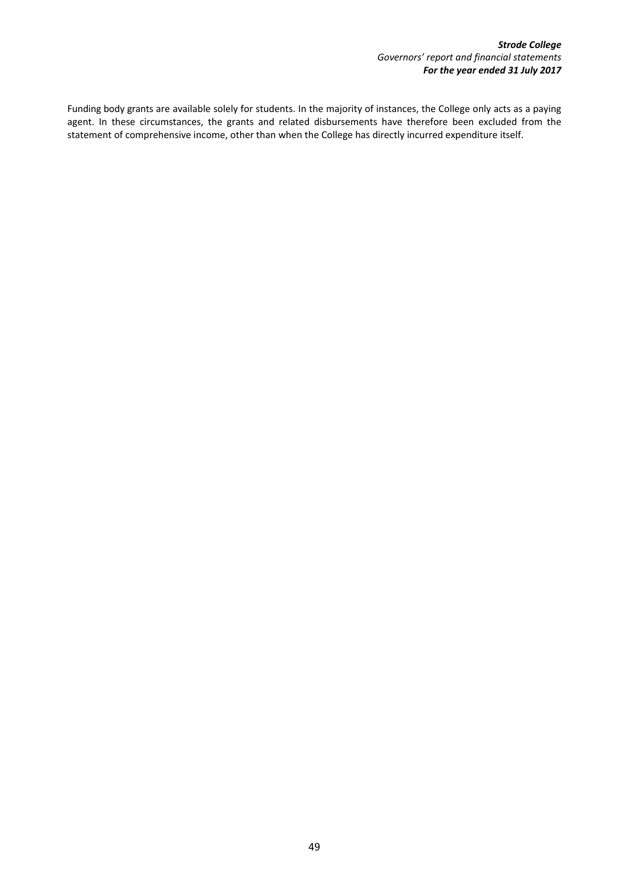Funding body grants are available solely for students. In the majority of instances, the College only acts as a paying agent. In these circumstances, the grants and related disbursements have therefore been excluded from the statement of comprehensive income, other than when the College has directly incurred expenditure itself.